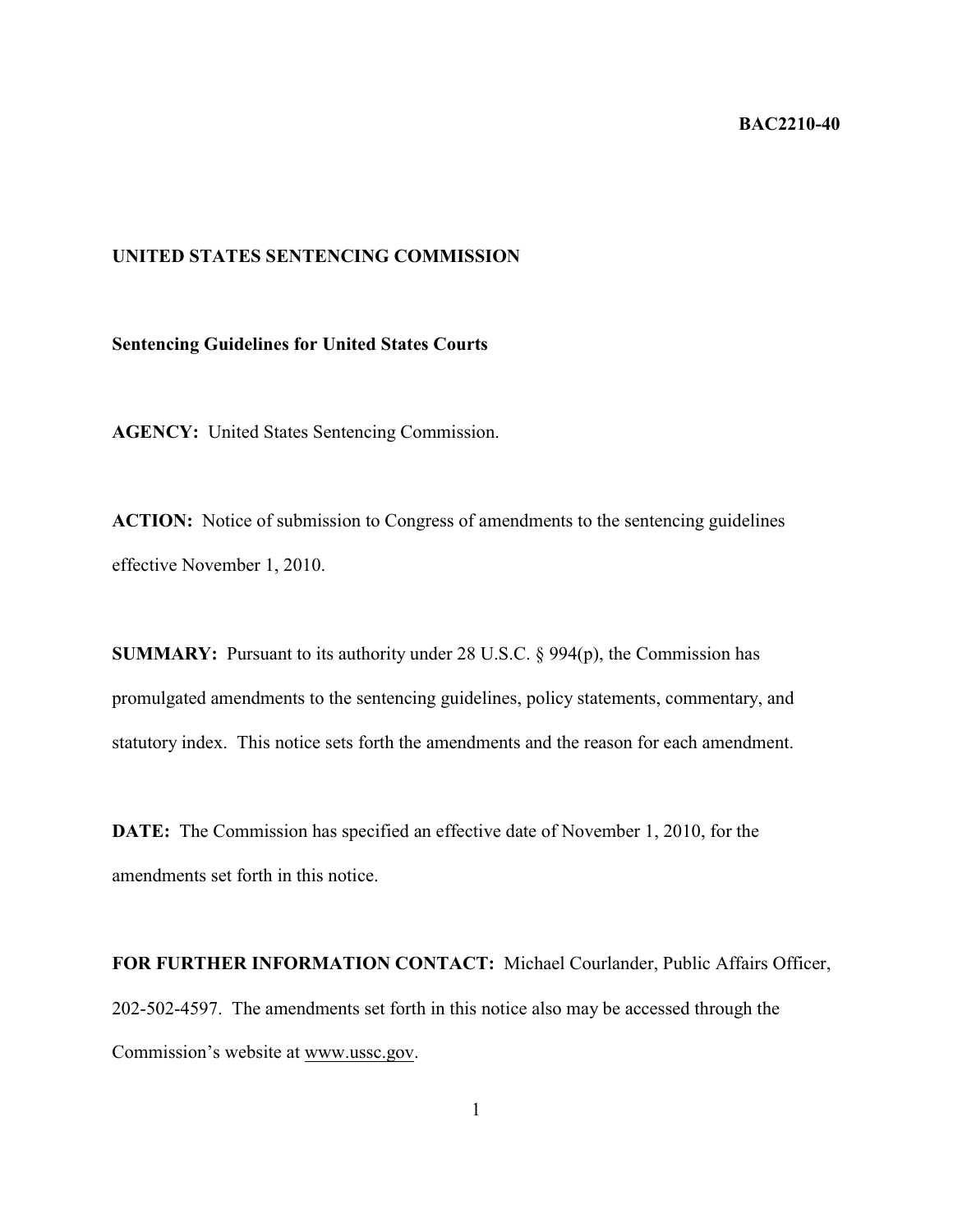**BAC2210-40**

**UNITED STATES SENTENCING COMMISSION**

**Sentencing Guidelines for United States Courts**

**AGENCY:** United States Sentencing Commission.

**ACTION:** Notice of submission to Congress of amendments to the sentencing guidelines effective November 1, 2010.

**SUMMARY:** Pursuant to its authority under 28 U.S.C. § 994(p), the Commission has promulgated amendments to the sentencing guidelines, policy statements, commentary, and statutory index. This notice sets forth the amendments and the reason for each amendment.

**DATE:** The Commission has specified an effective date of November 1, 2010, for the amendments set forth in this notice.

**FOR FURTHER INFORMATION CONTACT:** Michael Courlander, Public Affairs Officer, 202-502-4597. The amendments set forth in this notice also may be accessed through the Commission's website at www.ussc.gov.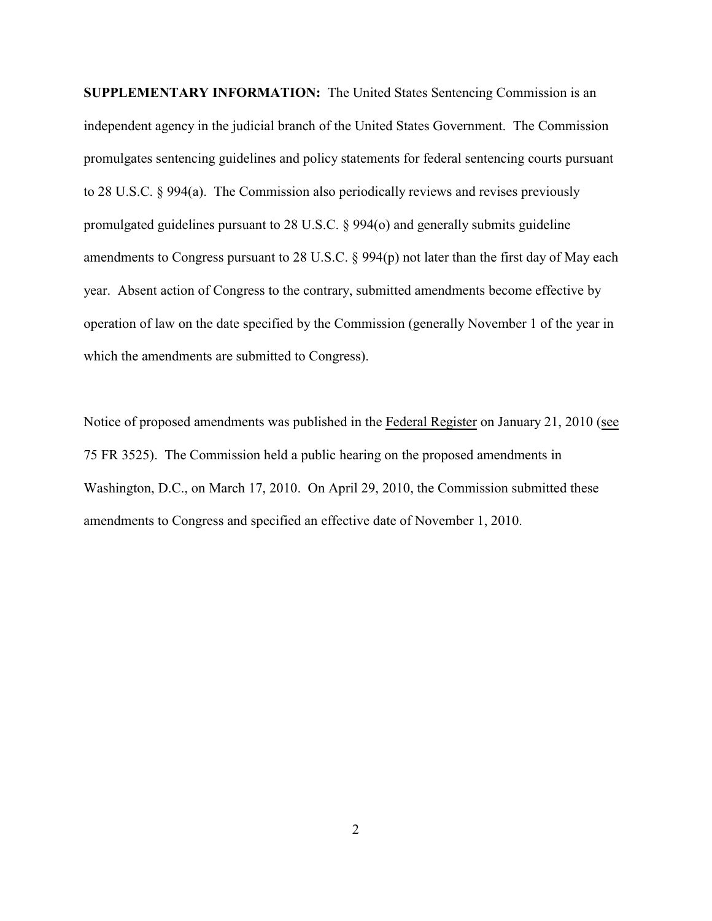**SUPPLEMENTARY INFORMATION:** The United States Sentencing Commission is an independent agency in the judicial branch of the United States Government. The Commission promulgates sentencing guidelines and policy statements for federal sentencing courts pursuant to 28 U.S.C. § 994(a). The Commission also periodically reviews and revises previously promulgated guidelines pursuant to 28 U.S.C. § 994(o) and generally submits guideline amendments to Congress pursuant to 28 U.S.C. § 994(p) not later than the first day of May each year. Absent action of Congress to the contrary, submitted amendments become effective by operation of law on the date specified by the Commission (generally November 1 of the year in which the amendments are submitted to Congress).

Notice of proposed amendments was published in the Federal Register on January 21, 2010 (see 75 FR 3525). The Commission held a public hearing on the proposed amendments in Washington, D.C., on March 17, 2010. On April 29, 2010, the Commission submitted these amendments to Congress and specified an effective date of November 1, 2010.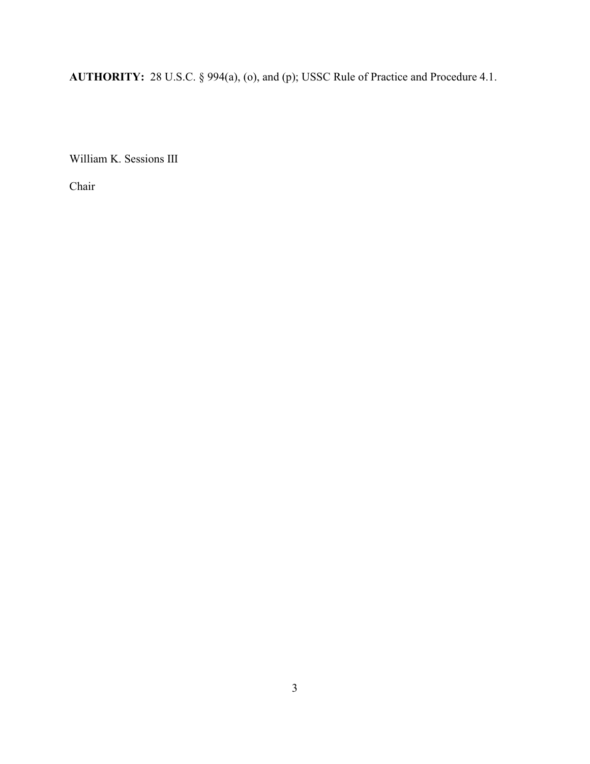**AUTHORITY:** 28 U.S.C. § 994(a), (o), and (p); USSC Rule of Practice and Procedure 4.1.

William K. Sessions III

Chair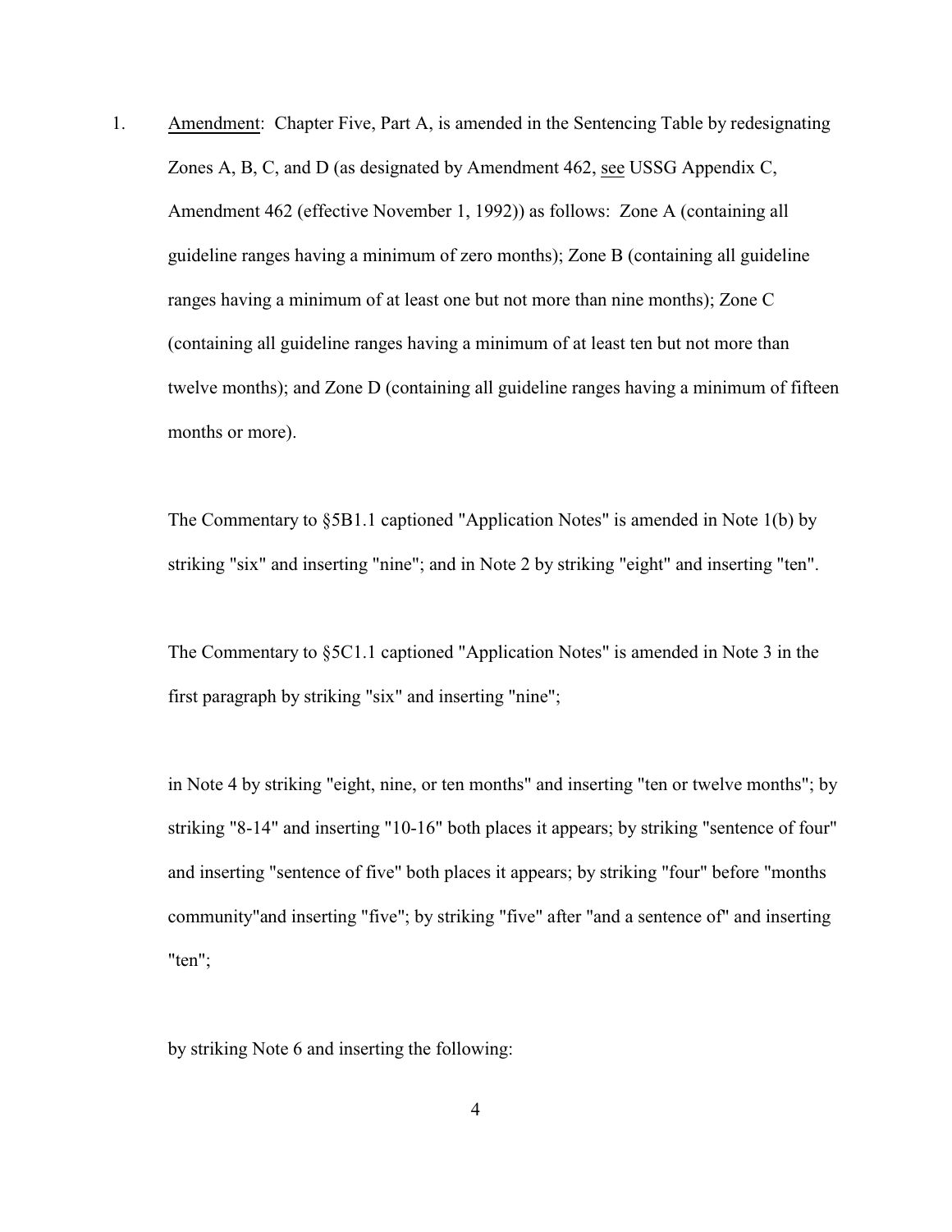1. Amendment: Chapter Five, Part A, is amended in the Sentencing Table by redesignating Zones A, B, C, and D (as designated by Amendment 462, see USSG Appendix C, Amendment 462 (effective November 1, 1992)) as follows: Zone A (containing all guideline ranges having a minimum of zero months); Zone B (containing all guideline ranges having a minimum of at least one but not more than nine months); Zone C (containing all guideline ranges having a minimum of at least ten but not more than twelve months); and Zone D (containing all guideline ranges having a minimum of fifteen months or more).

   The Commentary to §5B1.1 captioned "Application Notes" is amended in Note 1(b) by striking "six" and inserting "nine"; and in Note 2 by striking "eight" and inserting "ten".

   The Commentary to §5C1.1 captioned "Application Notes" is amended in Note 3 in the first paragraph by striking "six" and inserting "nine";

   in Note 4 by striking "eight, nine, or ten months" and inserting "ten or twelve months"; by striking "8-14" and inserting "10-16" both places it appears; by striking "sentence of four" and inserting "sentence of five" both places it appears; by striking "four" before "months community"and inserting "five"; by striking "five" after "and a sentence of" and inserting "ten";

   by striking Note 6 and inserting the following: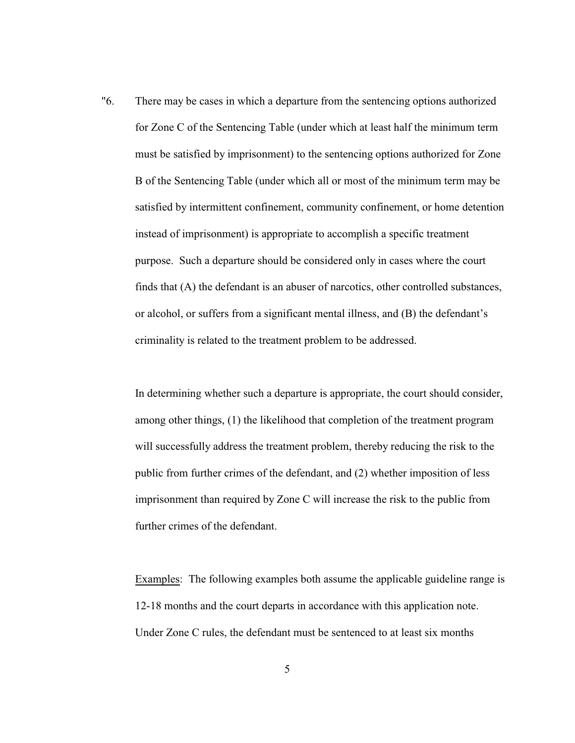"6. There may be cases in which a departure from the sentencing options authorized for Zone C of the Sentencing Table (under which at least half the minimum term must be satisfied by imprisonment) to the sentencing options authorized for Zone B of the Sentencing Table (under which all or most of the minimum term may be satisfied by intermittent confinement, community confinement, or home detention instead of imprisonment) is appropriate to accomplish a specific treatment purpose. Such a departure should be considered only in cases where the court finds that (A) the defendant is an abuser of narcotics, other controlled substances, or alcohol, or suffers from a significant mental illness, and (B) the defendant's criminality is related to the treatment problem to be addressed.

In determining whether such a departure is appropriate, the court should consider, among other things, (1) the likelihood that completion of the treatment program will successfully address the treatment problem, thereby reducing the risk to the public from further crimes of the defendant, and (2) whether imposition of less imprisonment than required by Zone C will increase the risk to the public from further crimes of the defendant.

Examples: The following examples both assume the applicable guideline range is 12-18 months and the court departs in accordance with this application note. Under Zone C rules, the defendant must be sentenced to at least six months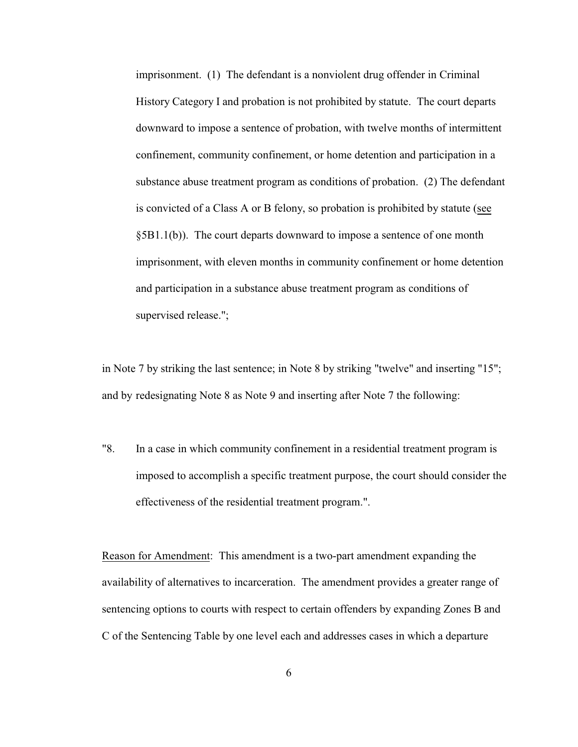imprisonment. (1) The defendant is a nonviolent drug offender in Criminal History Category I and probation is not prohibited by statute. The court departs downward to impose a sentence of probation, with twelve months of intermittent confinement, community confinement, or home detention and participation in a substance abuse treatment program as conditions of probation. (2) The defendant is convicted of a Class A or B felony, so probation is prohibited by statute (see §5B1.1(b)). The court departs downward to impose a sentence of one month imprisonment, with eleven months in community confinement or home detention and participation in a substance abuse treatment program as conditions of supervised release.";

in Note 7 by striking the last sentence; in Note 8 by striking "twelve" and inserting "15"; and by redesignating Note 8 as Note 9 and inserting after Note 7 the following:

"8. In a case in which community confinement in a residential treatment program is imposed to accomplish a specific treatment purpose, the court should consider the effectiveness of the residential treatment program.".

Reason for Amendment: This amendment is a two-part amendment expanding the availability of alternatives to incarceration. The amendment provides a greater range of sentencing options to courts with respect to certain offenders by expanding Zones B and C of the Sentencing Table by one level each and addresses cases in which a departure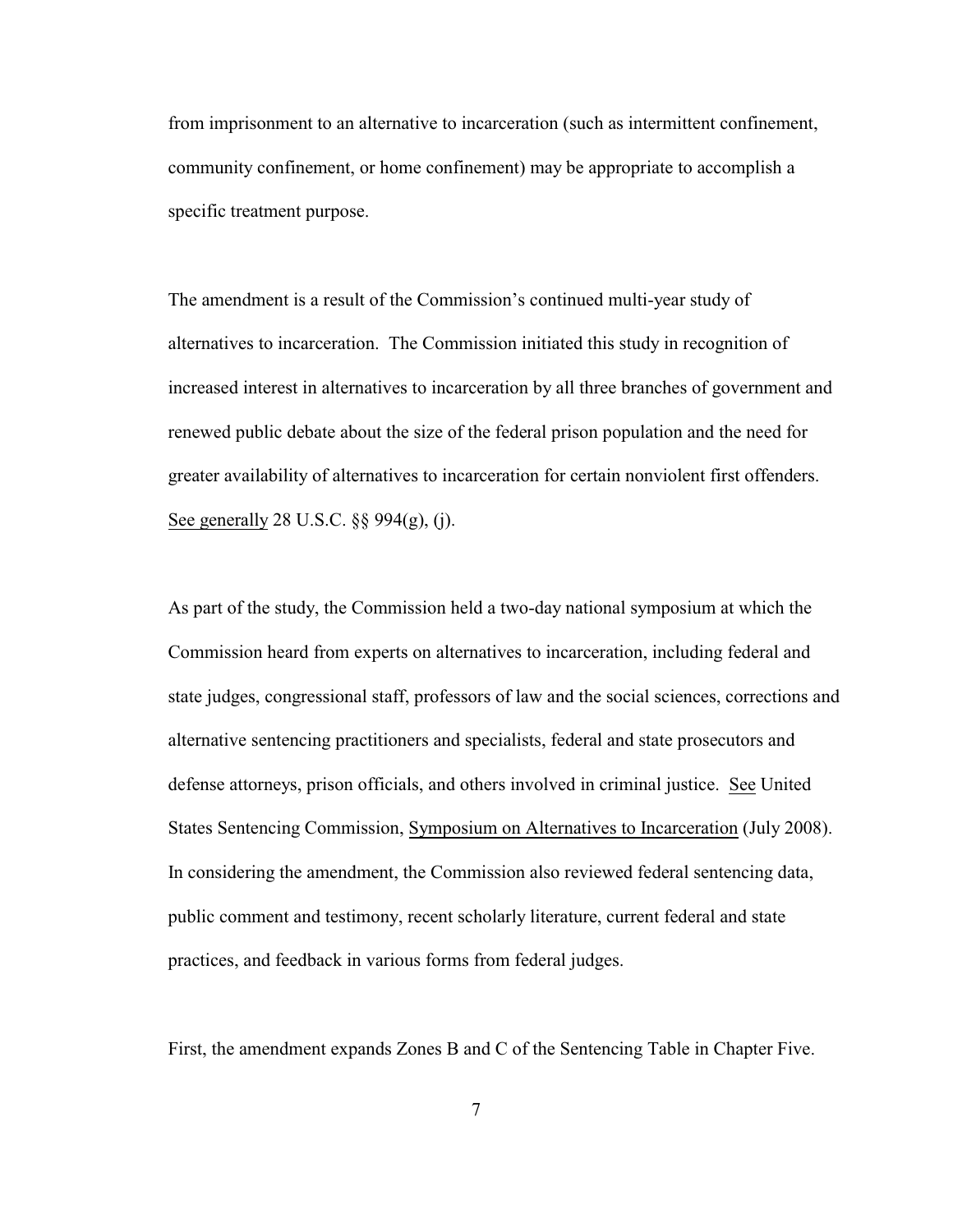from imprisonment to an alternative to incarceration (such as intermittent confinement, community confinement, or home confinement) may be appropriate to accomplish a specific treatment purpose.

The amendment is a result of the Commission's continued multi-year study of alternatives to incarceration. The Commission initiated this study in recognition of increased interest in alternatives to incarceration by all three branches of government and renewed public debate about the size of the federal prison population and the need for greater availability of alternatives to incarceration for certain nonviolent first offenders. See generally 28 U.S.C. §§ 994(g), (j).

As part of the study, the Commission held a two-day national symposium at which the Commission heard from experts on alternatives to incarceration, including federal and state judges, congressional staff, professors of law and the social sciences, corrections and alternative sentencing practitioners and specialists, federal and state prosecutors and defense attorneys, prison officials, and others involved in criminal justice. See United States Sentencing Commission, Symposium on Alternatives to Incarceration (July 2008). In considering the amendment, the Commission also reviewed federal sentencing data, public comment and testimony, recent scholarly literature, current federal and state practices, and feedback in various forms from federal judges.

First, the amendment expands Zones B and C of the Sentencing Table in Chapter Five.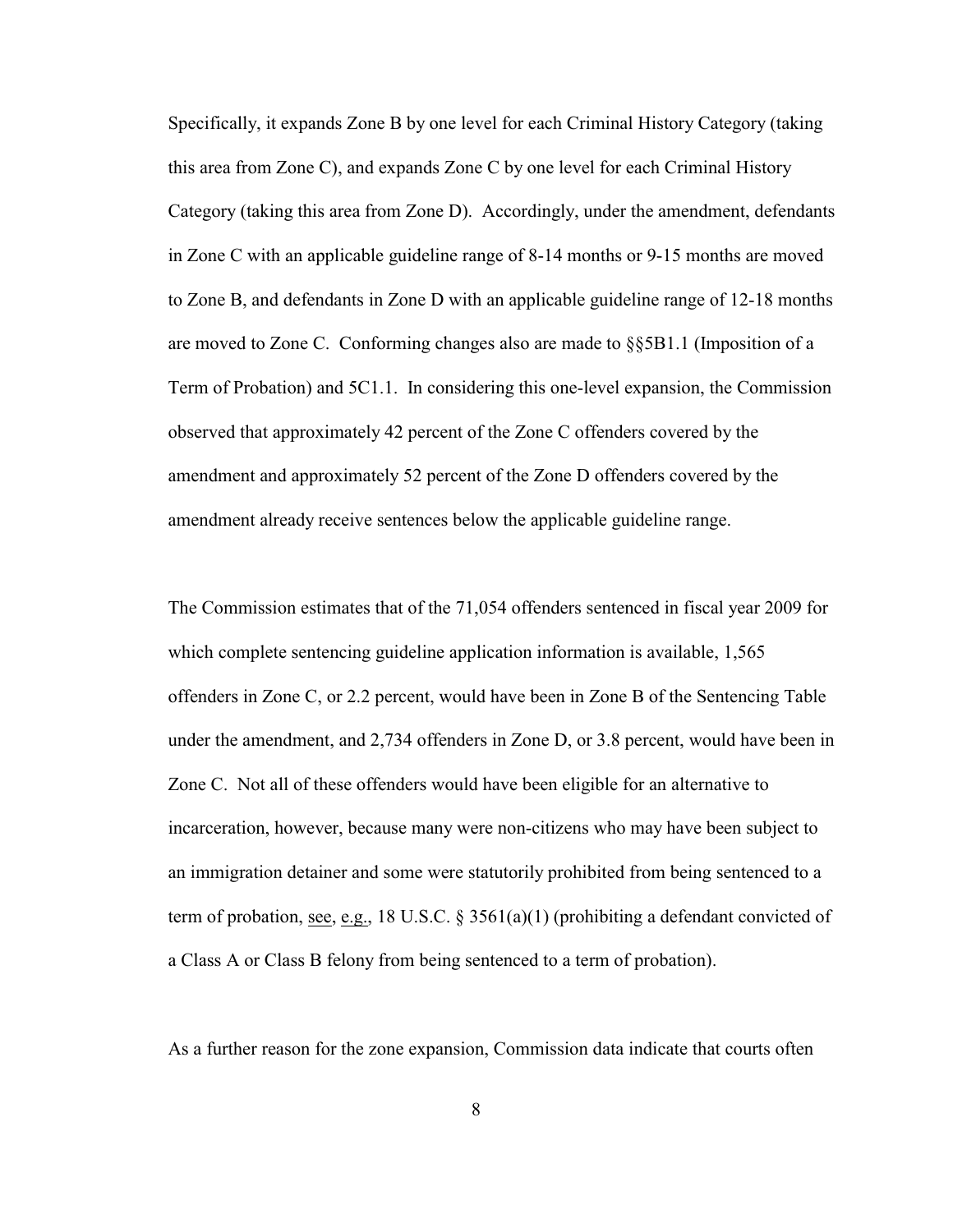Specifically, it expands Zone B by one level for each Criminal History Category (taking this area from Zone C), and expands Zone C by one level for each Criminal History Category (taking this area from Zone D). Accordingly, under the amendment, defendants in Zone C with an applicable guideline range of 8-14 months or 9-15 months are moved to Zone B, and defendants in Zone D with an applicable guideline range of 12-18 months are moved to Zone C. Conforming changes also are made to §§5B1.1 (Imposition of a Term of Probation) and 5C1.1. In considering this one-level expansion, the Commission observed that approximately 42 percent of the Zone C offenders covered by the amendment and approximately 52 percent of the Zone D offenders covered by the amendment already receive sentences below the applicable guideline range.

The Commission estimates that of the 71,054 offenders sentenced in fiscal year 2009 for which complete sentencing guideline application information is available, 1,565 offenders in Zone C, or 2.2 percent, would have been in Zone B of the Sentencing Table under the amendment, and 2,734 offenders in Zone D, or 3.8 percent, would have been in Zone C. Not all of these offenders would have been eligible for an alternative to incarceration, however, because many were non-citizens who may have been subject to an immigration detainer and some were statutorily prohibited from being sentenced to a term of probation, see, e.g., 18 U.S.C. § 3561(a)(1) (prohibiting a defendant convicted of a Class A or Class B felony from being sentenced to a term of probation).

As a further reason for the zone expansion, Commission data indicate that courts often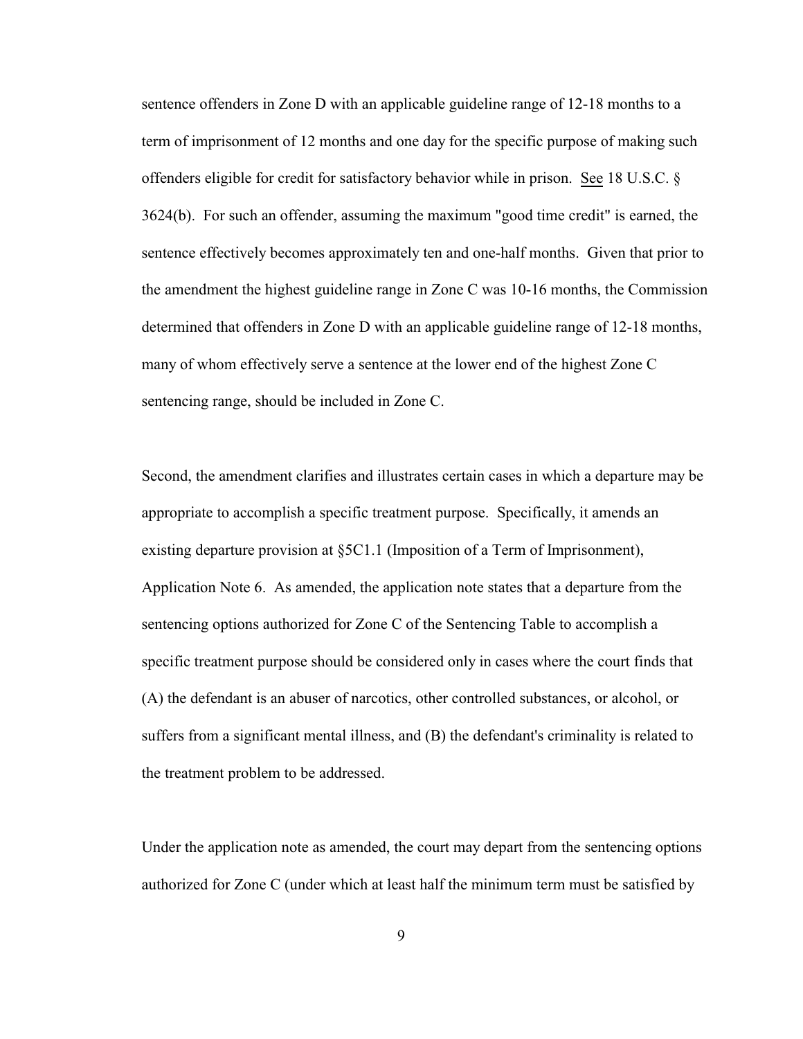sentence offenders in Zone D with an applicable guideline range of 12-18 months to a term of imprisonment of 12 months and one day for the specific purpose of making such offenders eligible for credit for satisfactory behavior while in prison. See 18 U.S.C. § 3624(b). For such an offender, assuming the maximum "good time credit" is earned, the sentence effectively becomes approximately ten and one-half months. Given that prior to the amendment the highest guideline range in Zone C was 10-16 months, the Commission determined that offenders in Zone D with an applicable guideline range of 12-18 months, many of whom effectively serve a sentence at the lower end of the highest Zone C sentencing range, should be included in Zone C.

Second, the amendment clarifies and illustrates certain cases in which a departure may be appropriate to accomplish a specific treatment purpose. Specifically, it amends an existing departure provision at §5C1.1 (Imposition of a Term of Imprisonment), Application Note 6. As amended, the application note states that a departure from the sentencing options authorized for Zone C of the Sentencing Table to accomplish a specific treatment purpose should be considered only in cases where the court finds that (A) the defendant is an abuser of narcotics, other controlled substances, or alcohol, or suffers from a significant mental illness, and (B) the defendant's criminality is related to the treatment problem to be addressed.

Under the application note as amended, the court may depart from the sentencing options authorized for Zone C (under which at least half the minimum term must be satisfied by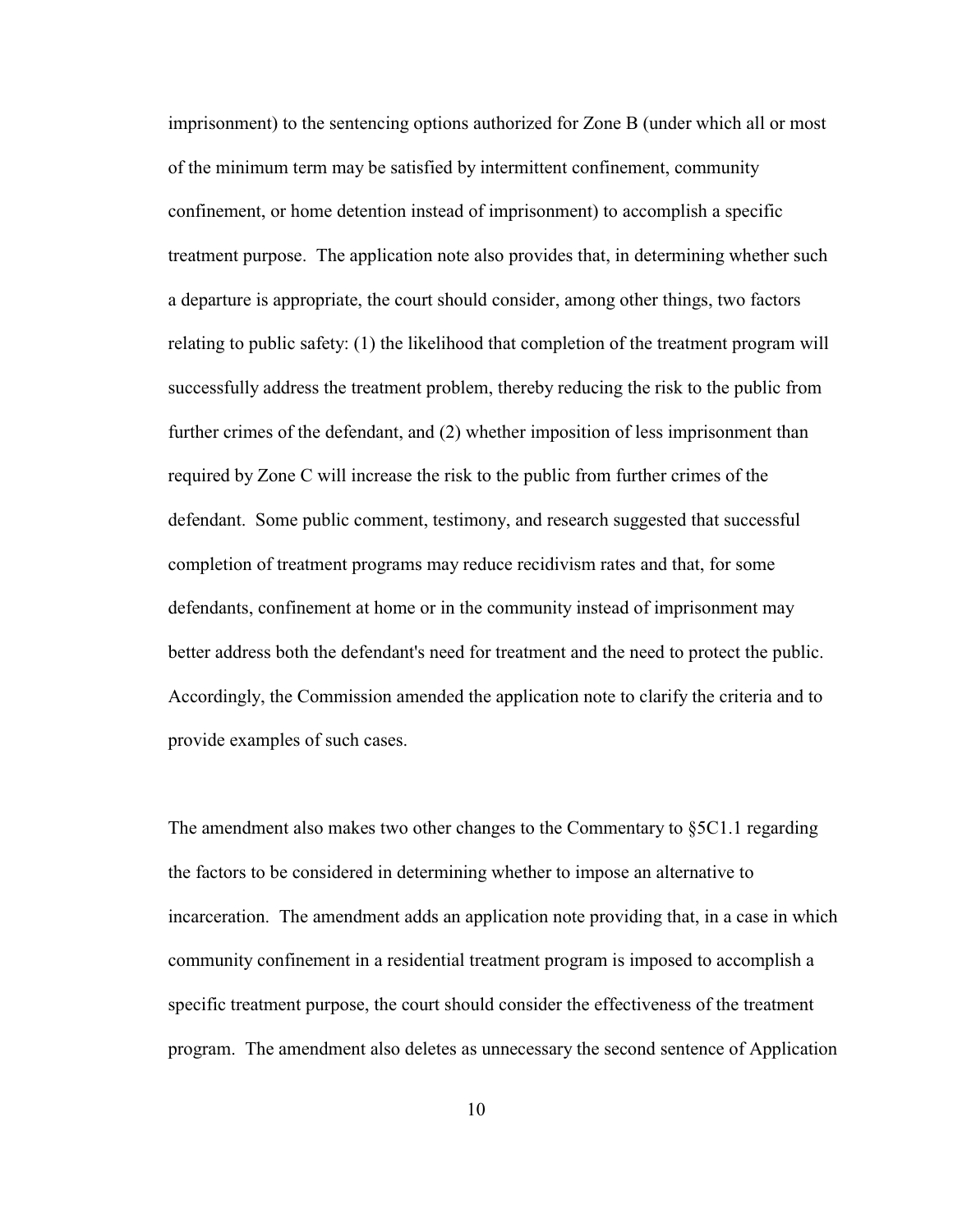imprisonment) to the sentencing options authorized for Zone B (under which all or most of the minimum term may be satisfied by intermittent confinement, community confinement, or home detention instead of imprisonment) to accomplish a specific treatment purpose. The application note also provides that, in determining whether such a departure is appropriate, the court should consider, among other things, two factors relating to public safety: (1) the likelihood that completion of the treatment program will successfully address the treatment problem, thereby reducing the risk to the public from further crimes of the defendant, and (2) whether imposition of less imprisonment than required by Zone C will increase the risk to the public from further crimes of the defendant. Some public comment, testimony, and research suggested that successful completion of treatment programs may reduce recidivism rates and that, for some defendants, confinement at home or in the community instead of imprisonment may better address both the defendant's need for treatment and the need to protect the public. Accordingly, the Commission amended the application note to clarify the criteria and to provide examples of such cases.

The amendment also makes two other changes to the Commentary to §5C1.1 regarding the factors to be considered in determining whether to impose an alternative to incarceration. The amendment adds an application note providing that, in a case in which community confinement in a residential treatment program is imposed to accomplish a specific treatment purpose, the court should consider the effectiveness of the treatment program. The amendment also deletes as unnecessary the second sentence of Application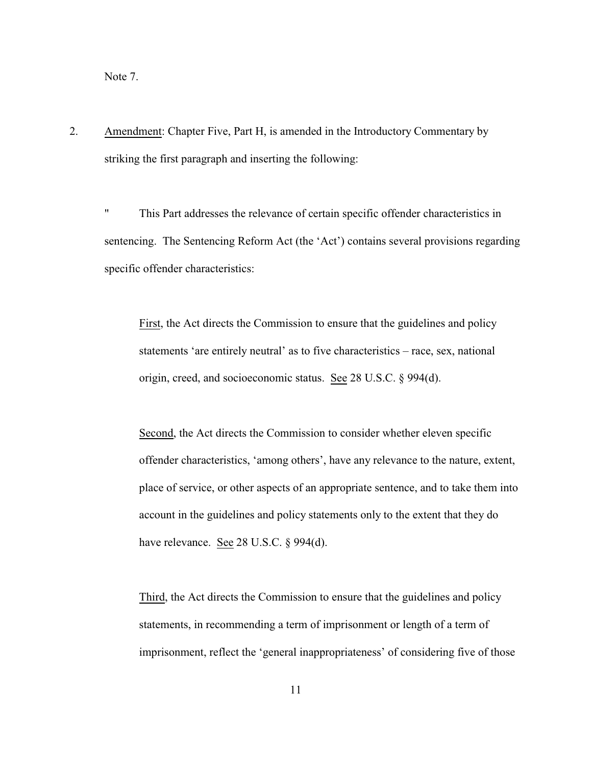Note 7.

2. Amendment: Chapter Five, Part H, is amended in the Introductory Commentary by striking the first paragraph and inserting the following:

" This Part addresses the relevance of certain specific offender characteristics in sentencing. The Sentencing Reform Act (the 'Act') contains several provisions regarding specific offender characteristics:

First, the Act directs the Commission to ensure that the guidelines and policy statements 'are entirely neutral' as to five characteristics – race, sex, national origin, creed, and socioeconomic status. See 28 U.S.C. § 994(d).

Second, the Act directs the Commission to consider whether eleven specific offender characteristics, 'among others', have any relevance to the nature, extent, place of service, or other aspects of an appropriate sentence, and to take them into account in the guidelines and policy statements only to the extent that they do have relevance. See 28 U.S.C. § 994(d).

Third, the Act directs the Commission to ensure that the guidelines and policy statements, in recommending a term of imprisonment or length of a term of imprisonment, reflect the 'general inappropriateness' of considering five of those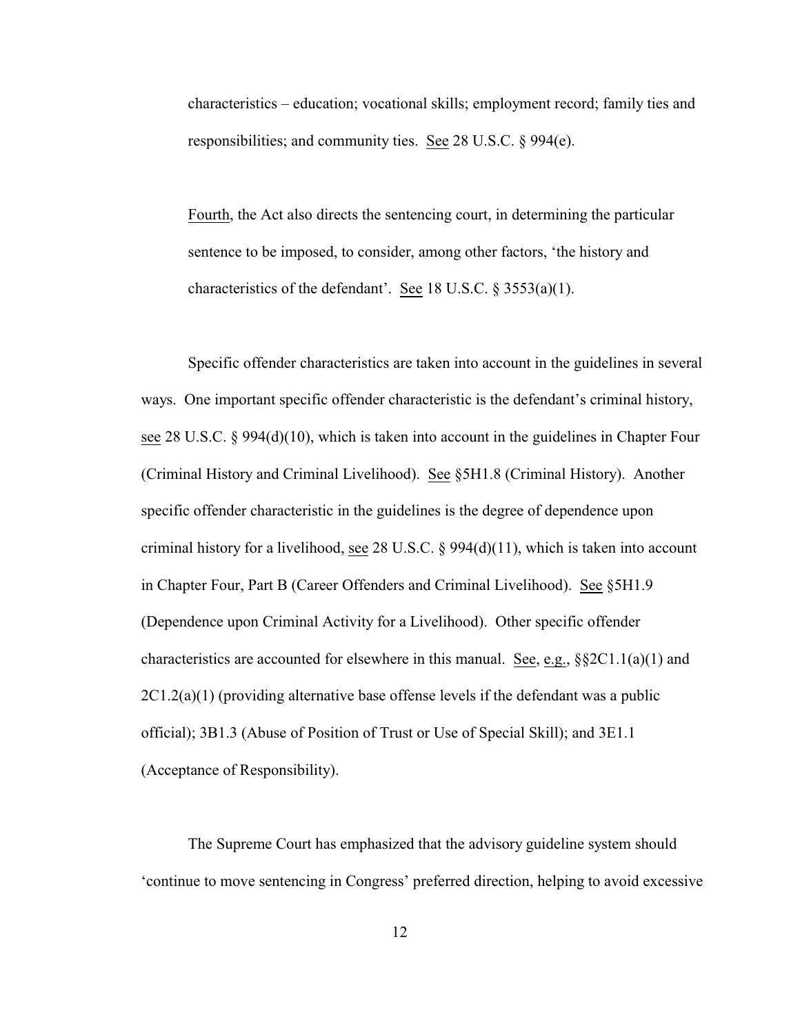characteristics – education; vocational skills; employment record; family ties and responsibilities; and community ties. See 28 U.S.C. § 994(e).

Fourth, the Act also directs the sentencing court, in determining the particular sentence to be imposed, to consider, among other factors, 'the history and characteristics of the defendant'. See 18 U.S.C. § 3553(a)(1).

Specific offender characteristics are taken into account in the guidelines in several ways. One important specific offender characteristic is the defendant's criminal history, see 28 U.S.C. § 994(d)(10), which is taken into account in the guidelines in Chapter Four (Criminal History and Criminal Livelihood). See §5H1.8 (Criminal History). Another specific offender characteristic in the guidelines is the degree of dependence upon criminal history for a livelihood, see 28 U.S.C. § 994(d)(11), which is taken into account in Chapter Four, Part B (Career Offenders and Criminal Livelihood). See §5H1.9 (Dependence upon Criminal Activity for a Livelihood). Other specific offender characteristics are accounted for elsewhere in this manual. See, e.g., §§2C1.1(a)(1) and 2C1.2(a)(1) (providing alternative base offense levels if the defendant was a public official); 3B1.3 (Abuse of Position of Trust or Use of Special Skill); and 3E1.1 (Acceptance of Responsibility).

The Supreme Court has emphasized that the advisory guideline system should 'continue to move sentencing in Congress' preferred direction, helping to avoid excessive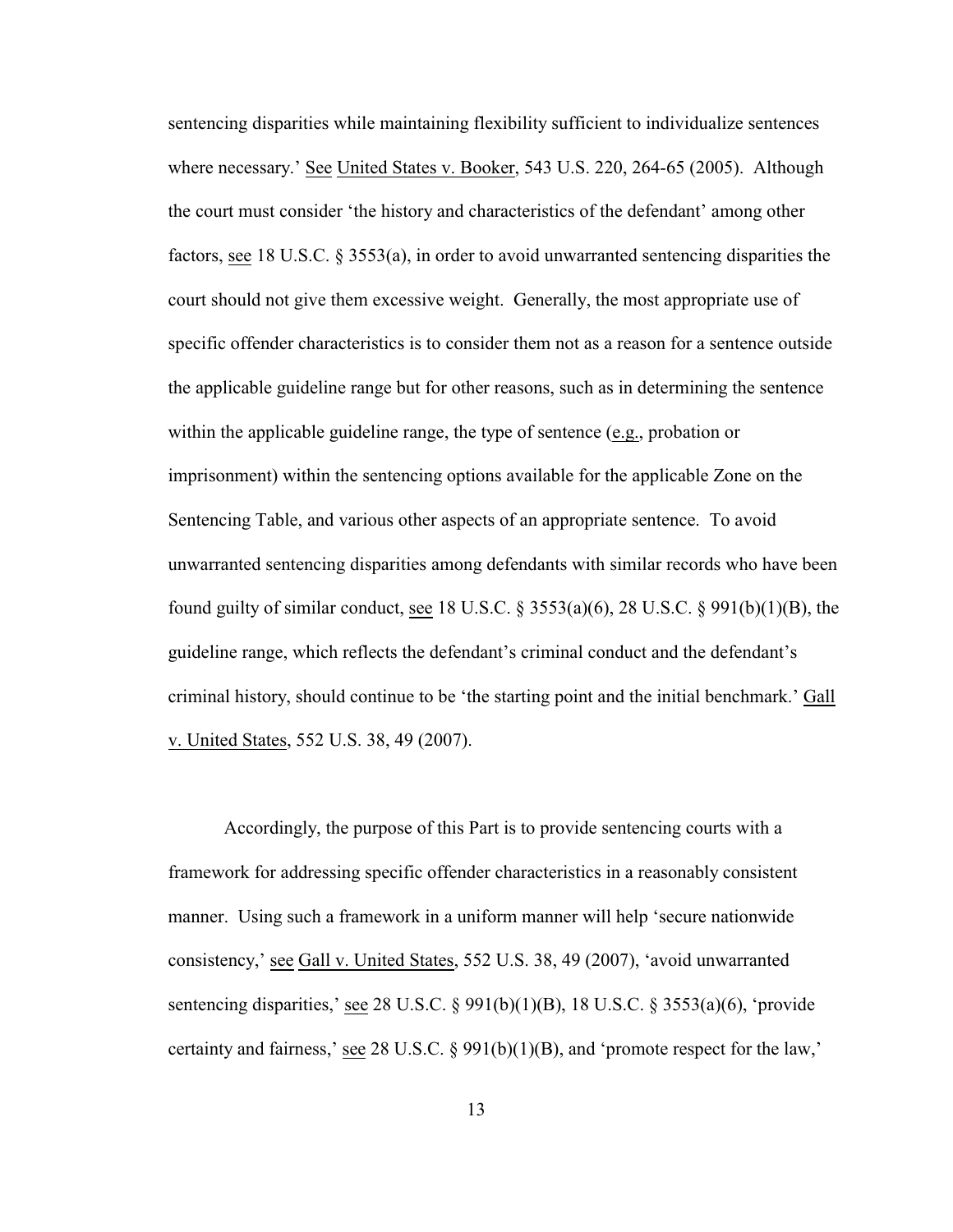sentencing disparities while maintaining flexibility sufficient to individualize sentences where necessary.' See United States v. Booker, 543 U.S. 220, 264-65 (2005). Although the court must consider 'the history and characteristics of the defendant' among other factors, see 18 U.S.C. § 3553(a), in order to avoid unwarranted sentencing disparities the court should not give them excessive weight. Generally, the most appropriate use of specific offender characteristics is to consider them not as a reason for a sentence outside the applicable guideline range but for other reasons, such as in determining the sentence within the applicable guideline range, the type of sentence (e.g., probation or imprisonment) within the sentencing options available for the applicable Zone on the Sentencing Table, and various other aspects of an appropriate sentence. To avoid unwarranted sentencing disparities among defendants with similar records who have been found guilty of similar conduct, see 18 U.S.C. § 3553(a)(6), 28 U.S.C. § 991(b)(1)(B), the guideline range, which reflects the defendant's criminal conduct and the defendant's criminal history, should continue to be 'the starting point and the initial benchmark.' Gall v. United States, 552 U.S. 38, 49 (2007).

Accordingly, the purpose of this Part is to provide sentencing courts with a framework for addressing specific offender characteristics in a reasonably consistent manner. Using such a framework in a uniform manner will help 'secure nationwide consistency,' see Gall v. United States, 552 U.S. 38, 49 (2007), 'avoid unwarranted sentencing disparities,' see 28 U.S.C. § 991(b)(1)(B), 18 U.S.C. § 3553(a)(6), 'provide certainty and fairness,' see 28 U.S.C. § 991(b)(1)(B), and 'promote respect for the law,'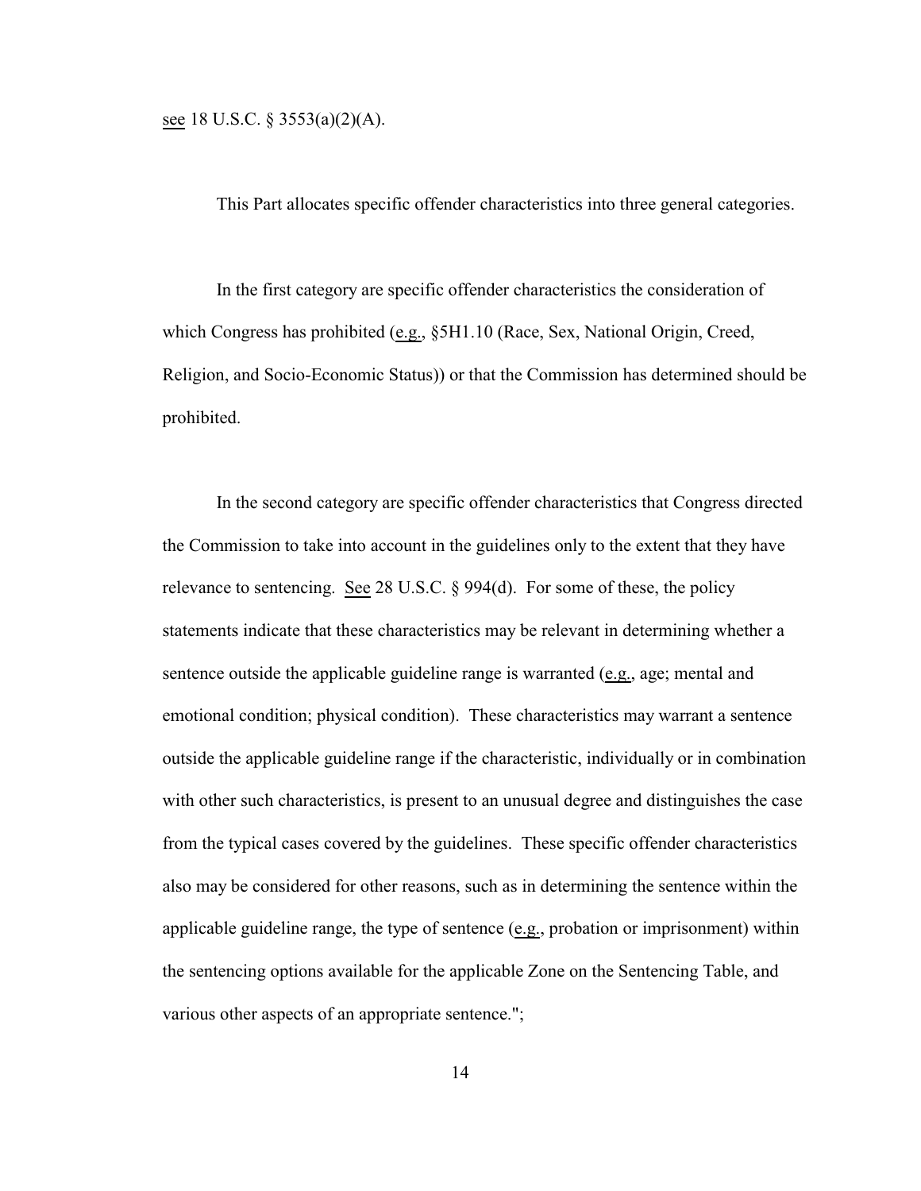see 18 U.S.C. § 3553(a)(2)(A).

This Part allocates specific offender characteristics into three general categories.

In the first category are specific offender characteristics the consideration of which Congress has prohibited (e.g., §5H1.10 (Race, Sex, National Origin, Creed, Religion, and Socio-Economic Status)) or that the Commission has determined should be prohibited.

In the second category are specific offender characteristics that Congress directed the Commission to take into account in the guidelines only to the extent that they have relevance to sentencing. See 28 U.S.C. § 994(d). For some of these, the policy statements indicate that these characteristics may be relevant in determining whether a sentence outside the applicable guideline range is warranted (e.g., age; mental and emotional condition; physical condition). These characteristics may warrant a sentence outside the applicable guideline range if the characteristic, individually or in combination with other such characteristics, is present to an unusual degree and distinguishes the case from the typical cases covered by the guidelines. These specific offender characteristics also may be considered for other reasons, such as in determining the sentence within the applicable guideline range, the type of sentence (e.g., probation or imprisonment) within the sentencing options available for the applicable Zone on the Sentencing Table, and various other aspects of an appropriate sentence.";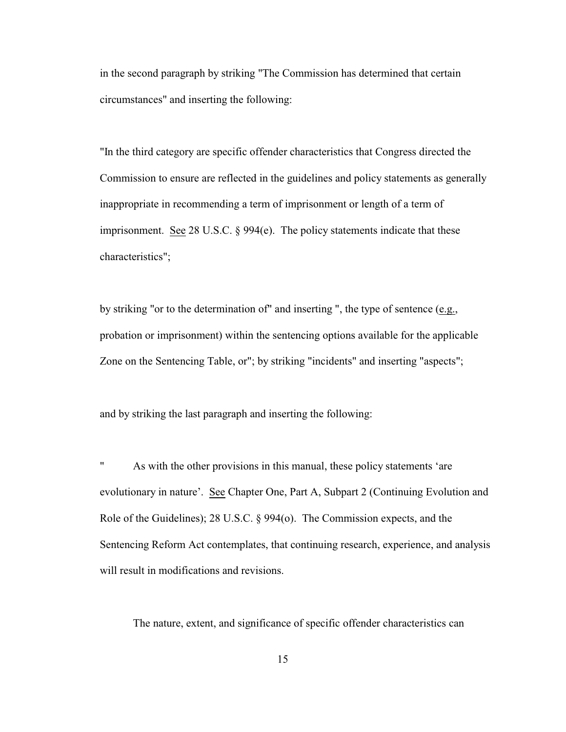in the second paragraph by striking "The Commission has determined that certain circumstances" and inserting the following:

"In the third category are specific offender characteristics that Congress directed the Commission to ensure are reflected in the guidelines and policy statements as generally inappropriate in recommending a term of imprisonment or length of a term of imprisonment. See 28 U.S.C. § 994(e). The policy statements indicate that these characteristics";

by striking "or to the determination of" and inserting ", the type of sentence (e.g., probation or imprisonment) within the sentencing options available for the applicable Zone on the Sentencing Table, or"; by striking "incidents" and inserting "aspects";

and by striking the last paragraph and inserting the following:

" As with the other provisions in this manual, these policy statements 'are evolutionary in nature'. See Chapter One, Part A, Subpart 2 (Continuing Evolution and Role of the Guidelines); 28 U.S.C. § 994(o). The Commission expects, and the Sentencing Reform Act contemplates, that continuing research, experience, and analysis will result in modifications and revisions.

The nature, extent, and significance of specific offender characteristics can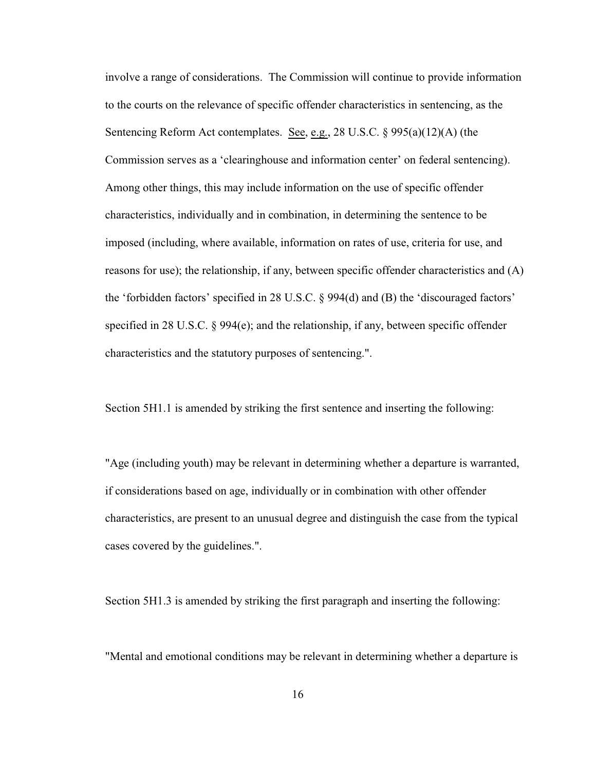involve a range of considerations. The Commission will continue to provide information to the courts on the relevance of specific offender characteristics in sentencing, as the Sentencing Reform Act contemplates. See, e.g., 28 U.S.C. § 995(a)(12)(A) (the Commission serves as a 'clearinghouse and information center' on federal sentencing). Among other things, this may include information on the use of specific offender characteristics, individually and in combination, in determining the sentence to be imposed (including, where available, information on rates of use, criteria for use, and reasons for use); the relationship, if any, between specific offender characteristics and (A) the 'forbidden factors' specified in 28 U.S.C. § 994(d) and (B) the 'discouraged factors' specified in 28 U.S.C. § 994(e); and the relationship, if any, between specific offender characteristics and the statutory purposes of sentencing.".

Section 5H1.1 is amended by striking the first sentence and inserting the following:

"Age (including youth) may be relevant in determining whether a departure is warranted, if considerations based on age, individually or in combination with other offender characteristics, are present to an unusual degree and distinguish the case from the typical cases covered by the guidelines.".

Section 5H1.3 is amended by striking the first paragraph and inserting the following:

"Mental and emotional conditions may be relevant in determining whether a departure is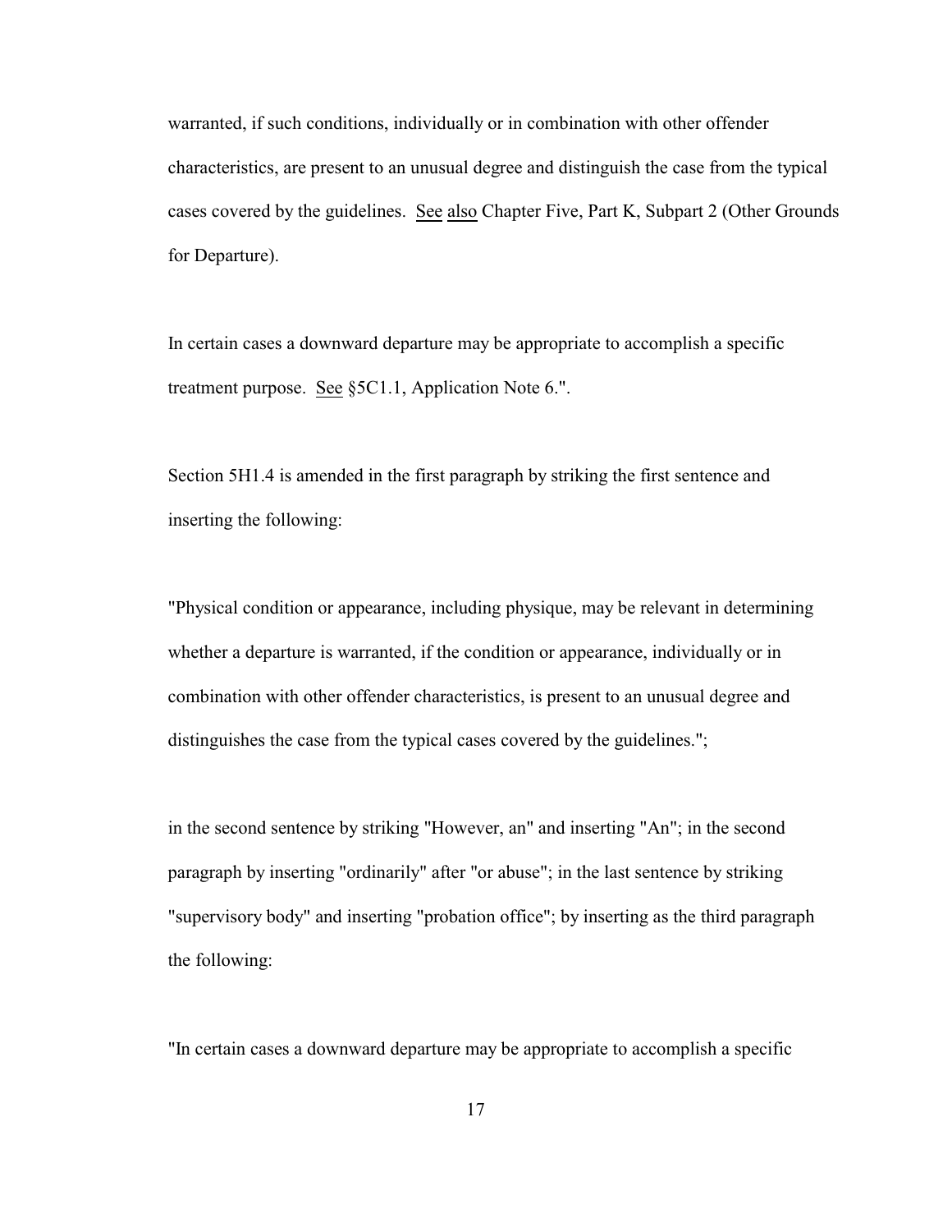warranted, if such conditions, individually or in combination with other offender characteristics, are present to an unusual degree and distinguish the case from the typical cases covered by the guidelines. See also Chapter Five, Part K, Subpart 2 (Other Grounds for Departure).

In certain cases a downward departure may be appropriate to accomplish a specific treatment purpose. See §5C1.1, Application Note 6.".

Section 5H1.4 is amended in the first paragraph by striking the first sentence and inserting the following:

"Physical condition or appearance, including physique, may be relevant in determining whether a departure is warranted, if the condition or appearance, individually or in combination with other offender characteristics, is present to an unusual degree and distinguishes the case from the typical cases covered by the guidelines.";

in the second sentence by striking "However, an" and inserting "An"; in the second paragraph by inserting "ordinarily" after "or abuse"; in the last sentence by striking "supervisory body" and inserting "probation office"; by inserting as the third paragraph the following:

"In certain cases a downward departure may be appropriate to accomplish a specific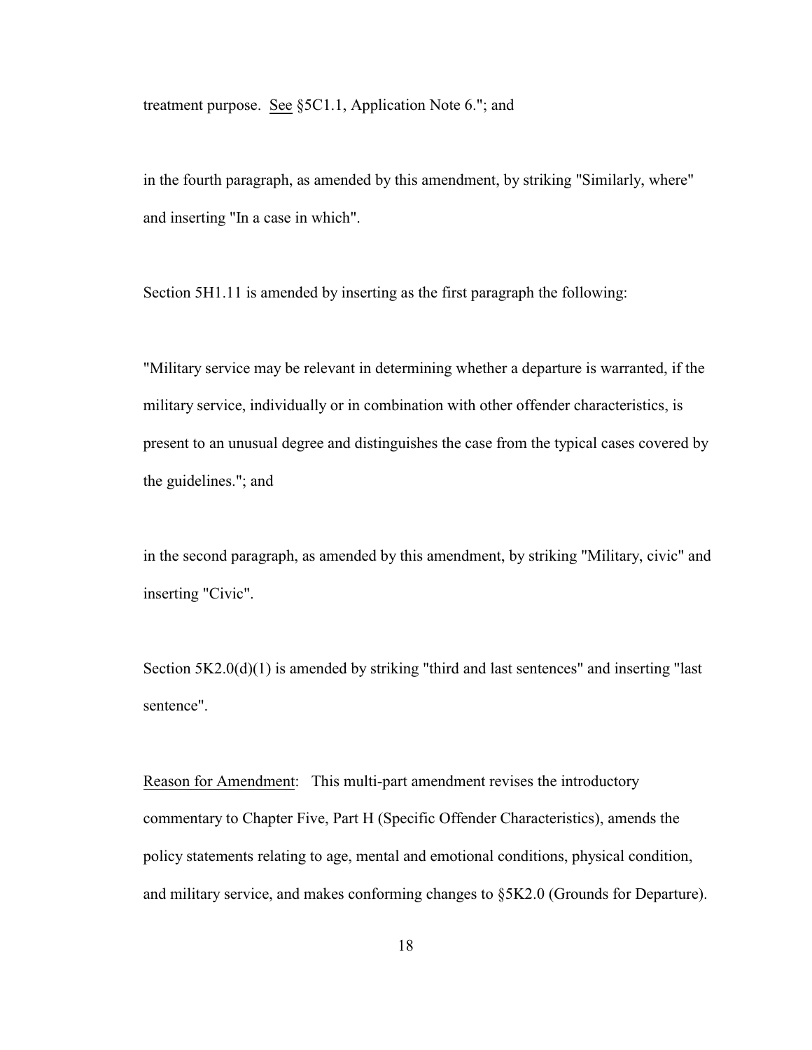treatment purpose. See §5C1.1, Application Note 6."; and

in the fourth paragraph, as amended by this amendment, by striking "Similarly, where" and inserting "In a case in which".

Section 5H1.11 is amended by inserting as the first paragraph the following:

"Military service may be relevant in determining whether a departure is warranted, if the military service, individually or in combination with other offender characteristics, is present to an unusual degree and distinguishes the case from the typical cases covered by the guidelines."; and

in the second paragraph, as amended by this amendment, by striking "Military, civic" and inserting "Civic".

Section 5K2.0(d)(1) is amended by striking "third and last sentences" and inserting "last sentence".

Reason for Amendment: This multi-part amendment revises the introductory commentary to Chapter Five, Part H (Specific Offender Characteristics), amends the policy statements relating to age, mental and emotional conditions, physical condition, and military service, and makes conforming changes to §5K2.0 (Grounds for Departure).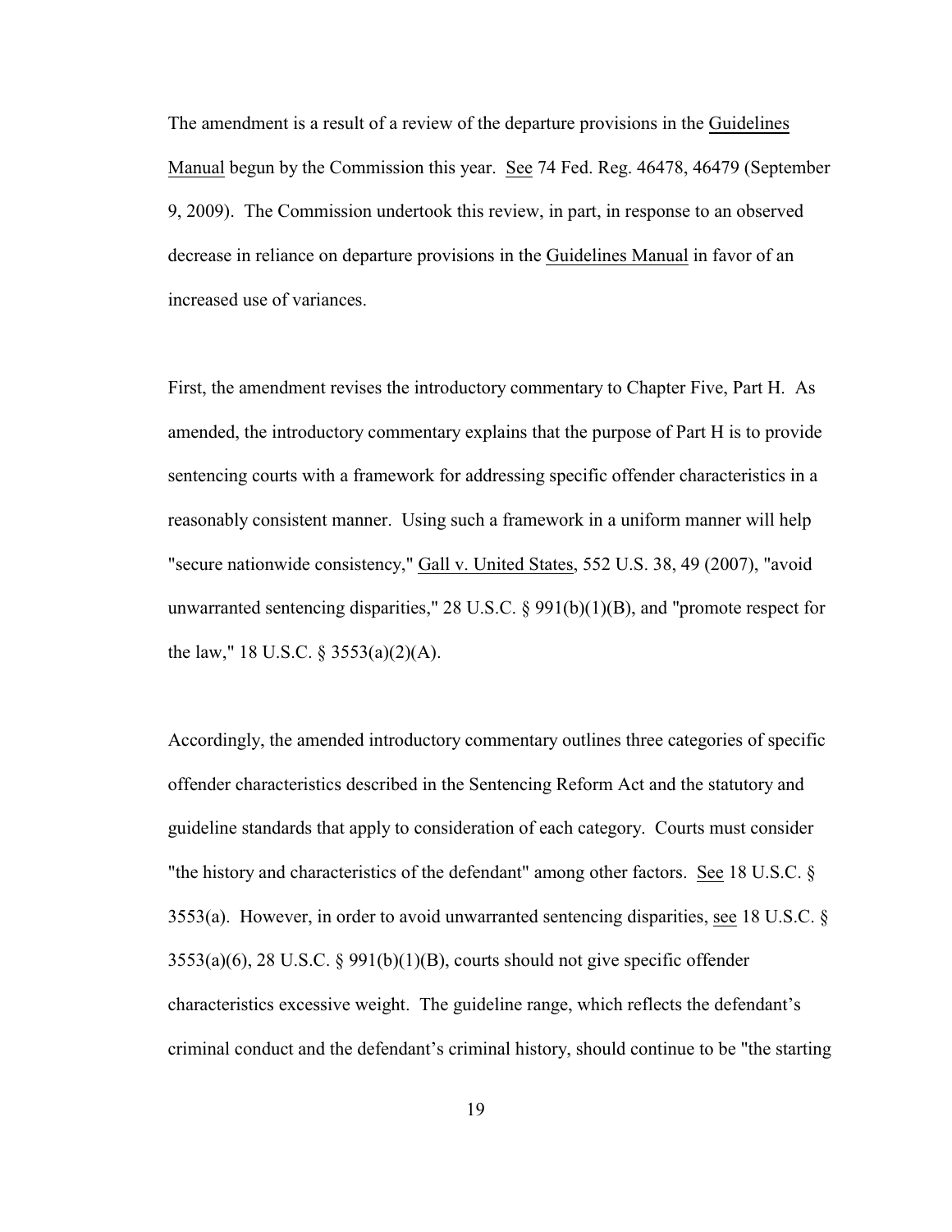The amendment is a result of a review of the departure provisions in the Guidelines Manual begun by the Commission this year. See 74 Fed. Reg. 46478, 46479 (September 9, 2009). The Commission undertook this review, in part, in response to an observed decrease in reliance on departure provisions in the Guidelines Manual in favor of an increased use of variances.

First, the amendment revises the introductory commentary to Chapter Five, Part H. As amended, the introductory commentary explains that the purpose of Part H is to provide sentencing courts with a framework for addressing specific offender characteristics in a reasonably consistent manner. Using such a framework in a uniform manner will help "secure nationwide consistency," Gall v. United States, 552 U.S. 38, 49 (2007), "avoid unwarranted sentencing disparities," 28 U.S.C. § 991(b)(1)(B), and "promote respect for the law," 18 U.S.C. § 3553(a)(2)(A).

Accordingly, the amended introductory commentary outlines three categories of specific offender characteristics described in the Sentencing Reform Act and the statutory and guideline standards that apply to consideration of each category. Courts must consider "the history and characteristics of the defendant" among other factors. See 18 U.S.C. § 3553(a). However, in order to avoid unwarranted sentencing disparities, see 18 U.S.C. § 3553(a)(6), 28 U.S.C. § 991(b)(1)(B), courts should not give specific offender characteristics excessive weight. The guideline range, which reflects the defendant's criminal conduct and the defendant's criminal history, should continue to be "the starting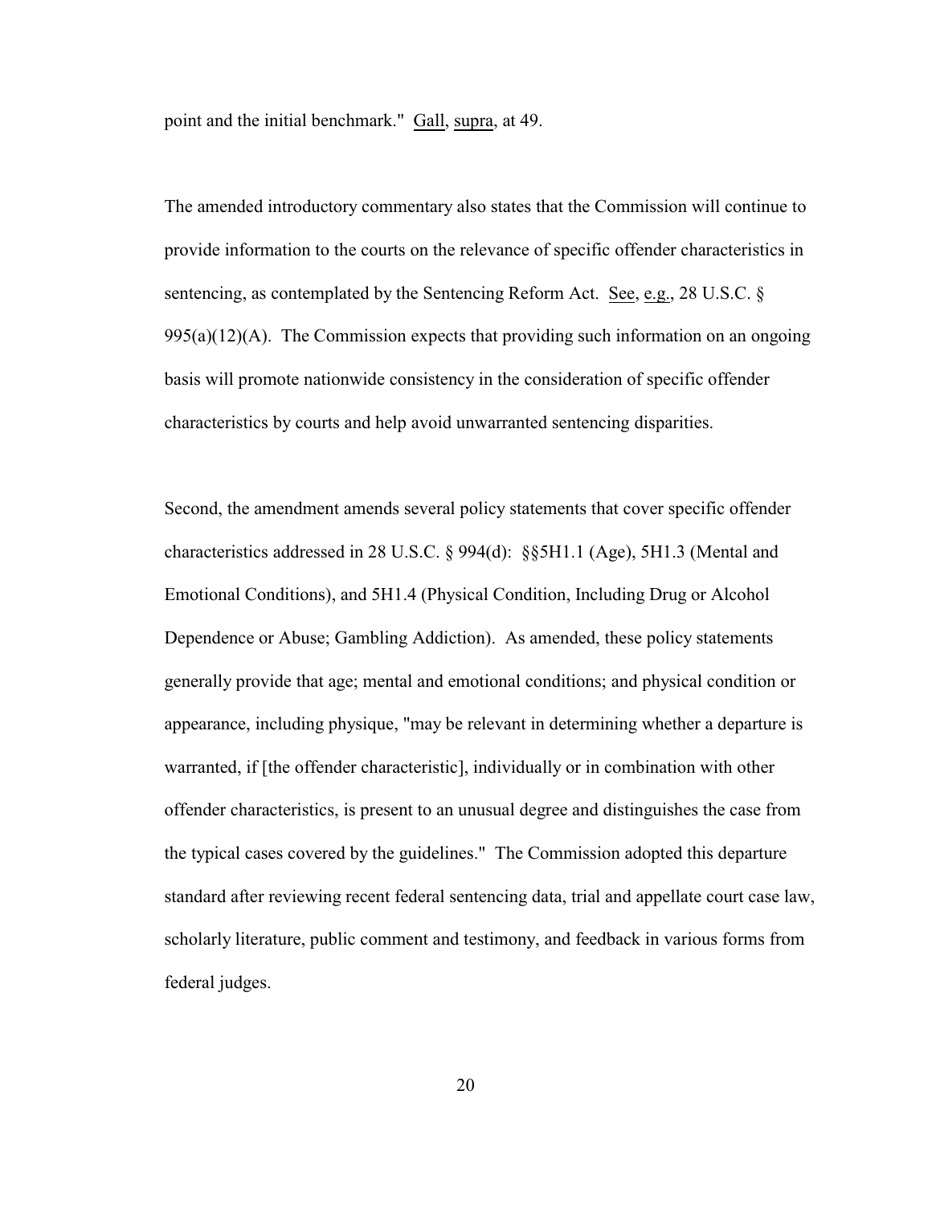point and the initial benchmark." Gall, supra, at 49.

The amended introductory commentary also states that the Commission will continue to provide information to the courts on the relevance of specific offender characteristics in sentencing, as contemplated by the Sentencing Reform Act. See, e.g., 28 U.S.C. § 995(a)(12)(A). The Commission expects that providing such information on an ongoing basis will promote nationwide consistency in the consideration of specific offender characteristics by courts and help avoid unwarranted sentencing disparities.

Second, the amendment amends several policy statements that cover specific offender characteristics addressed in 28 U.S.C. § 994(d): §§5H1.1 (Age), 5H1.3 (Mental and Emotional Conditions), and 5H1.4 (Physical Condition, Including Drug or Alcohol Dependence or Abuse; Gambling Addiction). As amended, these policy statements generally provide that age; mental and emotional conditions; and physical condition or appearance, including physique, "may be relevant in determining whether a departure is warranted, if [the offender characteristic], individually or in combination with other offender characteristics, is present to an unusual degree and distinguishes the case from the typical cases covered by the guidelines." The Commission adopted this departure standard after reviewing recent federal sentencing data, trial and appellate court case law, scholarly literature, public comment and testimony, and feedback in various forms from federal judges.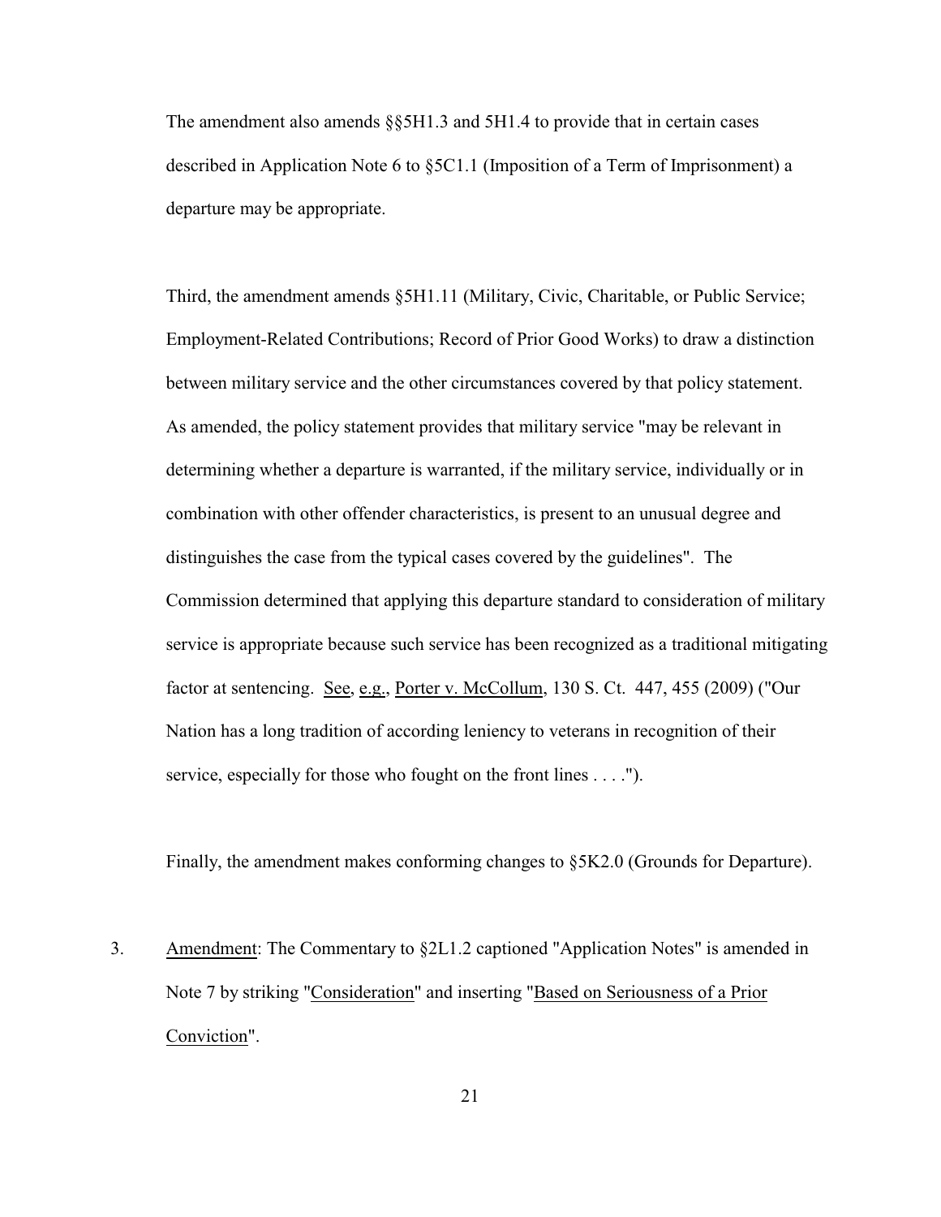The amendment also amends §§5H1.3 and 5H1.4 to provide that in certain cases described in Application Note 6 to §5C1.1 (Imposition of a Term of Imprisonment) a departure may be appropriate.

Third, the amendment amends §5H1.11 (Military, Civic, Charitable, or Public Service; Employment-Related Contributions; Record of Prior Good Works) to draw a distinction between military service and the other circumstances covered by that policy statement. As amended, the policy statement provides that military service "may be relevant in determining whether a departure is warranted, if the military service, individually or in combination with other offender characteristics, is present to an unusual degree and distinguishes the case from the typical cases covered by the guidelines". The Commission determined that applying this departure standard to consideration of military service is appropriate because such service has been recognized as a traditional mitigating factor at sentencing. See, e.g., Porter v. McCollum, 130 S. Ct. 447, 455 (2009) ("Our Nation has a long tradition of according leniency to veterans in recognition of their service, especially for those who fought on the front lines . . . .").

Finally, the amendment makes conforming changes to §5K2.0 (Grounds for Departure).

3. Amendment: The Commentary to §2L1.2 captioned "Application Notes" is amended in Note 7 by striking "Consideration" and inserting "Based on Seriousness of a Prior Conviction".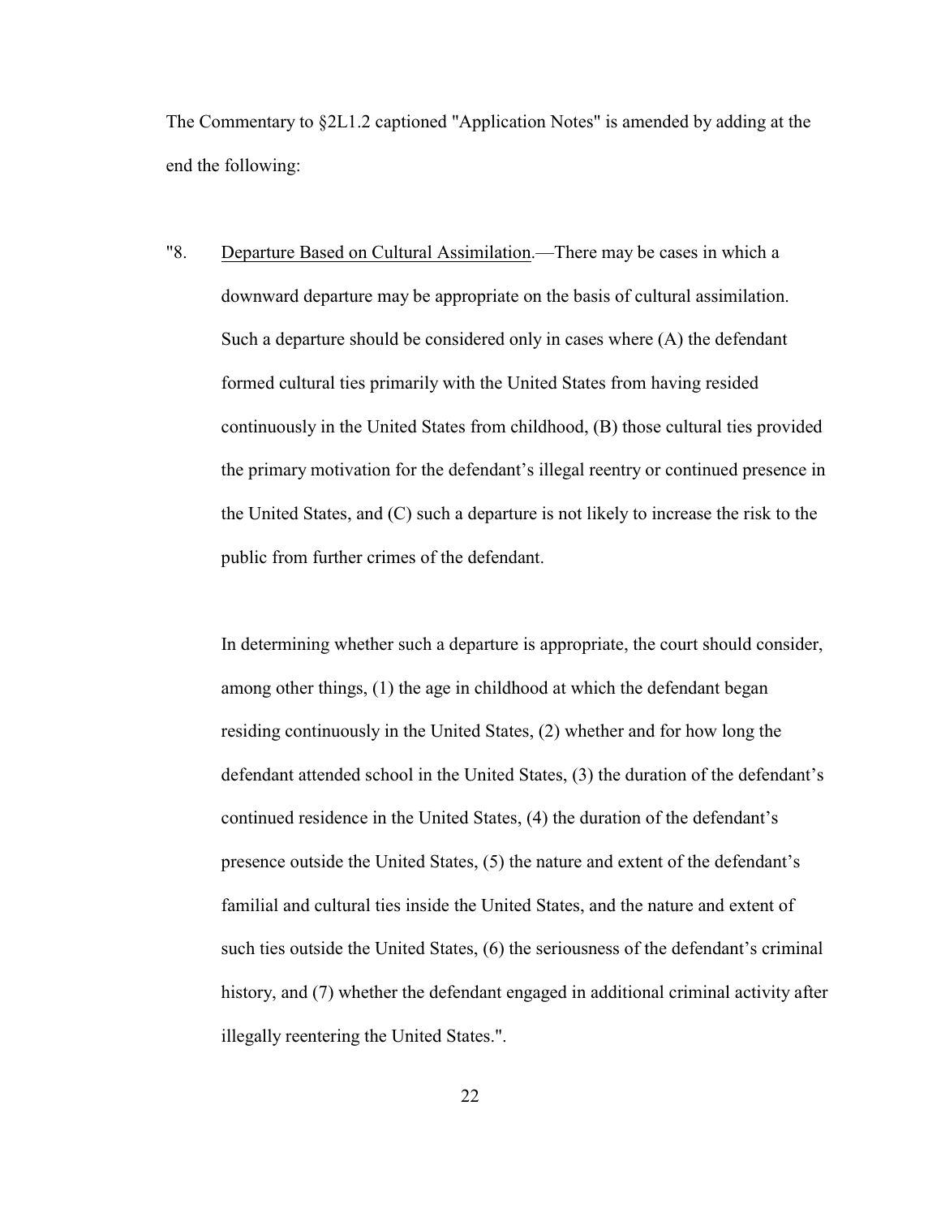The Commentary to §2L1.2 captioned "Application Notes" is amended by adding at the end the following:

"8. Departure Based on Cultural Assimilation.—There may be cases in which a downward departure may be appropriate on the basis of cultural assimilation. Such a departure should be considered only in cases where (A) the defendant formed cultural ties primarily with the United States from having resided continuously in the United States from childhood, (B) those cultural ties provided the primary motivation for the defendant's illegal reentry or continued presence in the United States, and (C) such a departure is not likely to increase the risk to the public from further crimes of the defendant.

In determining whether such a departure is appropriate, the court should consider, among other things, (1) the age in childhood at which the defendant began residing continuously in the United States, (2) whether and for how long the defendant attended school in the United States, (3) the duration of the defendant's continued residence in the United States, (4) the duration of the defendant's presence outside the United States, (5) the nature and extent of the defendant's familial and cultural ties inside the United States, and the nature and extent of such ties outside the United States, (6) the seriousness of the defendant's criminal history, and (7) whether the defendant engaged in additional criminal activity after illegally reentering the United States.".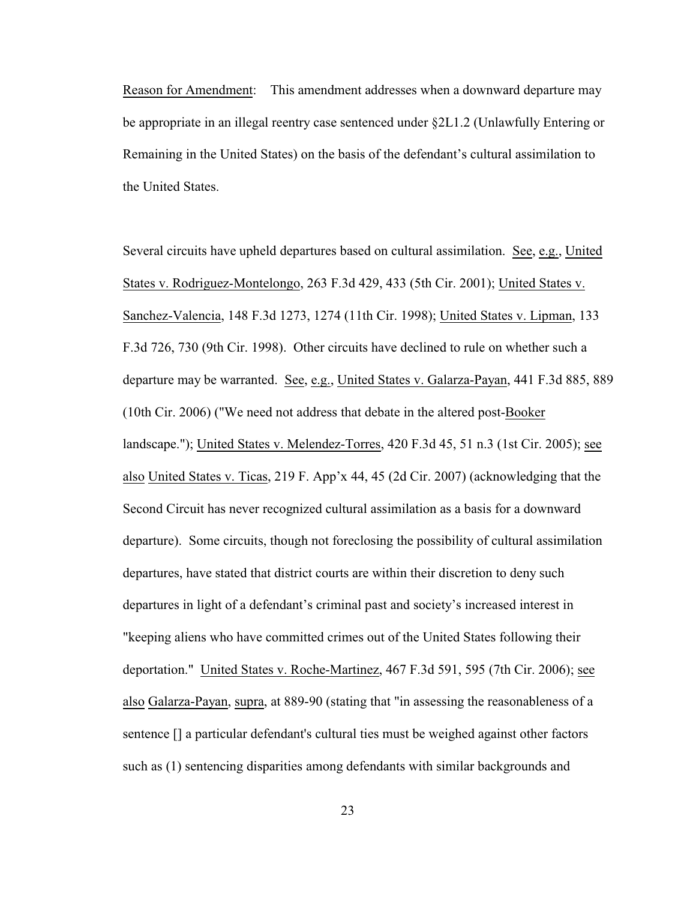Reason for Amendment: This amendment addresses when a downward departure may be appropriate in an illegal reentry case sentenced under §2L1.2 (Unlawfully Entering or Remaining in the United States) on the basis of the defendant's cultural assimilation to the United States.

Several circuits have upheld departures based on cultural assimilation. See, e.g., United States v. Rodriguez-Montelongo, 263 F.3d 429, 433 (5th Cir. 2001); United States v. Sanchez-Valencia, 148 F.3d 1273, 1274 (11th Cir. 1998); United States v. Lipman, 133 F.3d 726, 730 (9th Cir. 1998). Other circuits have declined to rule on whether such a departure may be warranted. See, e.g., United States v. Galarza-Payan, 441 F.3d 885, 889 (10th Cir. 2006) ("We need not address that debate in the altered post-Booker landscape."); United States v. Melendez-Torres, 420 F.3d 45, 51 n.3 (1st Cir. 2005); see also United States v. Ticas, 219 F. App'x 44, 45 (2d Cir. 2007) (acknowledging that the Second Circuit has never recognized cultural assimilation as a basis for a downward departure). Some circuits, though not foreclosing the possibility of cultural assimilation departures, have stated that district courts are within their discretion to deny such departures in light of a defendant's criminal past and society's increased interest in "keeping aliens who have committed crimes out of the United States following their deportation." United States v. Roche-Martinez, 467 F.3d 591, 595 (7th Cir. 2006); see also Galarza-Payan, supra, at 889-90 (stating that "in assessing the reasonableness of a sentence [] a particular defendant's cultural ties must be weighed against other factors such as (1) sentencing disparities among defendants with similar backgrounds and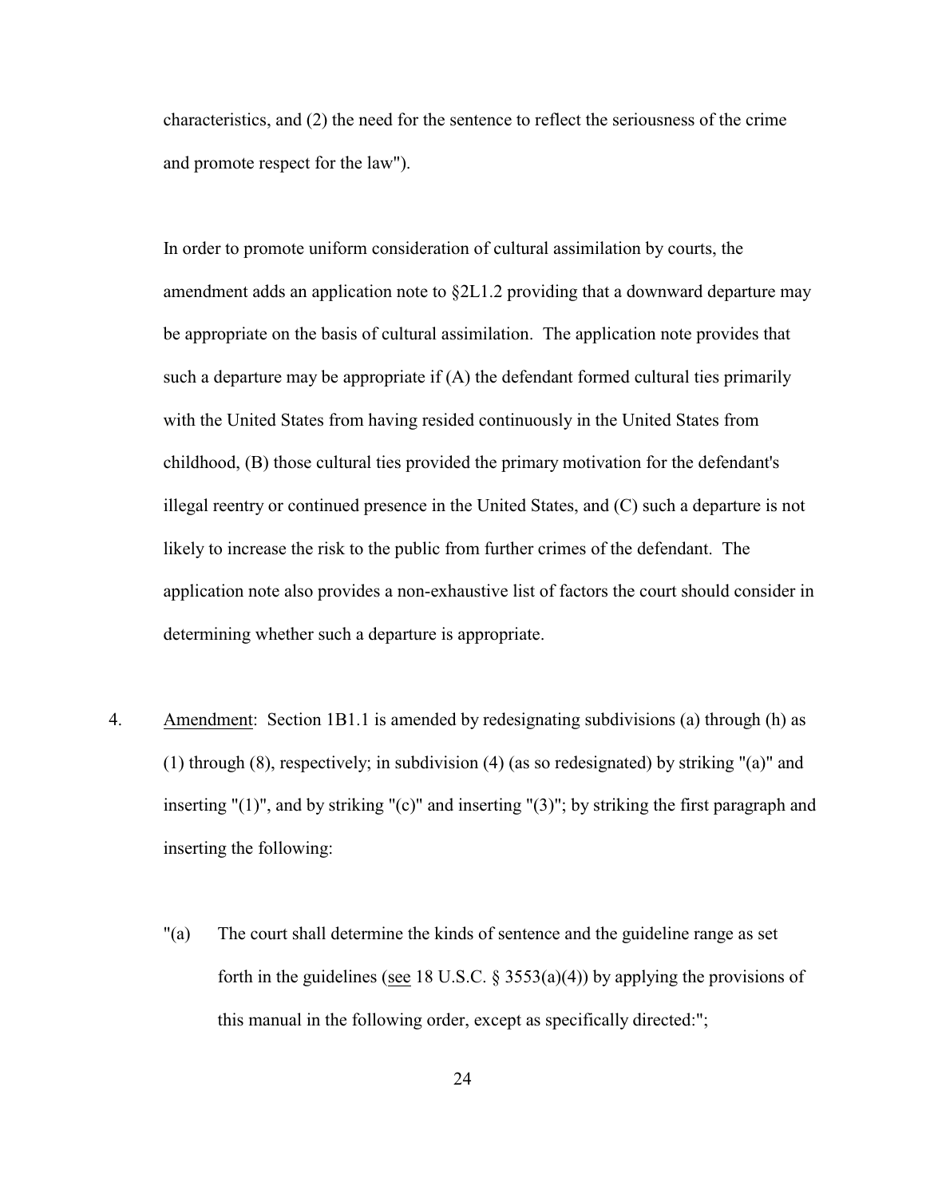characteristics, and (2) the need for the sentence to reflect the seriousness of the crime and promote respect for the law").

In order to promote uniform consideration of cultural assimilation by courts, the amendment adds an application note to §2L1.2 providing that a downward departure may be appropriate on the basis of cultural assimilation. The application note provides that such a departure may be appropriate if (A) the defendant formed cultural ties primarily with the United States from having resided continuously in the United States from childhood, (B) those cultural ties provided the primary motivation for the defendant's illegal reentry or continued presence in the United States, and (C) such a departure is not likely to increase the risk to the public from further crimes of the defendant. The application note also provides a non-exhaustive list of factors the court should consider in determining whether such a departure is appropriate.

4. Amendment: Section 1B1.1 is amended by redesignating subdivisions (a) through (h) as (1) through (8), respectively; in subdivision (4) (as so redesignated) by striking "(a)" and inserting "(1)", and by striking "(c)" and inserting "(3)"; by striking the first paragraph and inserting the following:

"(a) The court shall determine the kinds of sentence and the guideline range as set forth in the guidelines (see 18 U.S.C. § 3553(a)(4)) by applying the provisions of this manual in the following order, except as specifically directed:";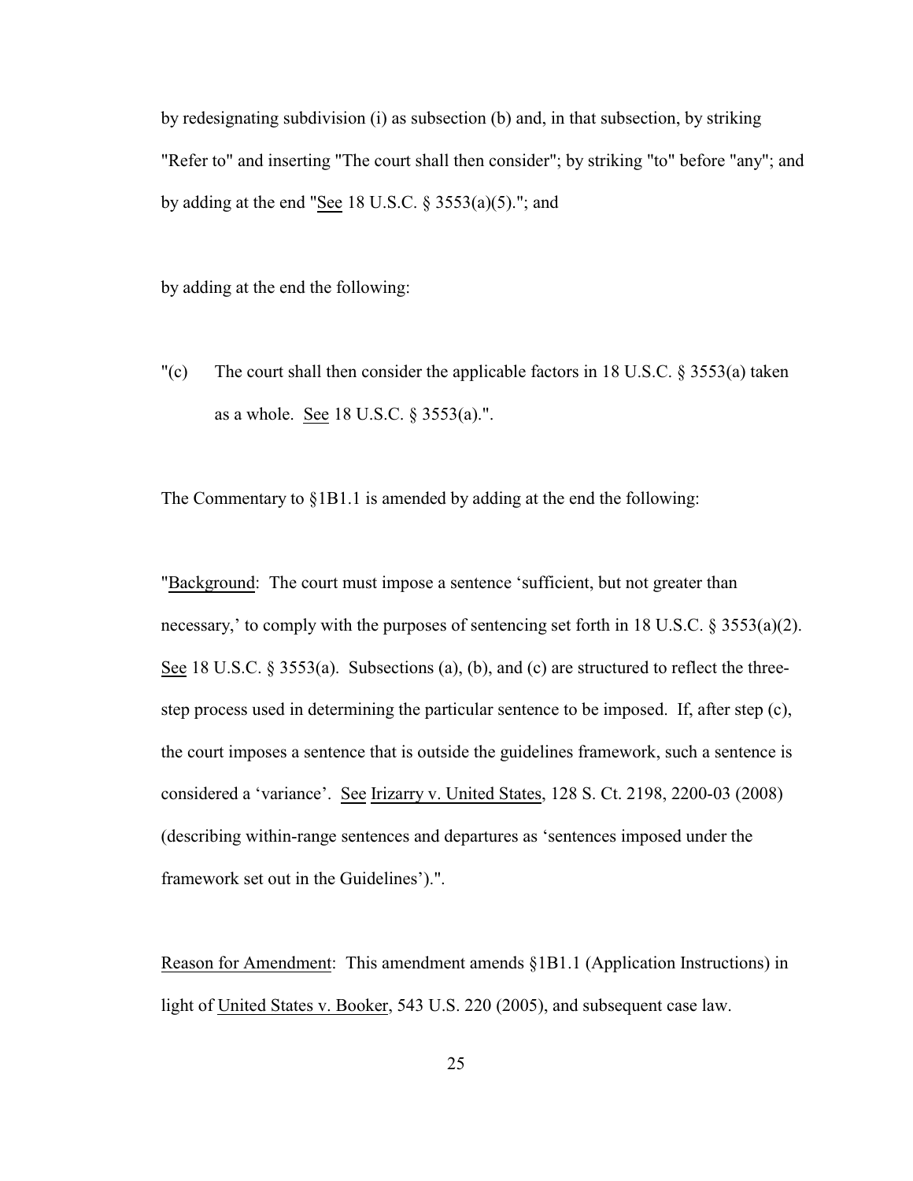by redesignating subdivision (i) as subsection (b) and, in that subsection, by striking "Refer to" and inserting "The court shall then consider"; by striking "to" before "any"; and by adding at the end "See 18 U.S.C. § 3553(a)(5)."; and

by adding at the end the following:

"(c) The court shall then consider the applicable factors in 18 U.S.C. § 3553(a) taken as a whole. See 18 U.S.C. § 3553(a).".

The Commentary to §1B1.1 is amended by adding at the end the following:

"Background: The court must impose a sentence 'sufficient, but not greater than necessary,' to comply with the purposes of sentencing set forth in 18 U.S.C. § 3553(a)(2). See 18 U.S.C. § 3553(a). Subsections (a), (b), and (c) are structured to reflect the three-step process used in determining the particular sentence to be imposed. If, after step (c), the court imposes a sentence that is outside the guidelines framework, such a sentence is considered a 'variance'. See Irizarry v. United States, 128 S. Ct. 2198, 2200-03 (2008) (describing within-range sentences and departures as 'sentences imposed under the framework set out in the Guidelines').".

Reason for Amendment: This amendment amends §1B1.1 (Application Instructions) in light of United States v. Booker, 543 U.S. 220 (2005), and subsequent case law.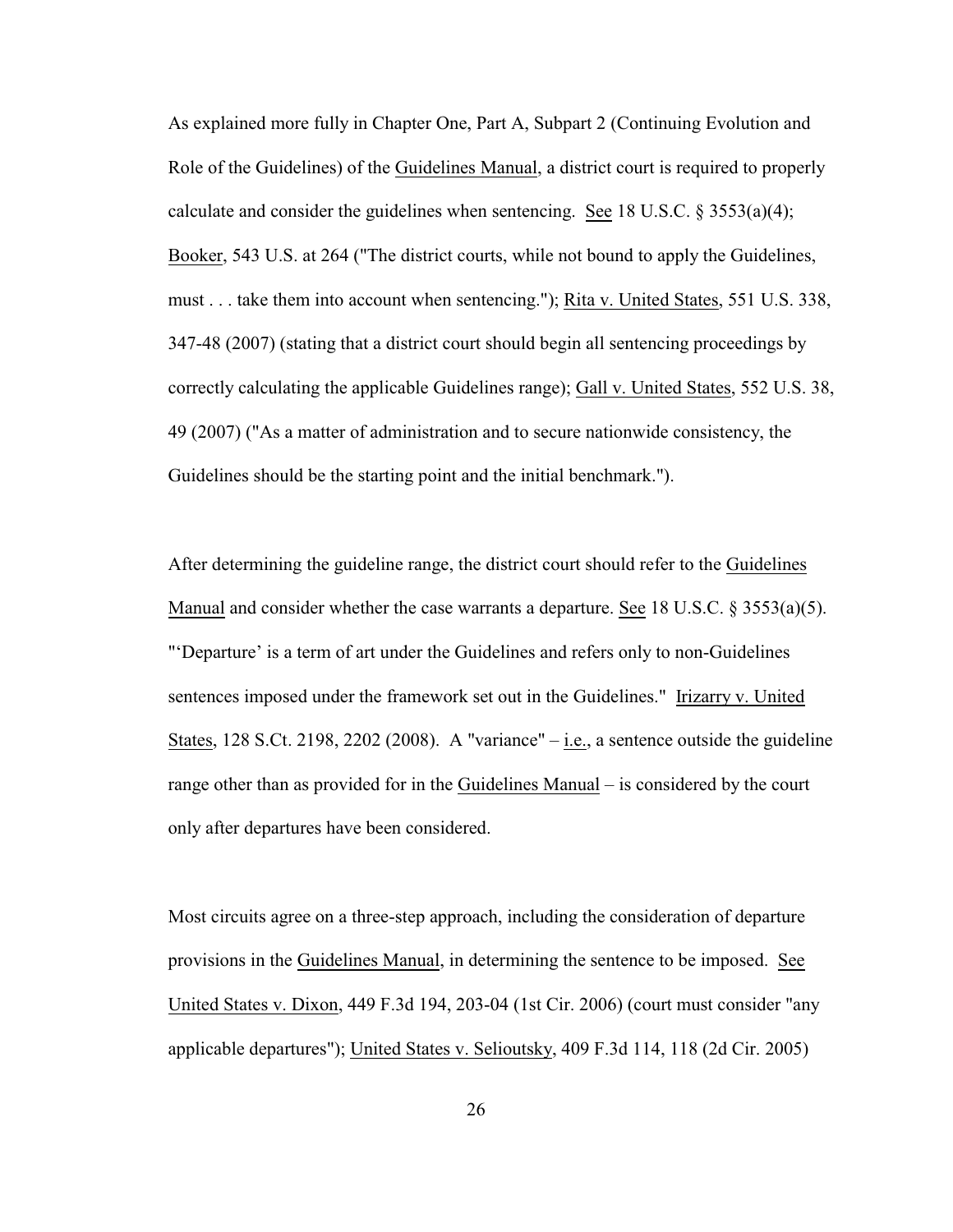As explained more fully in Chapter One, Part A, Subpart 2 (Continuing Evolution and Role of the Guidelines) of the Guidelines Manual, a district court is required to properly calculate and consider the guidelines when sentencing. See 18 U.S.C. § 3553(a)(4); Booker, 543 U.S. at 264 ("The district courts, while not bound to apply the Guidelines, must . . . take them into account when sentencing."); Rita v. United States, 551 U.S. 338, 347-48 (2007) (stating that a district court should begin all sentencing proceedings by correctly calculating the applicable Guidelines range); Gall v. United States, 552 U.S. 38, 49 (2007) ("As a matter of administration and to secure nationwide consistency, the Guidelines should be the starting point and the initial benchmark.").

After determining the guideline range, the district court should refer to the Guidelines Manual and consider whether the case warrants a departure. See 18 U.S.C. § 3553(a)(5). "'Departure' is a term of art under the Guidelines and refers only to non-Guidelines sentences imposed under the framework set out in the Guidelines." Irizarry v. United States, 128 S.Ct. 2198, 2202 (2008). A "variance" – i.e., a sentence outside the guideline range other than as provided for in the Guidelines Manual – is considered by the court only after departures have been considered.

Most circuits agree on a three-step approach, including the consideration of departure provisions in the Guidelines Manual, in determining the sentence to be imposed. See United States v. Dixon, 449 F.3d 194, 203-04 (1st Cir. 2006) (court must consider "any applicable departures"); United States v. Selioutsky, 409 F.3d 114, 118 (2d Cir. 2005)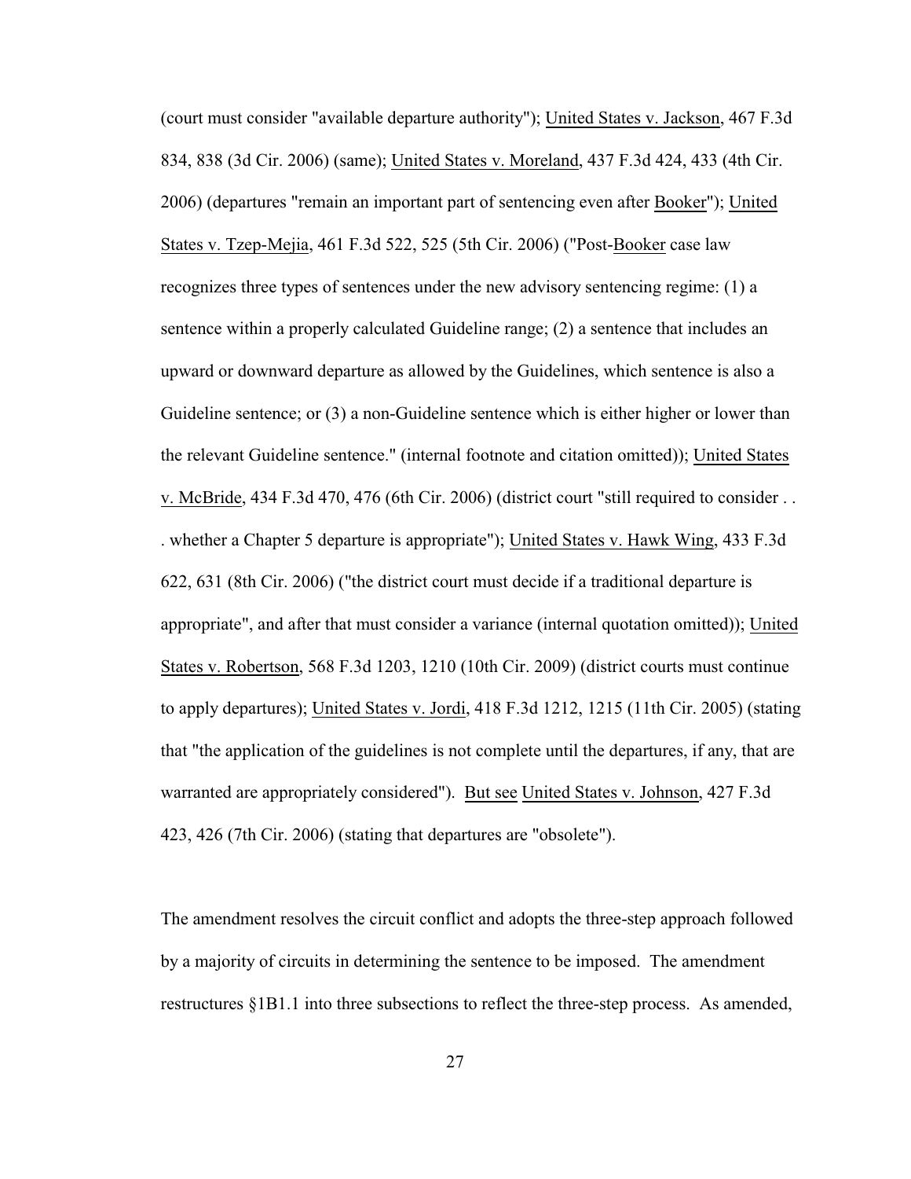(court must consider "available departure authority"); United States v. Jackson, 467 F.3d 834, 838 (3d Cir. 2006) (same); United States v. Moreland, 437 F.3d 424, 433 (4th Cir. 2006) (departures "remain an important part of sentencing even after Booker"); United States v. Tzep-Mejia, 461 F.3d 522, 525 (5th Cir. 2006) ("Post-Booker case law recognizes three types of sentences under the new advisory sentencing regime: (1) a sentence within a properly calculated Guideline range; (2) a sentence that includes an upward or downward departure as allowed by the Guidelines, which sentence is also a Guideline sentence; or (3) a non-Guideline sentence which is either higher or lower than the relevant Guideline sentence." (internal footnote and citation omitted)); United States v. McBride, 434 F.3d 470, 476 (6th Cir. 2006) (district court "still required to consider . . . whether a Chapter 5 departure is appropriate"); United States v. Hawk Wing, 433 F.3d 622, 631 (8th Cir. 2006) ("the district court must decide if a traditional departure is appropriate", and after that must consider a variance (internal quotation omitted)); United States v. Robertson, 568 F.3d 1203, 1210 (10th Cir. 2009) (district courts must continue to apply departures); United States v. Jordi, 418 F.3d 1212, 1215 (11th Cir. 2005) (stating that "the application of the guidelines is not complete until the departures, if any, that are warranted are appropriately considered"). But see United States v. Johnson, 427 F.3d 423, 426 (7th Cir. 2006) (stating that departures are "obsolete").

The amendment resolves the circuit conflict and adopts the three-step approach followed by a majority of circuits in determining the sentence to be imposed. The amendment restructures §1B1.1 into three subsections to reflect the three-step process. As amended,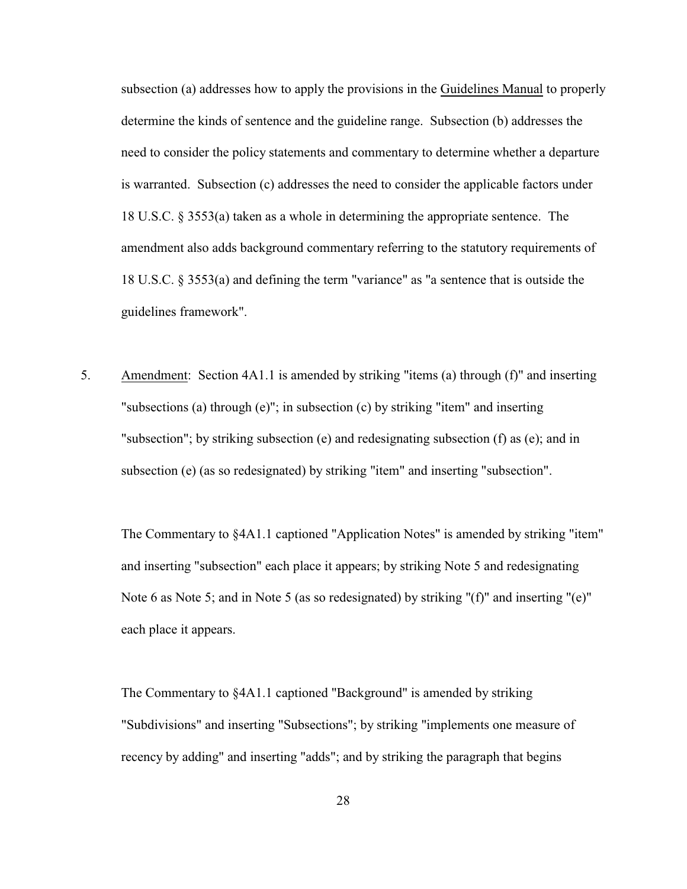subsection (a) addresses how to apply the provisions in the Guidelines Manual to properly determine the kinds of sentence and the guideline range. Subsection (b) addresses the need to consider the policy statements and commentary to determine whether a departure is warranted. Subsection (c) addresses the need to consider the applicable factors under 18 U.S.C. § 3553(a) taken as a whole in determining the appropriate sentence. The amendment also adds background commentary referring to the statutory requirements of 18 U.S.C. § 3553(a) and defining the term "variance" as "a sentence that is outside the guidelines framework".

5. Amendment: Section 4A1.1 is amended by striking "items (a) through (f)" and inserting "subsections (a) through (e)"; in subsection (c) by striking "item" and inserting "subsection"; by striking subsection (e) and redesignating subsection (f) as (e); and in subsection (e) (as so redesignated) by striking "item" and inserting "subsection".

The Commentary to §4A1.1 captioned "Application Notes" is amended by striking "item" and inserting "subsection" each place it appears; by striking Note 5 and redesignating Note 6 as Note 5; and in Note 5 (as so redesignated) by striking "(f)" and inserting "(e)" each place it appears.

The Commentary to §4A1.1 captioned "Background" is amended by striking "Subdivisions" and inserting "Subsections"; by striking "implements one measure of recency by adding" and inserting "adds"; and by striking the paragraph that begins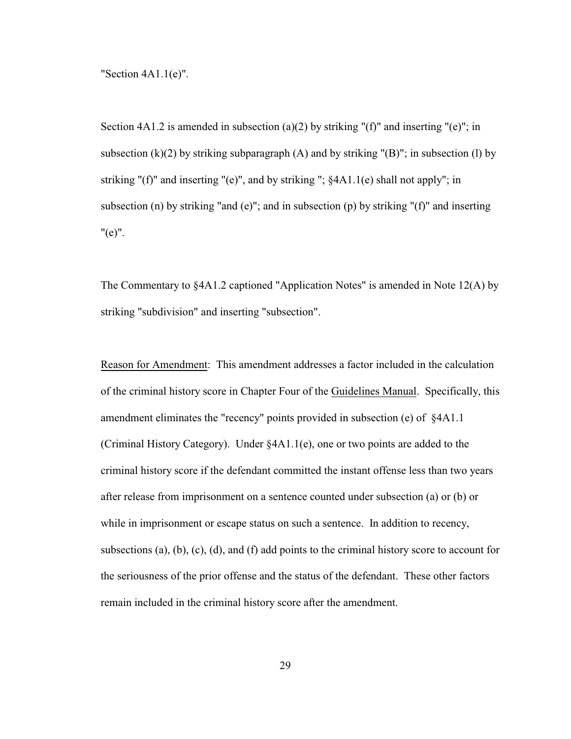"Section 4A1.1(e)".

Section 4A1.2 is amended in subsection (a)(2) by striking "(f)" and inserting "(e)"; in subsection (k)(2) by striking subparagraph (A) and by striking "(B)"; in subsection (l) by striking "(f)" and inserting "(e)", and by striking "; §4A1.1(e) shall not apply"; in subsection (n) by striking "and (e)"; and in subsection (p) by striking "(f)" and inserting "(e)".

The Commentary to §4A1.2 captioned "Application Notes" is amended in Note 12(A) by striking "subdivision" and inserting "subsection".

Reason for Amendment: This amendment addresses a factor included in the calculation of the criminal history score in Chapter Four of the Guidelines Manual. Specifically, this amendment eliminates the "recency" points provided in subsection (e) of §4A1.1 (Criminal History Category). Under §4A1.1(e), one or two points are added to the criminal history score if the defendant committed the instant offense less than two years after release from imprisonment on a sentence counted under subsection (a) or (b) or while in imprisonment or escape status on such a sentence. In addition to recency, subsections (a), (b), (c), (d), and (f) add points to the criminal history score to account for the seriousness of the prior offense and the status of the defendant. These other factors remain included in the criminal history score after the amendment.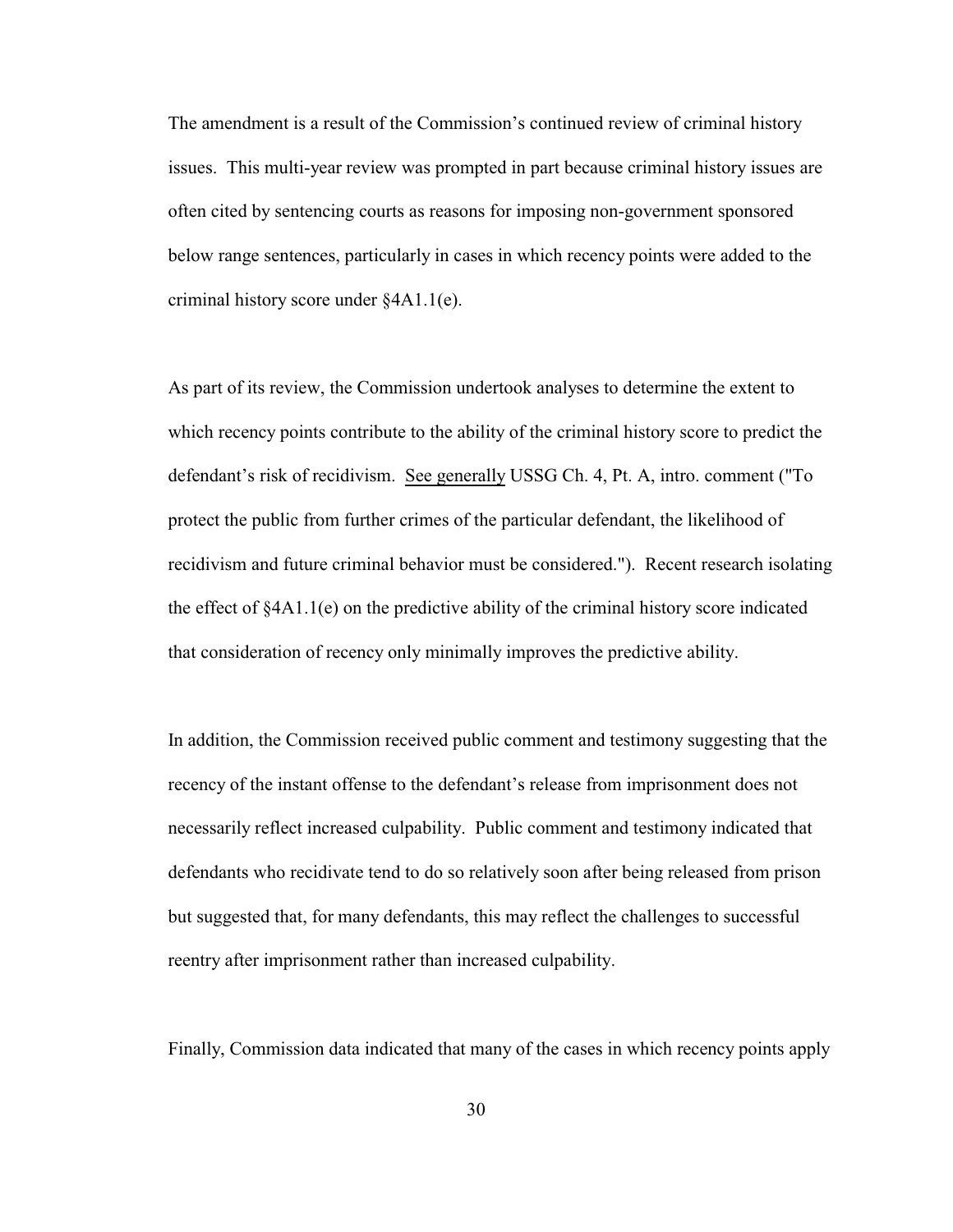The amendment is a result of the Commission's continued review of criminal history issues. This multi-year review was prompted in part because criminal history issues are often cited by sentencing courts as reasons for imposing non-government sponsored below range sentences, particularly in cases in which recency points were added to the criminal history score under §4A1.1(e).

As part of its review, the Commission undertook analyses to determine the extent to which recency points contribute to the ability of the criminal history score to predict the defendant's risk of recidivism. See generally USSG Ch. 4, Pt. A, intro. comment ("To protect the public from further crimes of the particular defendant, the likelihood of recidivism and future criminal behavior must be considered."). Recent research isolating the effect of §4A1.1(e) on the predictive ability of the criminal history score indicated that consideration of recency only minimally improves the predictive ability.

In addition, the Commission received public comment and testimony suggesting that the recency of the instant offense to the defendant's release from imprisonment does not necessarily reflect increased culpability. Public comment and testimony indicated that defendants who recidivate tend to do so relatively soon after being released from prison but suggested that, for many defendants, this may reflect the challenges to successful reentry after imprisonment rather than increased culpability.

Finally, Commission data indicated that many of the cases in which recency points apply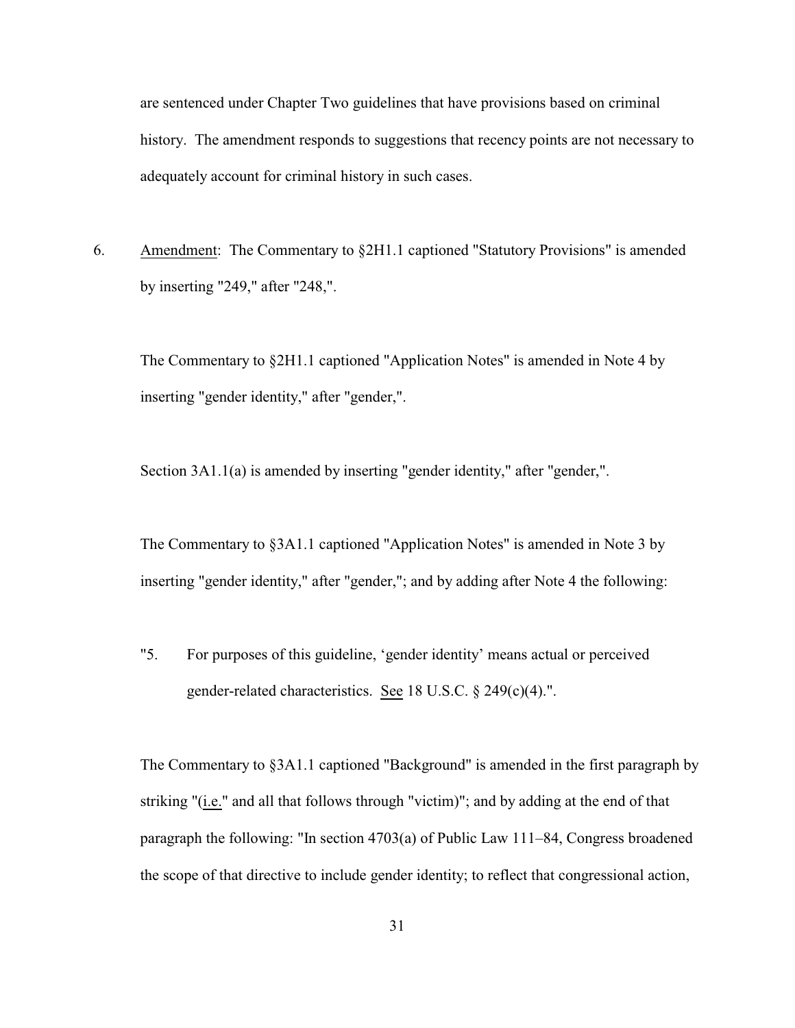are sentenced under Chapter Two guidelines that have provisions based on criminal history. The amendment responds to suggestions that recency points are not necessary to adequately account for criminal history in such cases.

6. Amendment: The Commentary to §2H1.1 captioned "Statutory Provisions" is amended by inserting "249," after "248,".

The Commentary to §2H1.1 captioned "Application Notes" is amended in Note 4 by inserting "gender identity," after "gender,".

Section 3A1.1(a) is amended by inserting "gender identity," after "gender,".

The Commentary to §3A1.1 captioned "Application Notes" is amended in Note 3 by inserting "gender identity," after "gender,"; and by adding after Note 4 the following:

"5. For purposes of this guideline, 'gender identity' means actual or perceived gender-related characteristics. See 18 U.S.C. § 249(c)(4).".

The Commentary to §3A1.1 captioned "Background" is amended in the first paragraph by striking "(i.e." and all that follows through "victim)"; and by adding at the end of that paragraph the following: "In section 4703(a) of Public Law 111–84, Congress broadened the scope of that directive to include gender identity; to reflect that congressional action,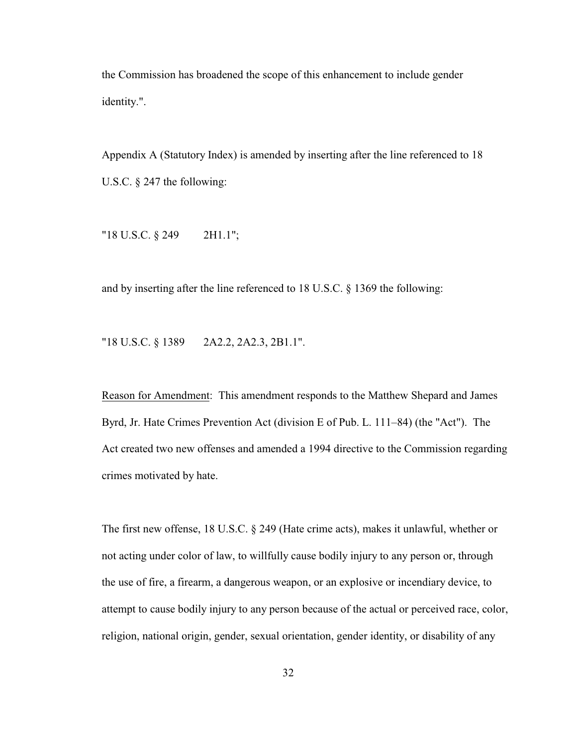the Commission has broadened the scope of this enhancement to include gender identity.".

Appendix A (Statutory Index) is amended by inserting after the line referenced to 18 U.S.C. § 247 the following:

"18 U.S.C. § 249 2H1.1";

and by inserting after the line referenced to 18 U.S.C. § 1369 the following:

"18 U.S.C. § 1389 2A2.2, 2A2.3, 2B1.1".

Reason for Amendment: This amendment responds to the Matthew Shepard and James Byrd, Jr. Hate Crimes Prevention Act (division E of Pub. L. 111–84) (the "Act"). The Act created two new offenses and amended a 1994 directive to the Commission regarding crimes motivated by hate.

The first new offense, 18 U.S.C. § 249 (Hate crime acts), makes it unlawful, whether or not acting under color of law, to willfully cause bodily injury to any person or, through the use of fire, a firearm, a dangerous weapon, or an explosive or incendiary device, to attempt to cause bodily injury to any person because of the actual or perceived race, color, religion, national origin, gender, sexual orientation, gender identity, or disability of any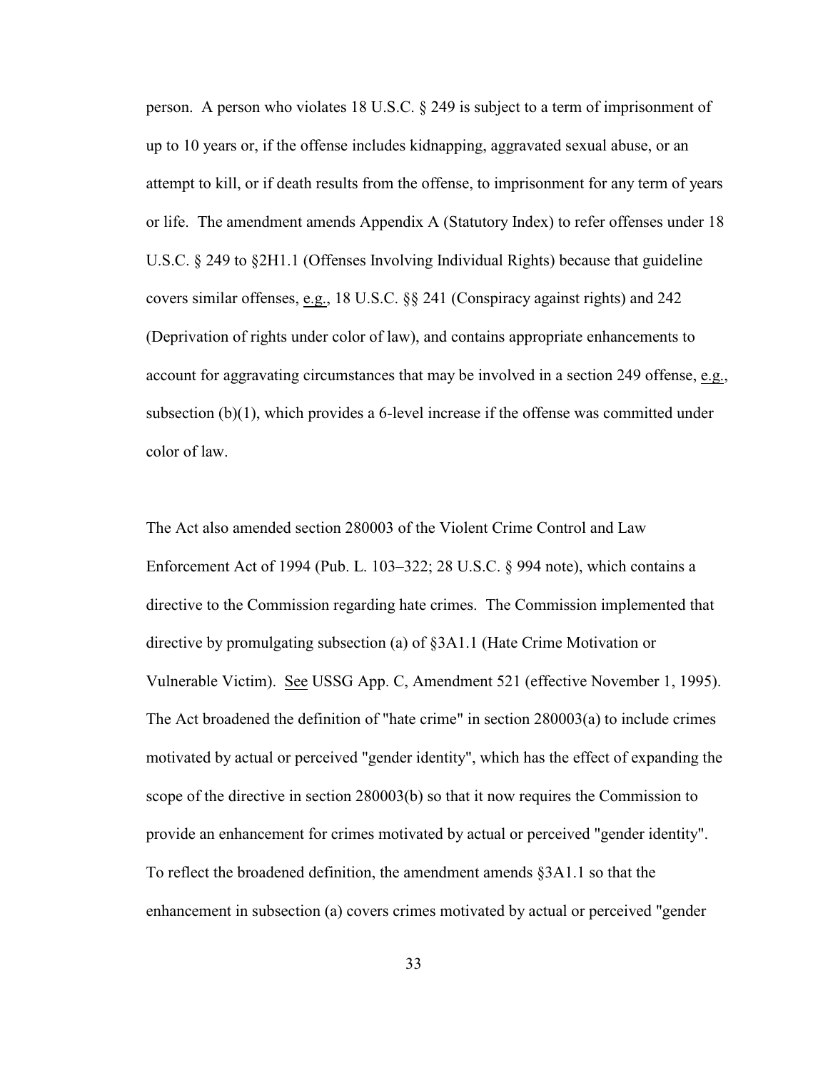person. A person who violates 18 U.S.C. § 249 is subject to a term of imprisonment of up to 10 years or, if the offense includes kidnapping, aggravated sexual abuse, or an attempt to kill, or if death results from the offense, to imprisonment for any term of years or life. The amendment amends Appendix A (Statutory Index) to refer offenses under 18 U.S.C. § 249 to §2H1.1 (Offenses Involving Individual Rights) because that guideline covers similar offenses, e.g., 18 U.S.C. §§ 241 (Conspiracy against rights) and 242 (Deprivation of rights under color of law), and contains appropriate enhancements to account for aggravating circumstances that may be involved in a section 249 offense, e.g., subsection (b)(1), which provides a 6-level increase if the offense was committed under color of law.

The Act also amended section 280003 of the Violent Crime Control and Law Enforcement Act of 1994 (Pub. L. 103–322; 28 U.S.C. § 994 note), which contains a directive to the Commission regarding hate crimes. The Commission implemented that directive by promulgating subsection (a) of §3A1.1 (Hate Crime Motivation or Vulnerable Victim). See USSG App. C, Amendment 521 (effective November 1, 1995). The Act broadened the definition of "hate crime" in section 280003(a) to include crimes motivated by actual or perceived "gender identity", which has the effect of expanding the scope of the directive in section 280003(b) so that it now requires the Commission to provide an enhancement for crimes motivated by actual or perceived "gender identity". To reflect the broadened definition, the amendment amends §3A1.1 so that the enhancement in subsection (a) covers crimes motivated by actual or perceived "gender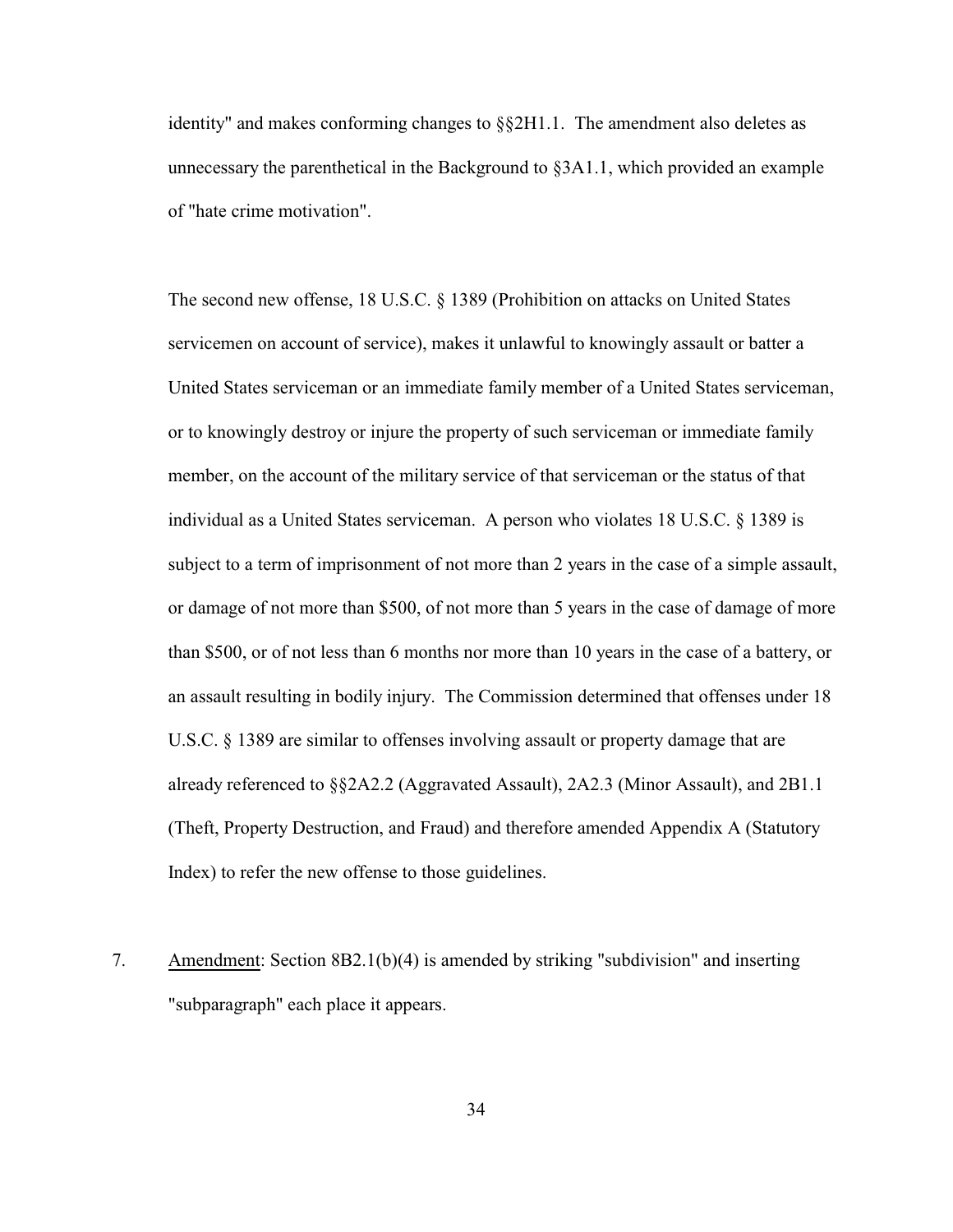identity" and makes conforming changes to §§2H1.1. The amendment also deletes as unnecessary the parenthetical in the Background to §3A1.1, which provided an example of "hate crime motivation".

The second new offense, 18 U.S.C. § 1389 (Prohibition on attacks on United States servicemen on account of service), makes it unlawful to knowingly assault or batter a United States serviceman or an immediate family member of a United States serviceman, or to knowingly destroy or injure the property of such serviceman or immediate family member, on the account of the military service of that serviceman or the status of that individual as a United States serviceman. A person who violates 18 U.S.C. § 1389 is subject to a term of imprisonment of not more than 2 years in the case of a simple assault, or damage of not more than $500, of not more than 5 years in the case of damage of more than $500, or of not less than 6 months nor more than 10 years in the case of a battery, or an assault resulting in bodily injury. The Commission determined that offenses under 18 U.S.C. § 1389 are similar to offenses involving assault or property damage that are already referenced to §§2A2.2 (Aggravated Assault), 2A2.3 (Minor Assault), and 2B1.1 (Theft, Property Destruction, and Fraud) and therefore amended Appendix A (Statutory Index) to refer the new offense to those guidelines.

7. Amendment: Section 8B2.1(b)(4) is amended by striking "subdivision" and inserting "subparagraph" each place it appears.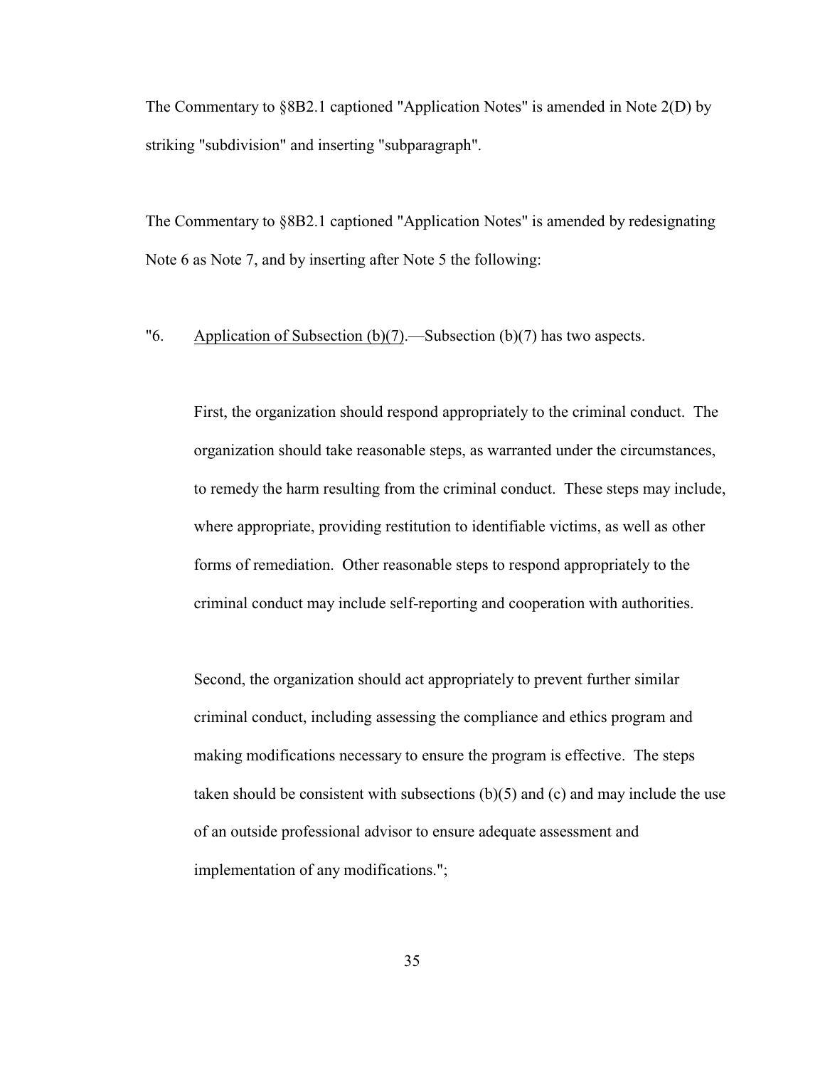The Commentary to §8B2.1 captioned "Application Notes" is amended in Note 2(D) by striking "subdivision" and inserting "subparagraph".

The Commentary to §8B2.1 captioned "Application Notes" is amended by redesignating Note 6 as Note 7, and by inserting after Note 5 the following:

"6. Application of Subsection (b)(7).—Subsection (b)(7) has two aspects.

First, the organization should respond appropriately to the criminal conduct. The organization should take reasonable steps, as warranted under the circumstances, to remedy the harm resulting from the criminal conduct. These steps may include, where appropriate, providing restitution to identifiable victims, as well as other forms of remediation. Other reasonable steps to respond appropriately to the criminal conduct may include self-reporting and cooperation with authorities.

Second, the organization should act appropriately to prevent further similar criminal conduct, including assessing the compliance and ethics program and making modifications necessary to ensure the program is effective. The steps taken should be consistent with subsections (b)(5) and (c) and may include the use of an outside professional advisor to ensure adequate assessment and implementation of any modifications.";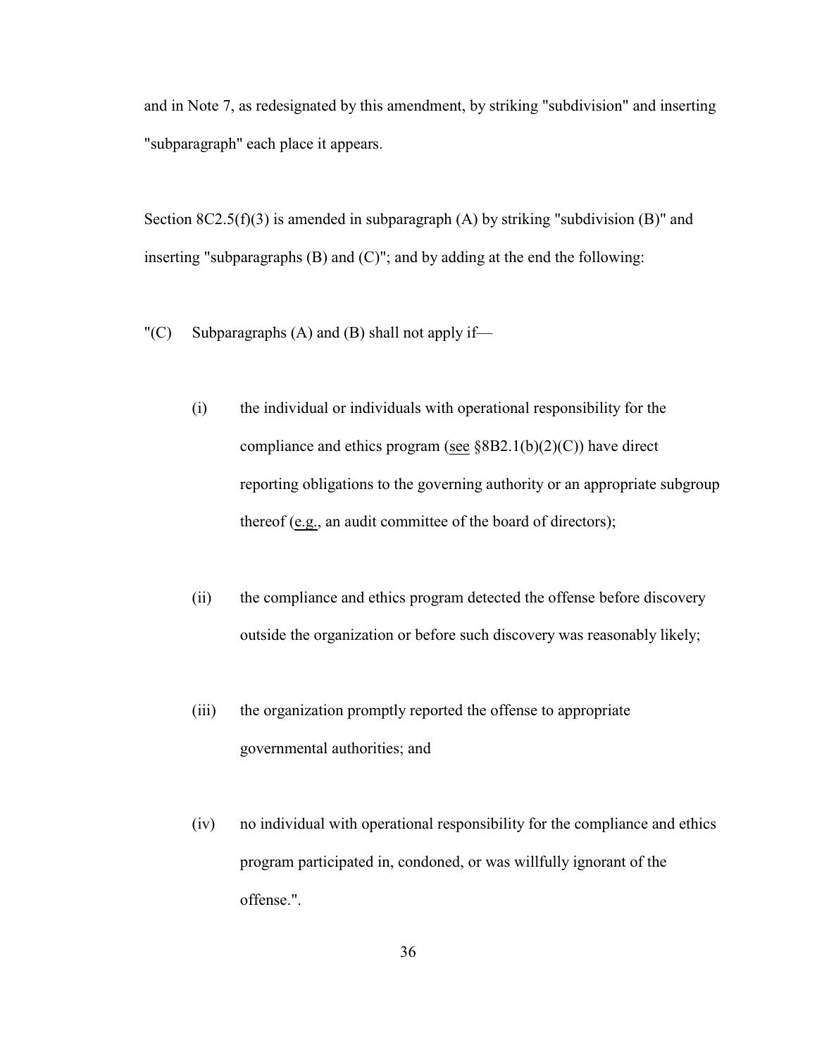and in Note 7, as redesignated by this amendment, by striking "subdivision" and inserting "subparagraph" each place it appears.

Section 8C2.5(f)(3) is amended in subparagraph (A) by striking "subdivision (B)" and inserting "subparagraphs (B) and (C)"; and by adding at the end the following:

"(C) Subparagraphs (A) and (B) shall not apply if—

(i) the individual or individuals with operational responsibility for the compliance and ethics program (see §8B2.1(b)(2)(C)) have direct reporting obligations to the governing authority or an appropriate subgroup thereof (e.g., an audit committee of the board of directors);

(ii) the compliance and ethics program detected the offense before discovery outside the organization or before such discovery was reasonably likely;

(iii) the organization promptly reported the offense to appropriate governmental authorities; and

(iv) no individual with operational responsibility for the compliance and ethics program participated in, condoned, or was willfully ignorant of the offense.".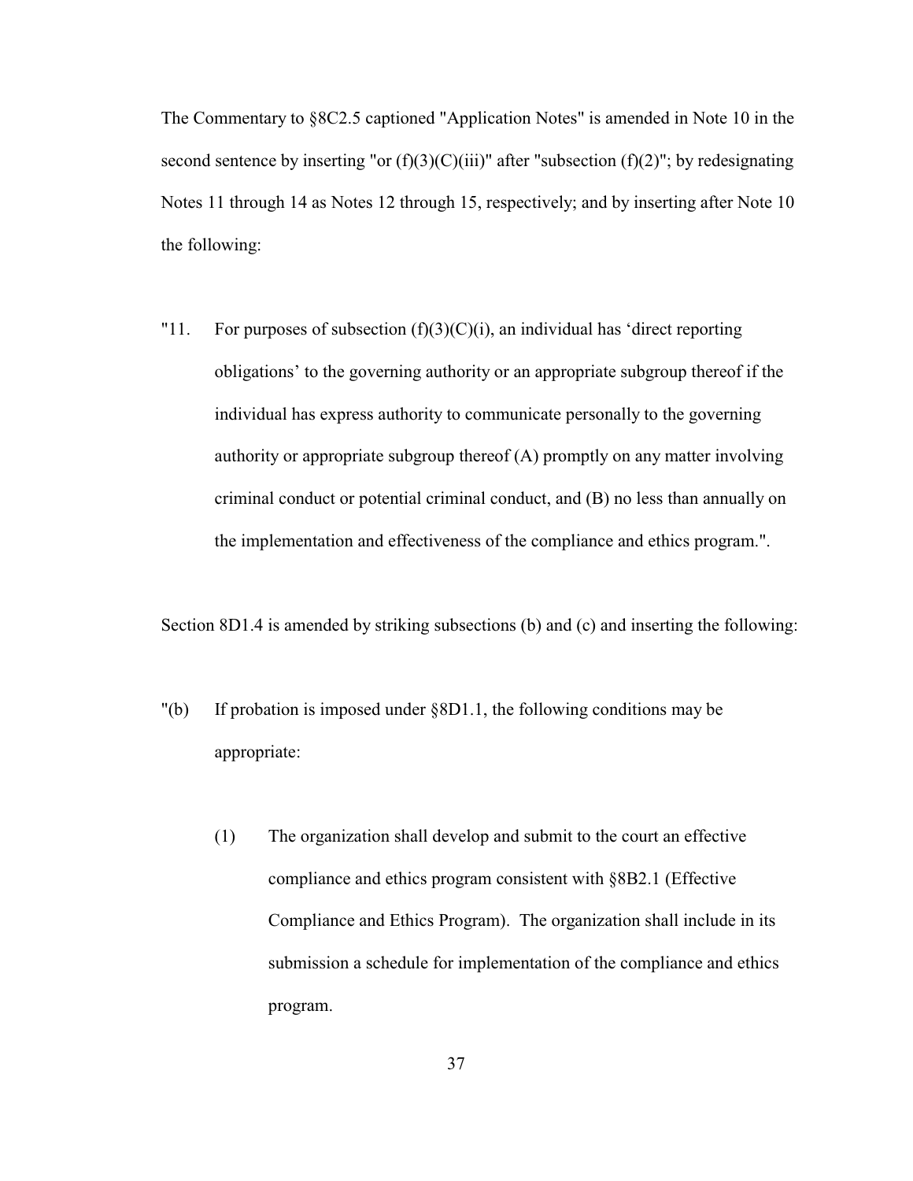The Commentary to §8C2.5 captioned "Application Notes" is amended in Note 10 in the second sentence by inserting "or (f)(3)(C)(iii)" after "subsection (f)(2)"; by redesignating Notes 11 through 14 as Notes 12 through 15, respectively; and by inserting after Note 10 the following:

"11. For purposes of subsection (f)(3)(C)(i), an individual has 'direct reporting obligations' to the governing authority or an appropriate subgroup thereof if the individual has express authority to communicate personally to the governing authority or appropriate subgroup thereof (A) promptly on any matter involving criminal conduct or potential criminal conduct, and (B) no less than annually on the implementation and effectiveness of the compliance and ethics program.".

Section 8D1.4 is amended by striking subsections (b) and (c) and inserting the following:

"(b) If probation is imposed under §8D1.1, the following conditions may be appropriate:

(1) The organization shall develop and submit to the court an effective compliance and ethics program consistent with §8B2.1 (Effective Compliance and Ethics Program). The organization shall include in its submission a schedule for implementation of the compliance and ethics program.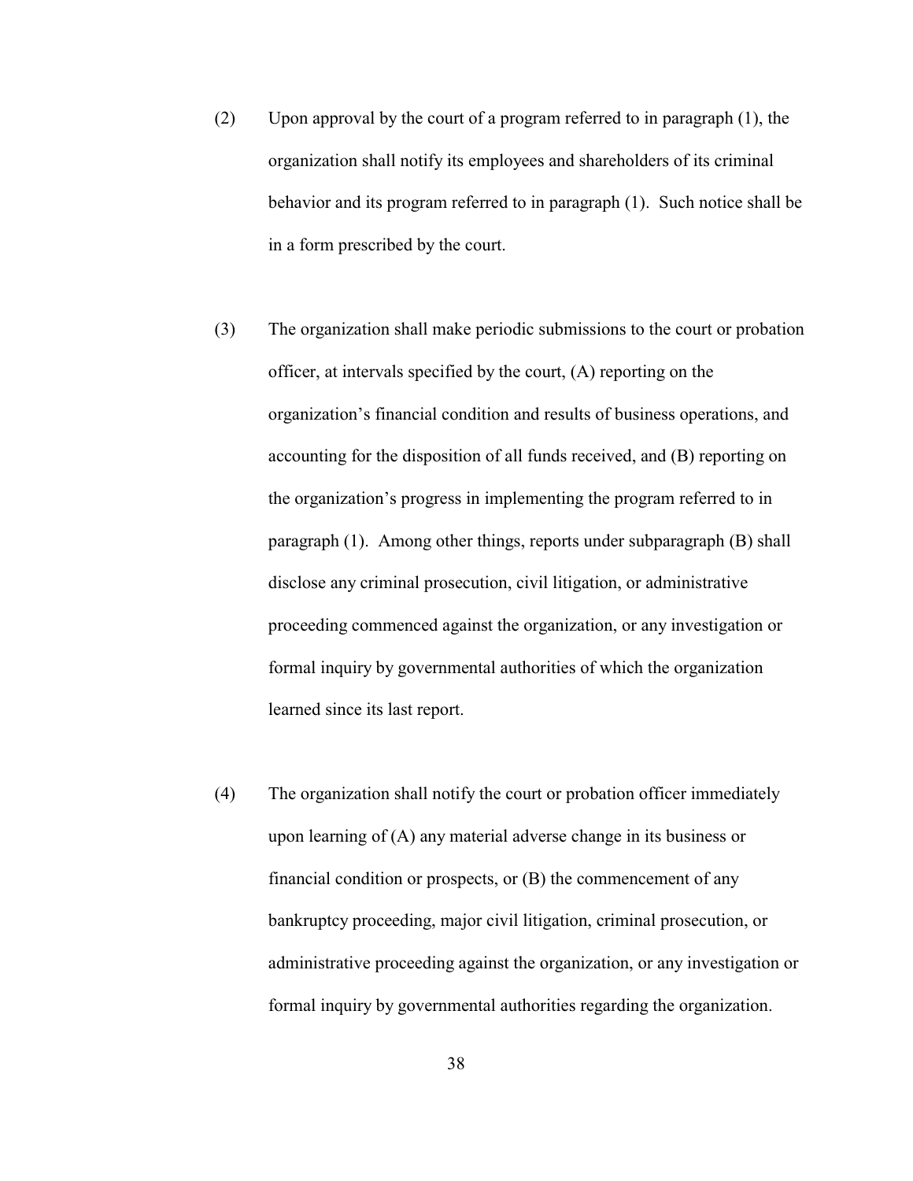(2) Upon approval by the court of a program referred to in paragraph (1), the organization shall notify its employees and shareholders of its criminal behavior and its program referred to in paragraph (1). Such notice shall be in a form prescribed by the court.

(3) The organization shall make periodic submissions to the court or probation officer, at intervals specified by the court, (A) reporting on the organization's financial condition and results of business operations, and accounting for the disposition of all funds received, and (B) reporting on the organization's progress in implementing the program referred to in paragraph (1). Among other things, reports under subparagraph (B) shall disclose any criminal prosecution, civil litigation, or administrative proceeding commenced against the organization, or any investigation or formal inquiry by governmental authorities of which the organization learned since its last report.

(4) The organization shall notify the court or probation officer immediately upon learning of (A) any material adverse change in its business or financial condition or prospects, or (B) the commencement of any bankruptcy proceeding, major civil litigation, criminal prosecution, or administrative proceeding against the organization, or any investigation or formal inquiry by governmental authorities regarding the organization.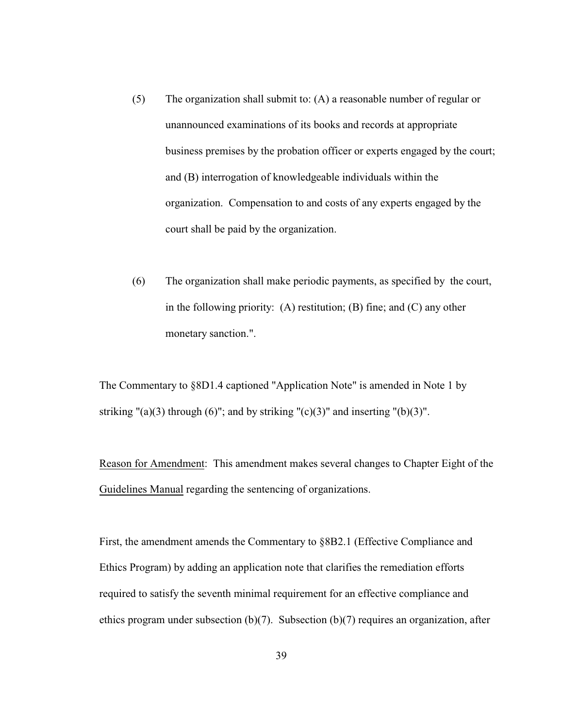(5) The organization shall submit to: (A) a reasonable number of regular or unannounced examinations of its books and records at appropriate business premises by the probation officer or experts engaged by the court; and (B) interrogation of knowledgeable individuals within the organization. Compensation to and costs of any experts engaged by the court shall be paid by the organization.

(6) The organization shall make periodic payments, as specified by the court, in the following priority: (A) restitution; (B) fine; and (C) any other monetary sanction.".

The Commentary to §8D1.4 captioned "Application Note" is amended in Note 1 by striking "(a)(3) through (6)"; and by striking "(c)(3)" and inserting "(b)(3)".

Reason for Amendment: This amendment makes several changes to Chapter Eight of the Guidelines Manual regarding the sentencing of organizations.

First, the amendment amends the Commentary to §8B2.1 (Effective Compliance and Ethics Program) by adding an application note that clarifies the remediation efforts required to satisfy the seventh minimal requirement for an effective compliance and ethics program under subsection (b)(7). Subsection (b)(7) requires an organization, after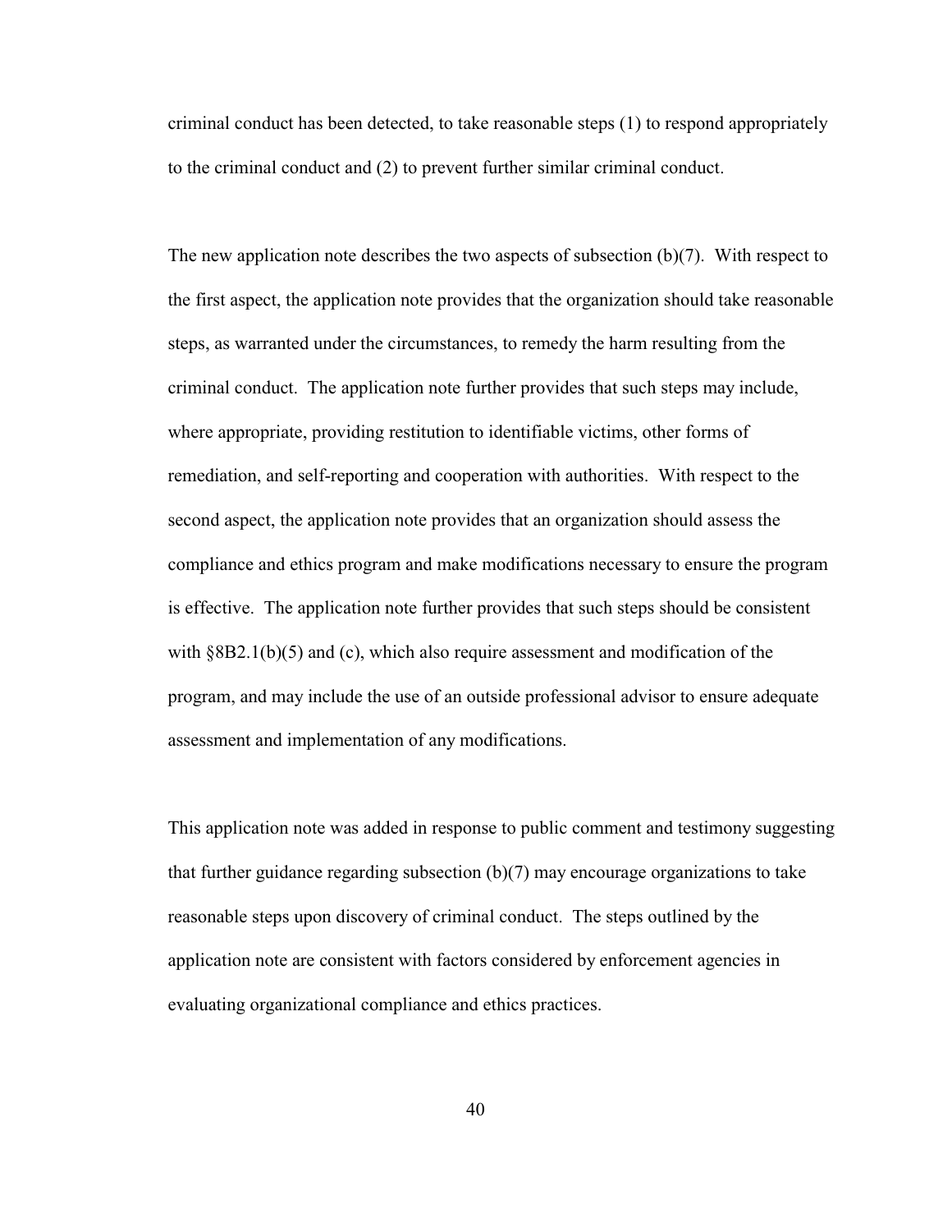criminal conduct has been detected, to take reasonable steps (1) to respond appropriately to the criminal conduct and (2) to prevent further similar criminal conduct.

The new application note describes the two aspects of subsection (b)(7). With respect to the first aspect, the application note provides that the organization should take reasonable steps, as warranted under the circumstances, to remedy the harm resulting from the criminal conduct. The application note further provides that such steps may include, where appropriate, providing restitution to identifiable victims, other forms of remediation, and self-reporting and cooperation with authorities. With respect to the second aspect, the application note provides that an organization should assess the compliance and ethics program and make modifications necessary to ensure the program is effective. The application note further provides that such steps should be consistent with §8B2.1(b)(5) and (c), which also require assessment and modification of the program, and may include the use of an outside professional advisor to ensure adequate assessment and implementation of any modifications.

This application note was added in response to public comment and testimony suggesting that further guidance regarding subsection (b)(7) may encourage organizations to take reasonable steps upon discovery of criminal conduct. The steps outlined by the application note are consistent with factors considered by enforcement agencies in evaluating organizational compliance and ethics practices.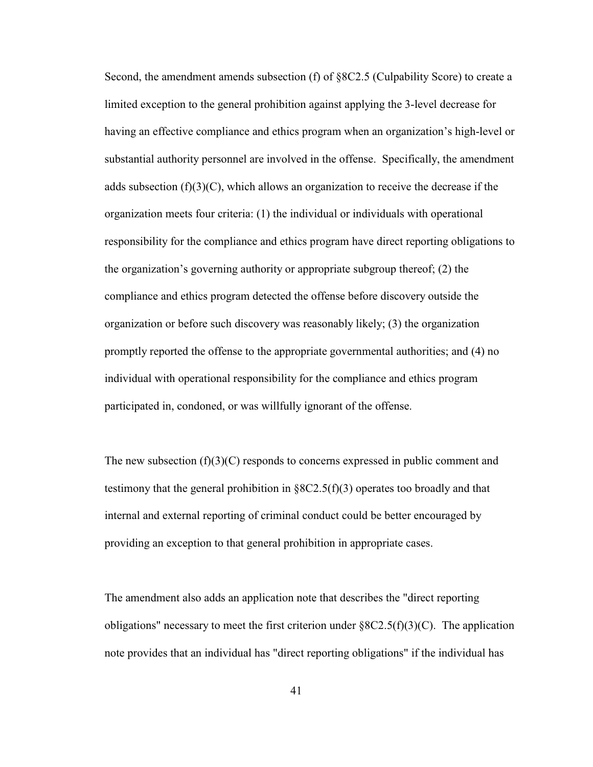Second, the amendment amends subsection (f) of §8C2.5 (Culpability Score) to create a limited exception to the general prohibition against applying the 3-level decrease for having an effective compliance and ethics program when an organization's high-level or substantial authority personnel are involved in the offense. Specifically, the amendment adds subsection (f)(3)(C), which allows an organization to receive the decrease if the organization meets four criteria: (1) the individual or individuals with operational responsibility for the compliance and ethics program have direct reporting obligations to the organization's governing authority or appropriate subgroup thereof; (2) the compliance and ethics program detected the offense before discovery outside the organization or before such discovery was reasonably likely; (3) the organization promptly reported the offense to the appropriate governmental authorities; and (4) no individual with operational responsibility for the compliance and ethics program participated in, condoned, or was willfully ignorant of the offense.

The new subsection (f)(3)(C) responds to concerns expressed in public comment and testimony that the general prohibition in §8C2.5(f)(3) operates too broadly and that internal and external reporting of criminal conduct could be better encouraged by providing an exception to that general prohibition in appropriate cases.

The amendment also adds an application note that describes the "direct reporting obligations" necessary to meet the first criterion under §8C2.5(f)(3)(C). The application note provides that an individual has "direct reporting obligations" if the individual has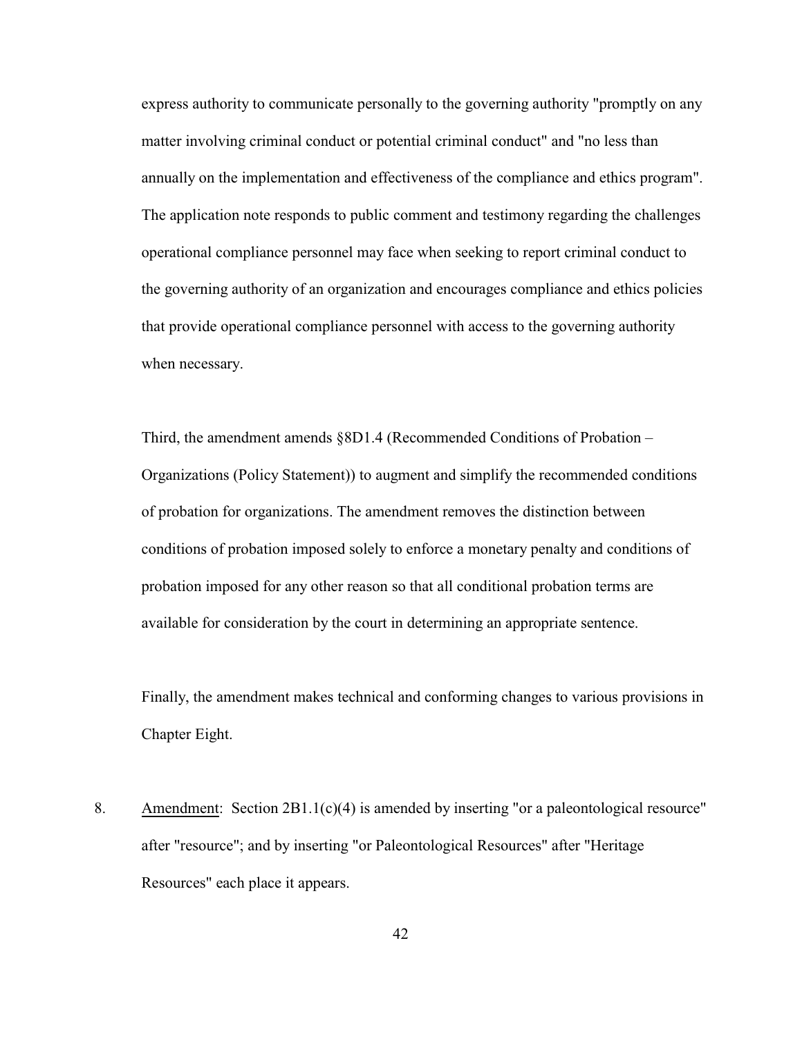express authority to communicate personally to the governing authority "promptly on any matter involving criminal conduct or potential criminal conduct" and "no less than annually on the implementation and effectiveness of the compliance and ethics program". The application note responds to public comment and testimony regarding the challenges operational compliance personnel may face when seeking to report criminal conduct to the governing authority of an organization and encourages compliance and ethics policies that provide operational compliance personnel with access to the governing authority when necessary.

Third, the amendment amends §8D1.4 (Recommended Conditions of Probation – Organizations (Policy Statement)) to augment and simplify the recommended conditions of probation for organizations. The amendment removes the distinction between conditions of probation imposed solely to enforce a monetary penalty and conditions of probation imposed for any other reason so that all conditional probation terms are available for consideration by the court in determining an appropriate sentence.

Finally, the amendment makes technical and conforming changes to various provisions in Chapter Eight.

8. Amendment: Section 2B1.1(c)(4) is amended by inserting "or a paleontological resource" after "resource"; and by inserting "or Paleontological Resources" after "Heritage Resources" each place it appears.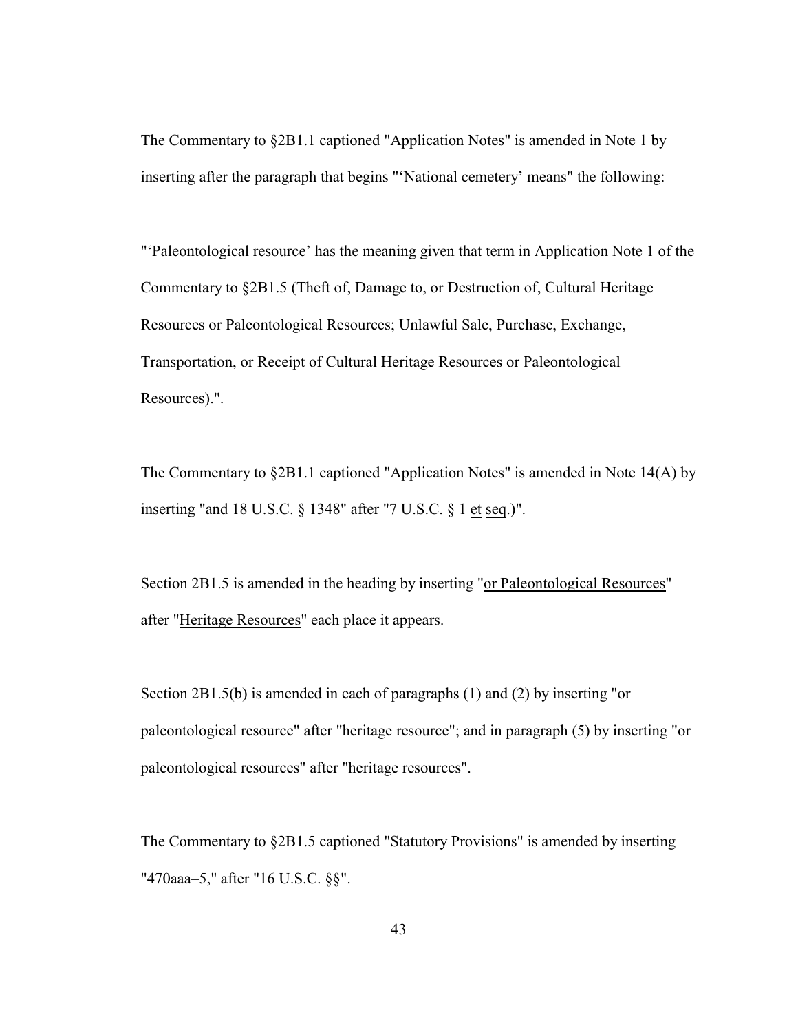The Commentary to §2B1.1 captioned "Application Notes" is amended in Note 1 by inserting after the paragraph that begins "'National cemetery' means" the following:

"'Paleontological resource' has the meaning given that term in Application Note 1 of the Commentary to §2B1.5 (Theft of, Damage to, or Destruction of, Cultural Heritage Resources or Paleontological Resources; Unlawful Sale, Purchase, Exchange, Transportation, or Receipt of Cultural Heritage Resources or Paleontological Resources).".

The Commentary to §2B1.1 captioned "Application Notes" is amended in Note 14(A) by inserting "and 18 U.S.C. § 1348" after "7 U.S.C. § 1 et seq.)".

Section 2B1.5 is amended in the heading by inserting "or Paleontological Resources" after "Heritage Resources" each place it appears.

Section 2B1.5(b) is amended in each of paragraphs (1) and (2) by inserting "or paleontological resource" after "heritage resource"; and in paragraph (5) by inserting "or paleontological resources" after "heritage resources".

The Commentary to §2B1.5 captioned "Statutory Provisions" is amended by inserting "470aaa–5," after "16 U.S.C. §§".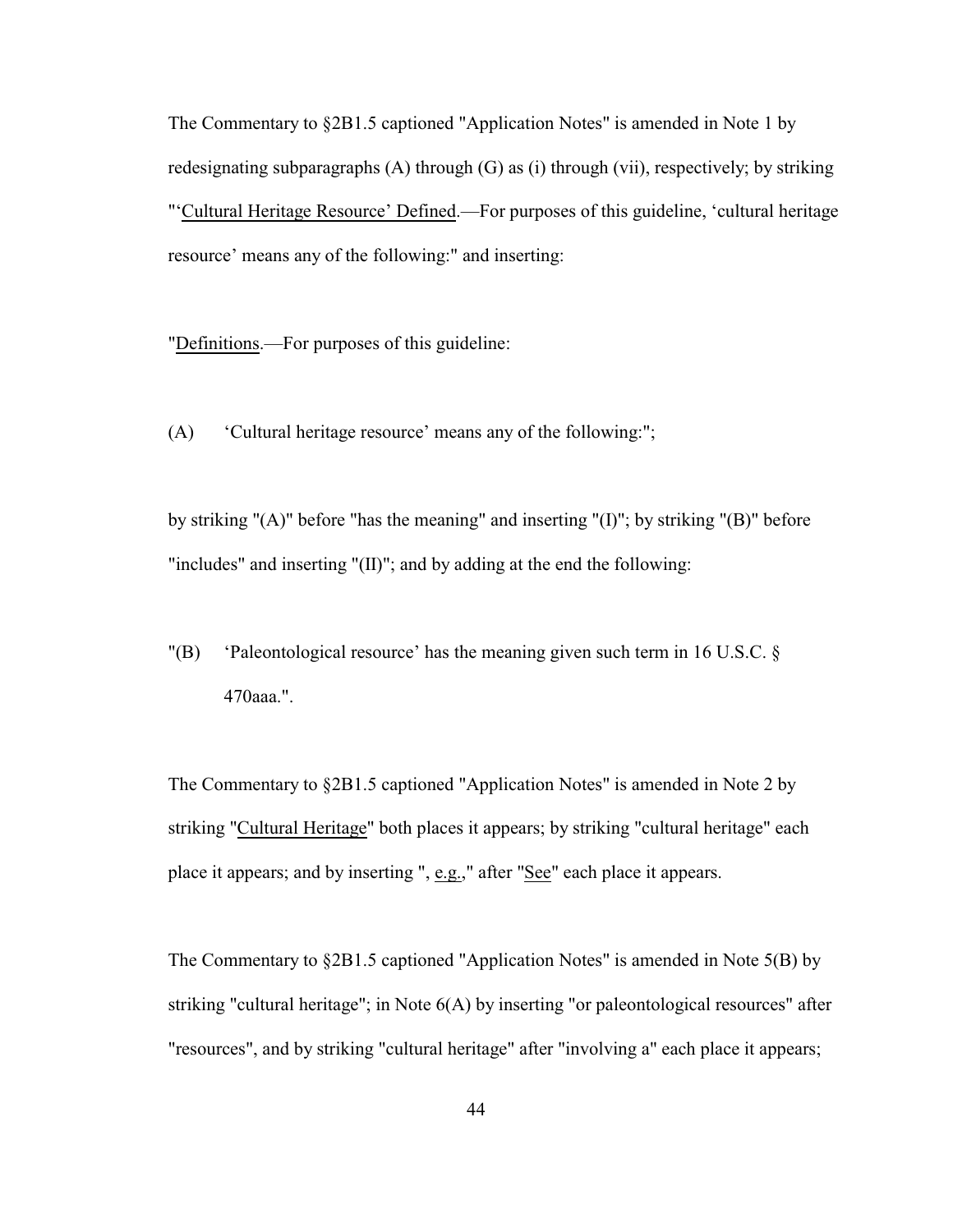The Commentary to §2B1.5 captioned "Application Notes" is amended in Note 1 by redesignating subparagraphs (A) through (G) as (i) through (vii), respectively; by striking "'Cultural Heritage Resource' Defined.—For purposes of this guideline, 'cultural heritage resource' means any of the following:" and inserting:

"Definitions.—For purposes of this guideline:

(A) 'Cultural heritage resource' means any of the following:";

by striking "(A)" before "has the meaning" and inserting "(I)"; by striking "(B)" before "includes" and inserting "(II)"; and by adding at the end the following:

"(B) 'Paleontological resource' has the meaning given such term in 16 U.S.C. § 470aaa.".

The Commentary to §2B1.5 captioned "Application Notes" is amended in Note 2 by striking "Cultural Heritage" both places it appears; by striking "cultural heritage" each place it appears; and by inserting ", e.g.," after "See" each place it appears.

The Commentary to §2B1.5 captioned "Application Notes" is amended in Note 5(B) by striking "cultural heritage"; in Note 6(A) by inserting "or paleontological resources" after "resources", and by striking "cultural heritage" after "involving a" each place it appears;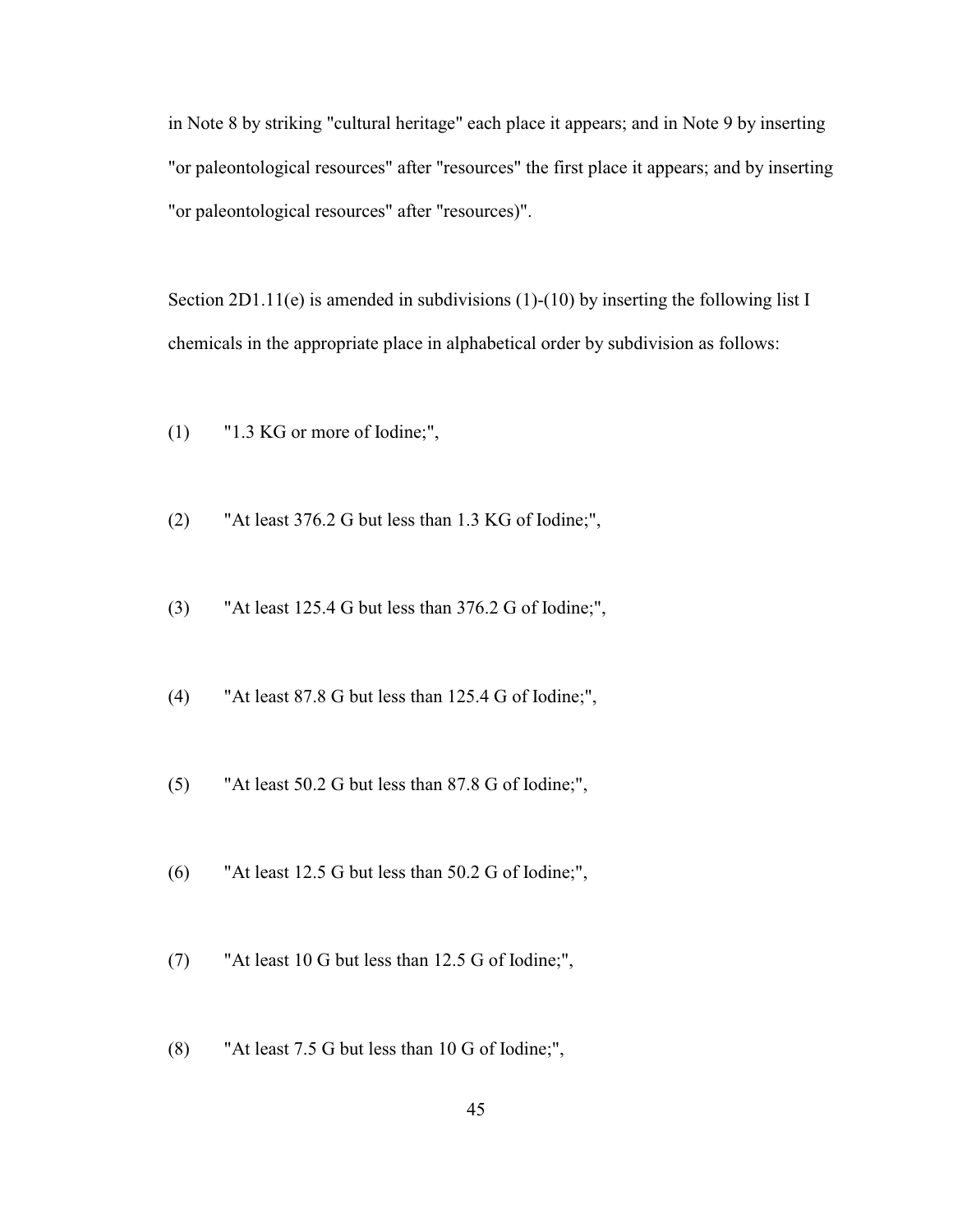in Note 8 by striking "cultural heritage" each place it appears; and in Note 9 by inserting "or paleontological resources" after "resources" the first place it appears; and by inserting "or paleontological resources" after "resources)".

Section 2D1.11(e) is amended in subdivisions (1)-(10) by inserting the following list I chemicals in the appropriate place in alphabetical order by subdivision as follows:

(1) "1.3 KG or more of Iodine;",

(2) "At least 376.2 G but less than 1.3 KG of Iodine;",

(3) "At least 125.4 G but less than 376.2 G of Iodine;",

(4) "At least 87.8 G but less than 125.4 G of Iodine;",

(5) "At least 50.2 G but less than 87.8 G of Iodine;",

(6) "At least 12.5 G but less than 50.2 G of Iodine;",

(7) "At least 10 G but less than 12.5 G of Iodine;",

(8) "At least 7.5 G but less than 10 G of Iodine;",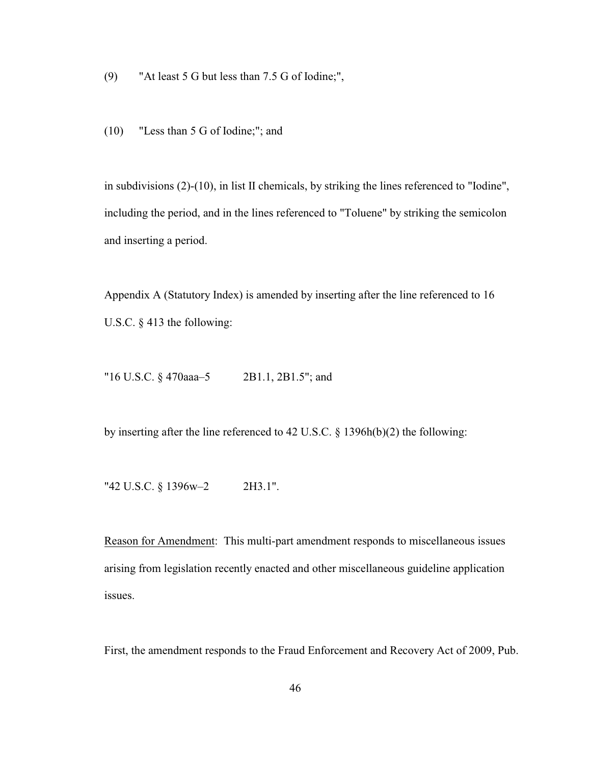(9) "At least 5 G but less than 7.5 G of Iodine;",

(10) "Less than 5 G of Iodine;"; and

in subdivisions (2)-(10), in list II chemicals, by striking the lines referenced to "Iodine", including the period, and in the lines referenced to "Toluene" by striking the semicolon and inserting a period.

Appendix A (Statutory Index) is amended by inserting after the line referenced to 16 U.S.C. § 413 the following:

"16 U.S.C. § 470aaa–5 2B1.1, 2B1.5"; and

by inserting after the line referenced to 42 U.S.C. § 1396h(b)(2) the following:

"42 U.S.C. § 1396w–2 2H3.1".

Reason for Amendment: This multi-part amendment responds to miscellaneous issues arising from legislation recently enacted and other miscellaneous guideline application issues.

First, the amendment responds to the Fraud Enforcement and Recovery Act of 2009, Pub.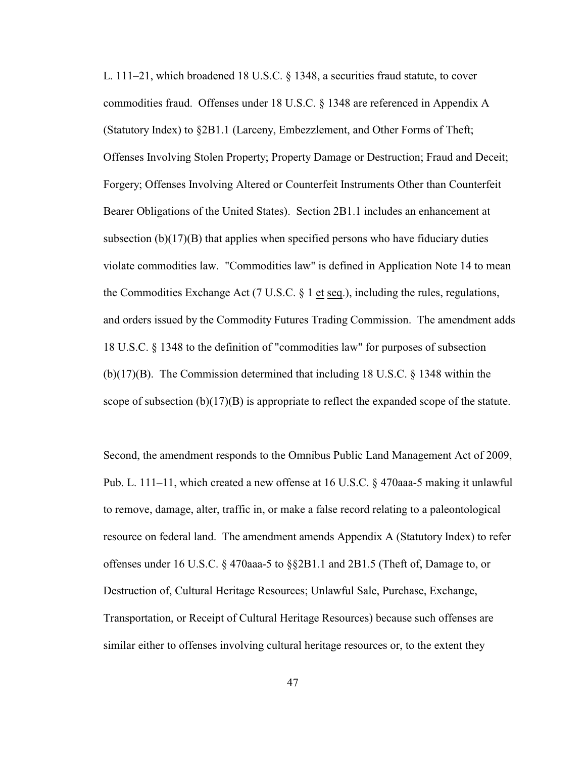L. 111–21, which broadened 18 U.S.C. § 1348, a securities fraud statute, to cover commodities fraud. Offenses under 18 U.S.C. § 1348 are referenced in Appendix A (Statutory Index) to §2B1.1 (Larceny, Embezzlement, and Other Forms of Theft; Offenses Involving Stolen Property; Property Damage or Destruction; Fraud and Deceit; Forgery; Offenses Involving Altered or Counterfeit Instruments Other than Counterfeit Bearer Obligations of the United States). Section 2B1.1 includes an enhancement at subsection (b)(17)(B) that applies when specified persons who have fiduciary duties violate commodities law. "Commodities law" is defined in Application Note 14 to mean the Commodities Exchange Act (7 U.S.C. § 1 et seq.), including the rules, regulations, and orders issued by the Commodity Futures Trading Commission. The amendment adds 18 U.S.C. § 1348 to the definition of "commodities law" for purposes of subsection (b)(17)(B). The Commission determined that including 18 U.S.C. § 1348 within the scope of subsection (b)(17)(B) is appropriate to reflect the expanded scope of the statute.

Second, the amendment responds to the Omnibus Public Land Management Act of 2009, Pub. L. 111–11, which created a new offense at 16 U.S.C. § 470aaa-5 making it unlawful to remove, damage, alter, traffic in, or make a false record relating to a paleontological resource on federal land. The amendment amends Appendix A (Statutory Index) to refer offenses under 16 U.S.C. § 470aaa-5 to §§2B1.1 and 2B1.5 (Theft of, Damage to, or Destruction of, Cultural Heritage Resources; Unlawful Sale, Purchase, Exchange, Transportation, or Receipt of Cultural Heritage Resources) because such offenses are similar either to offenses involving cultural heritage resources or, to the extent they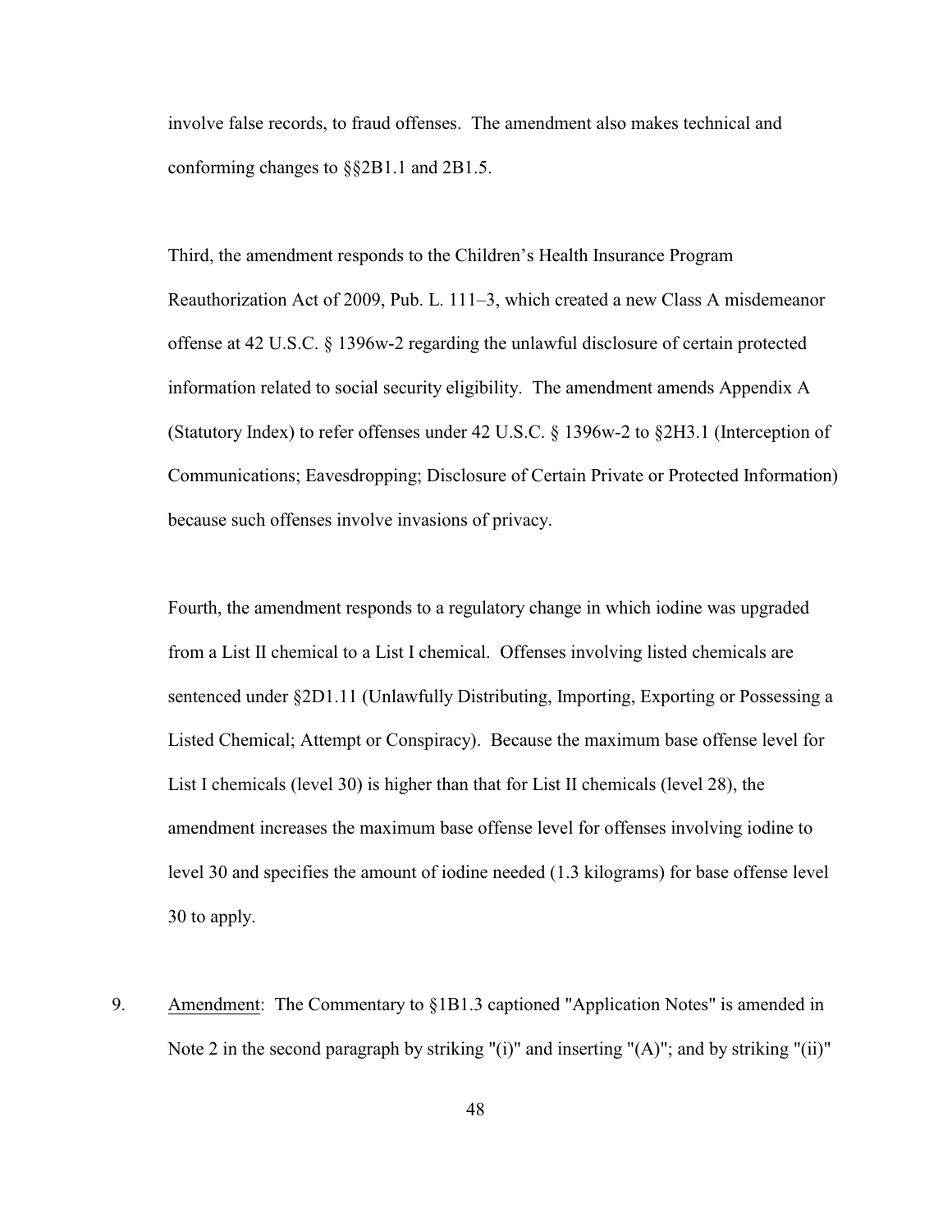involve false records, to fraud offenses. The amendment also makes technical and conforming changes to §§2B1.1 and 2B1.5.

Third, the amendment responds to the Children's Health Insurance Program Reauthorization Act of 2009, Pub. L. 111–3, which created a new Class A misdemeanor offense at 42 U.S.C. § 1396w-2 regarding the unlawful disclosure of certain protected information related to social security eligibility. The amendment amends Appendix A (Statutory Index) to refer offenses under 42 U.S.C. § 1396w-2 to §2H3.1 (Interception of Communications; Eavesdropping; Disclosure of Certain Private or Protected Information) because such offenses involve invasions of privacy.

Fourth, the amendment responds to a regulatory change in which iodine was upgraded from a List II chemical to a List I chemical. Offenses involving listed chemicals are sentenced under §2D1.11 (Unlawfully Distributing, Importing, Exporting or Possessing a Listed Chemical; Attempt or Conspiracy). Because the maximum base offense level for List I chemicals (level 30) is higher than that for List II chemicals (level 28), the amendment increases the maximum base offense level for offenses involving iodine to level 30 and specifies the amount of iodine needed (1.3 kilograms) for base offense level 30 to apply.

9. Amendment: The Commentary to §1B1.3 captioned "Application Notes" is amended in Note 2 in the second paragraph by striking "(i)" and inserting "(A)"; and by striking "(ii)"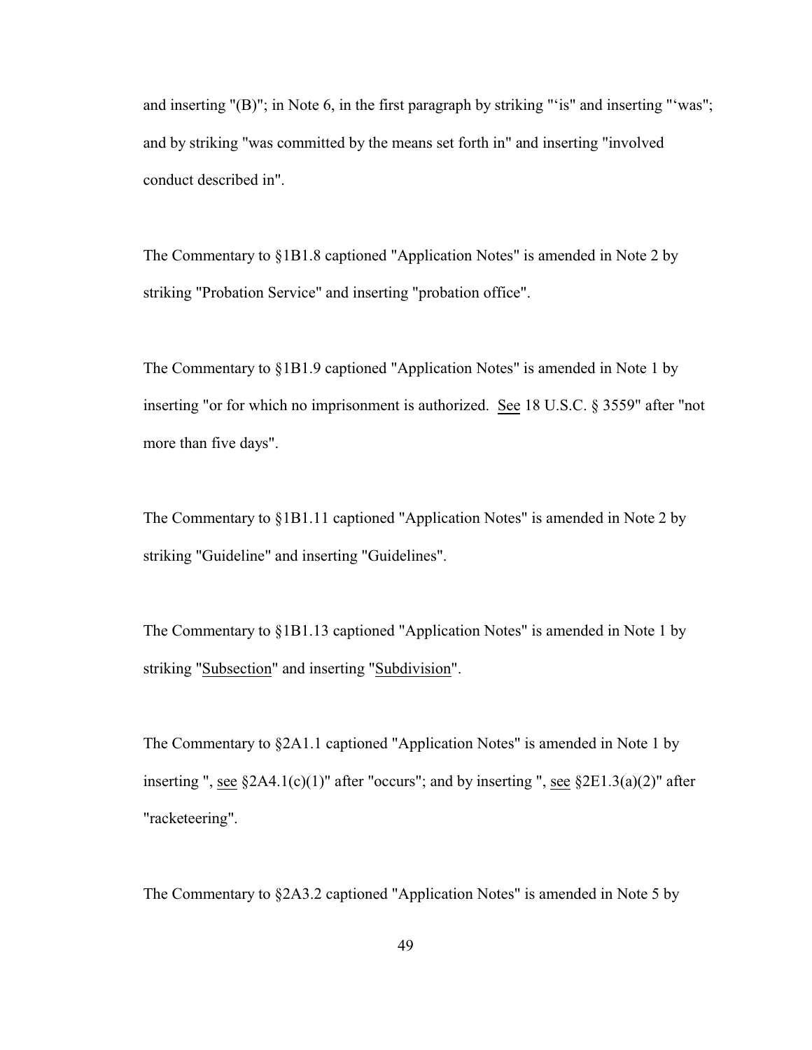and inserting "(B)"; in Note 6, in the first paragraph by striking "'is" and inserting "'was"; and by striking "was committed by the means set forth in" and inserting "involved conduct described in".

The Commentary to §1B1.8 captioned "Application Notes" is amended in Note 2 by striking "Probation Service" and inserting "probation office".

The Commentary to §1B1.9 captioned "Application Notes" is amended in Note 1 by inserting "or for which no imprisonment is authorized. <u>See</u> 18 U.S.C. § 3559" after "not more than five days".

The Commentary to §1B1.11 captioned "Application Notes" is amended in Note 2 by striking "Guideline" and inserting "Guidelines".

The Commentary to §1B1.13 captioned "Application Notes" is amended in Note 1 by striking "<u>Subsection</u>" and inserting "<u>Subdivision</u>".

The Commentary to §2A1.1 captioned "Application Notes" is amended in Note 1 by inserting ", <u>see</u> §2A4.1(c)(1)" after "occurs"; and by inserting ", <u>see</u> §2E1.3(a)(2)" after "racketeering".

The Commentary to §2A3.2 captioned "Application Notes" is amended in Note 5 by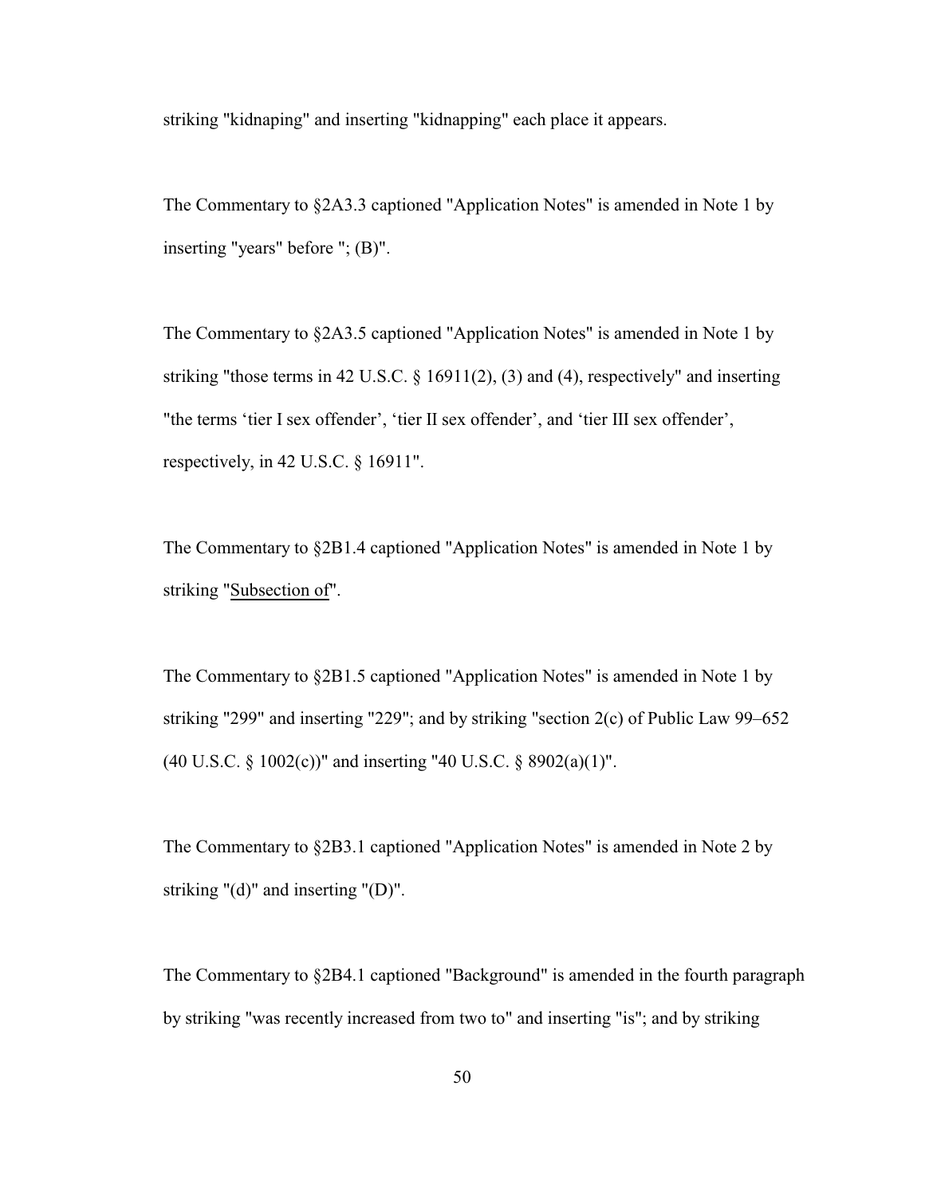striking "kidnaping" and inserting "kidnapping" each place it appears.

The Commentary to §2A3.3 captioned "Application Notes" is amended in Note 1 by inserting "years" before "; (B)".

The Commentary to §2A3.5 captioned "Application Notes" is amended in Note 1 by striking "those terms in 42 U.S.C. § 16911(2), (3) and (4), respectively" and inserting "the terms 'tier I sex offender', 'tier II sex offender', and 'tier III sex offender', respectively, in 42 U.S.C. § 16911".

The Commentary to §2B1.4 captioned "Application Notes" is amended in Note 1 by striking "Subsection of".

The Commentary to §2B1.5 captioned "Application Notes" is amended in Note 1 by striking "299" and inserting "229"; and by striking "section 2(c) of Public Law 99–652 (40 U.S.C. § 1002(c))" and inserting "40 U.S.C. § 8902(a)(1)".

The Commentary to §2B3.1 captioned "Application Notes" is amended in Note 2 by striking "(d)" and inserting "(D)".

The Commentary to §2B4.1 captioned "Background" is amended in the fourth paragraph by striking "was recently increased from two to" and inserting "is"; and by striking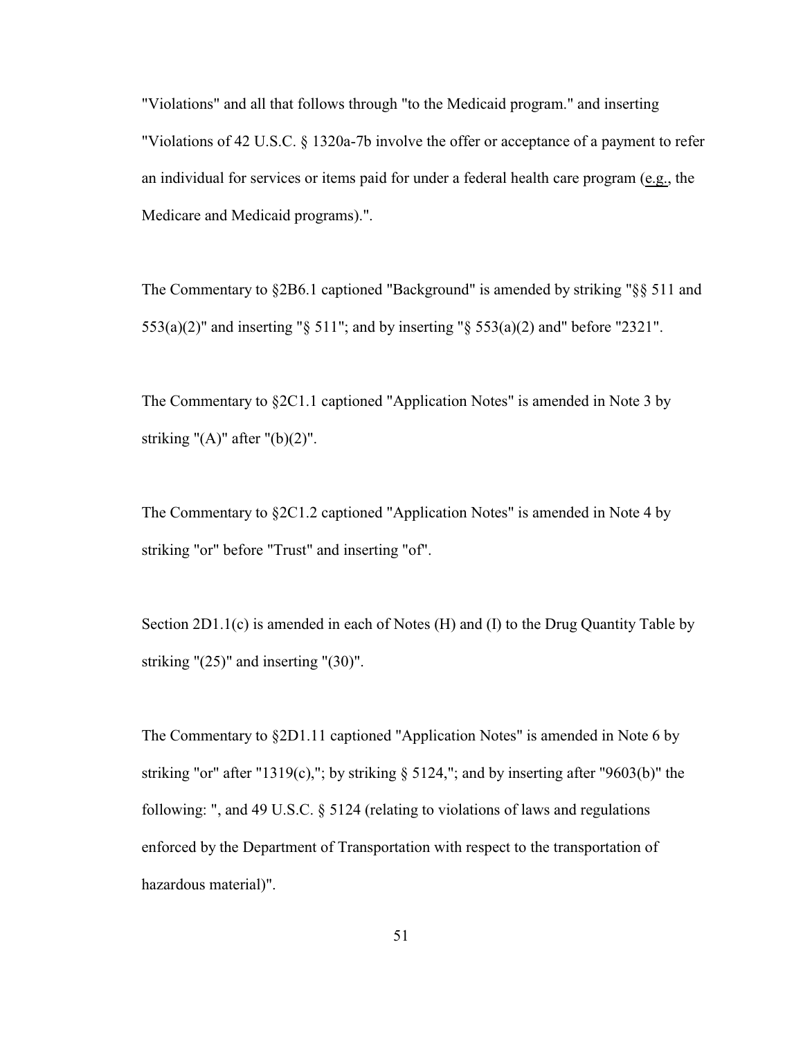"Violations" and all that follows through "to the Medicaid program." and inserting "Violations of 42 U.S.C. § 1320a-7b involve the offer or acceptance of a payment to refer an individual for services or items paid for under a federal health care program (e.g., the Medicare and Medicaid programs).".

The Commentary to §2B6.1 captioned "Background" is amended by striking "§§ 511 and 553(a)(2)" and inserting "§ 511"; and by inserting "§ 553(a)(2) and" before "2321".

The Commentary to §2C1.1 captioned "Application Notes" is amended in Note 3 by striking "(A)" after "(b)(2)".

The Commentary to §2C1.2 captioned "Application Notes" is amended in Note 4 by striking "or" before "Trust" and inserting "of".

Section 2D1.1(c) is amended in each of Notes (H) and (I) to the Drug Quantity Table by striking "(25)" and inserting "(30)".

The Commentary to §2D1.11 captioned "Application Notes" is amended in Note 6 by striking "or" after "1319(c),"; by striking § 5124,"; and by inserting after "9603(b)" the following: ", and 49 U.S.C. § 5124 (relating to violations of laws and regulations enforced by the Department of Transportation with respect to the transportation of hazardous material)".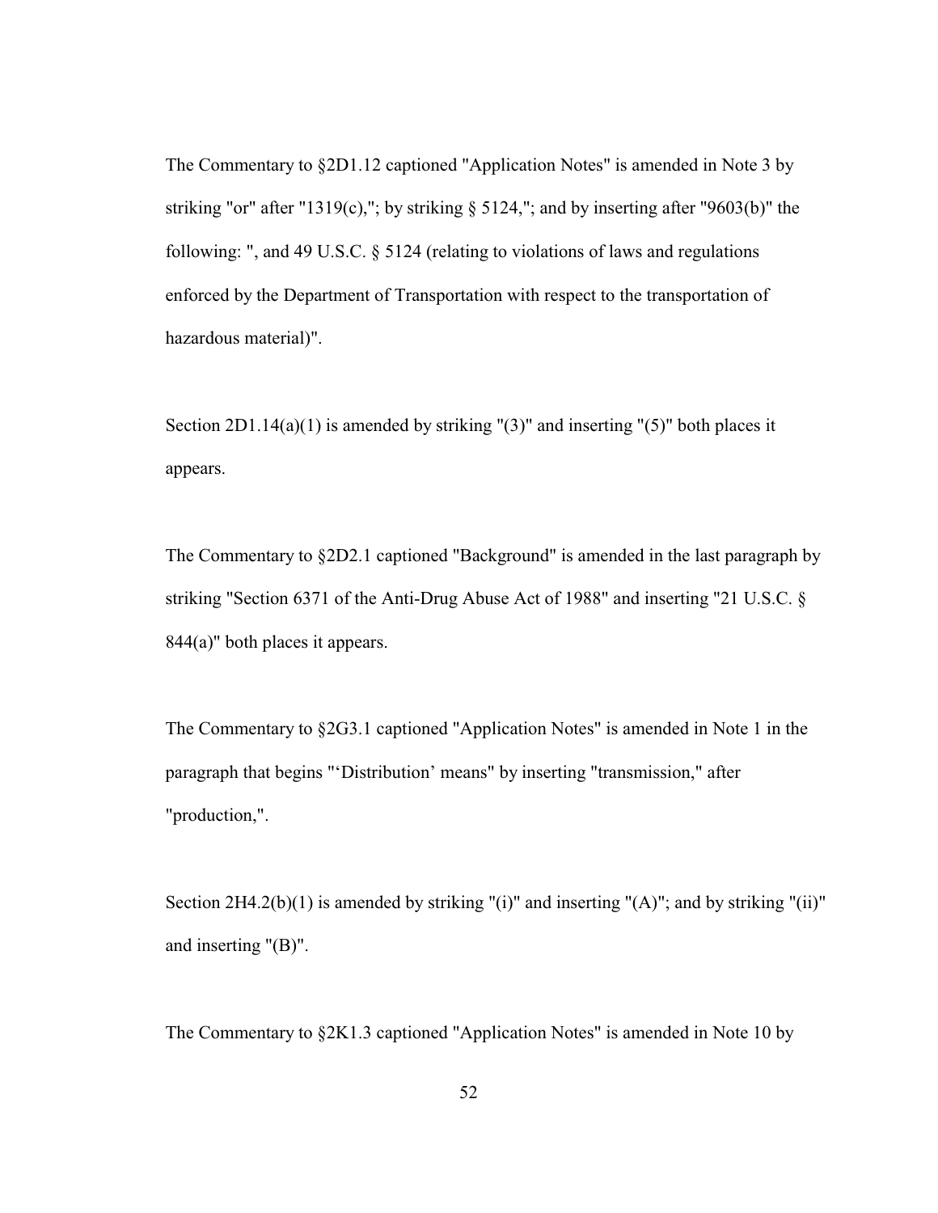The Commentary to §2D1.12 captioned "Application Notes" is amended in Note 3 by striking "or" after "1319(c),"; by striking § 5124,"; and by inserting after "9603(b)" the following: ", and 49 U.S.C. § 5124 (relating to violations of laws and regulations enforced by the Department of Transportation with respect to the transportation of hazardous material)".

Section 2D1.14(a)(1) is amended by striking "(3)" and inserting "(5)" both places it appears.

The Commentary to §2D2.1 captioned "Background" is amended in the last paragraph by striking "Section 6371 of the Anti-Drug Abuse Act of 1988" and inserting "21 U.S.C. § 844(a)" both places it appears.

The Commentary to §2G3.1 captioned "Application Notes" is amended in Note 1 in the paragraph that begins "'Distribution' means" by inserting "transmission," after "production,".

Section 2H4.2(b)(1) is amended by striking "(i)" and inserting "(A)"; and by striking "(ii)" and inserting "(B)".

The Commentary to §2K1.3 captioned "Application Notes" is amended in Note 10 by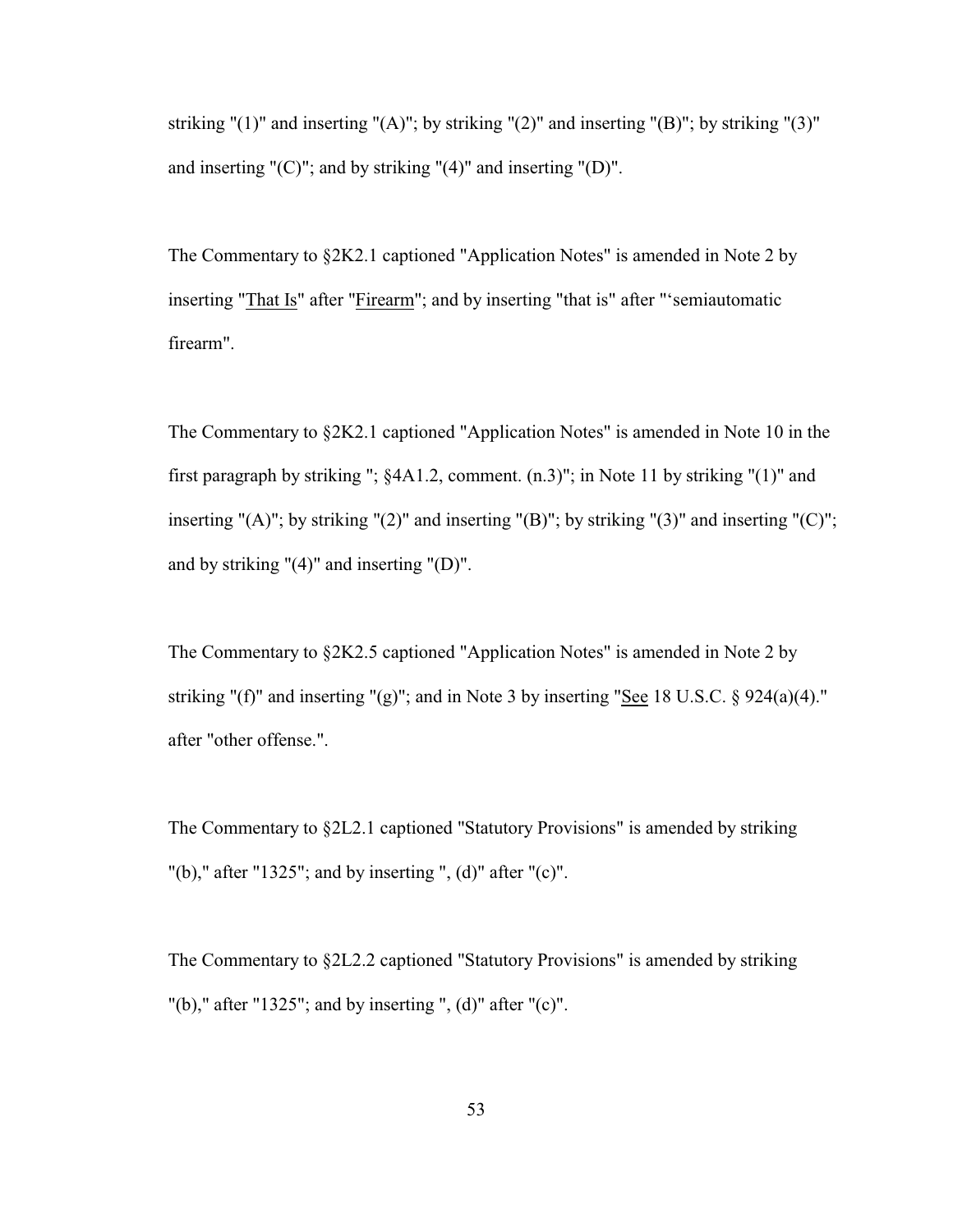striking "(1)" and inserting "(A)"; by striking "(2)" and inserting "(B)"; by striking "(3)" and inserting "(C)"; and by striking "(4)" and inserting "(D)".

The Commentary to §2K2.1 captioned "Application Notes" is amended in Note 2 by inserting "<u>That Is</u>" after "<u>Firearm</u>"; and by inserting "that is" after "'semiautomatic firearm".

The Commentary to §2K2.1 captioned "Application Notes" is amended in Note 10 in the first paragraph by striking "; §4A1.2, comment. (n.3)"; in Note 11 by striking "(1)" and inserting "(A)"; by striking "(2)" and inserting "(B)"; by striking "(3)" and inserting "(C)"; and by striking "(4)" and inserting "(D)".

The Commentary to §2K2.5 captioned "Application Notes" is amended in Note 2 by striking "(f)" and inserting "(g)"; and in Note 3 by inserting "<u>See</u> 18 U.S.C. § 924(a)(4)." after "other offense.".

The Commentary to §2L2.1 captioned "Statutory Provisions" is amended by striking "(b)," after "1325"; and by inserting ", (d)" after "(c)".

The Commentary to §2L2.2 captioned "Statutory Provisions" is amended by striking "(b)," after "1325"; and by inserting ", (d)" after "(c)".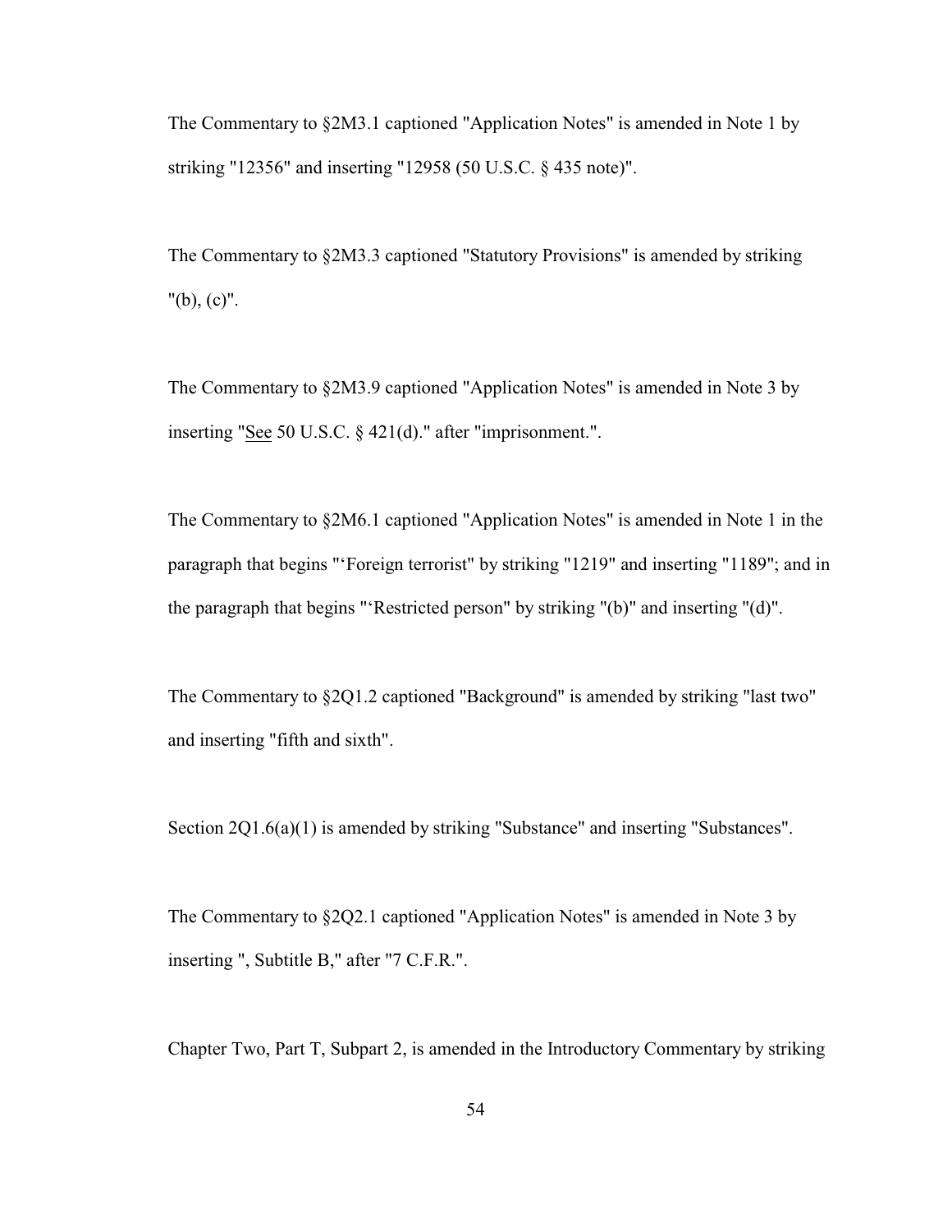The Commentary to §2M3.1 captioned "Application Notes" is amended in Note 1 by striking "12356" and inserting "12958 (50 U.S.C. § 435 note)".

The Commentary to §2M3.3 captioned "Statutory Provisions" is amended by striking "(b), (c)".

The Commentary to §2M3.9 captioned "Application Notes" is amended in Note 3 by inserting "See 50 U.S.C. § 421(d)." after "imprisonment.".

The Commentary to §2M6.1 captioned "Application Notes" is amended in Note 1 in the paragraph that begins "'Foreign terrorist" by striking "1219" and inserting "1189"; and in the paragraph that begins "'Restricted person" by striking "(b)" and inserting "(d)".

The Commentary to §2Q1.2 captioned "Background" is amended by striking "last two" and inserting "fifth and sixth".

Section 2Q1.6(a)(1) is amended by striking "Substance" and inserting "Substances".

The Commentary to §2Q2.1 captioned "Application Notes" is amended in Note 3 by inserting ", Subtitle B," after "7 C.F.R.".

Chapter Two, Part T, Subpart 2, is amended in the Introductory Commentary by striking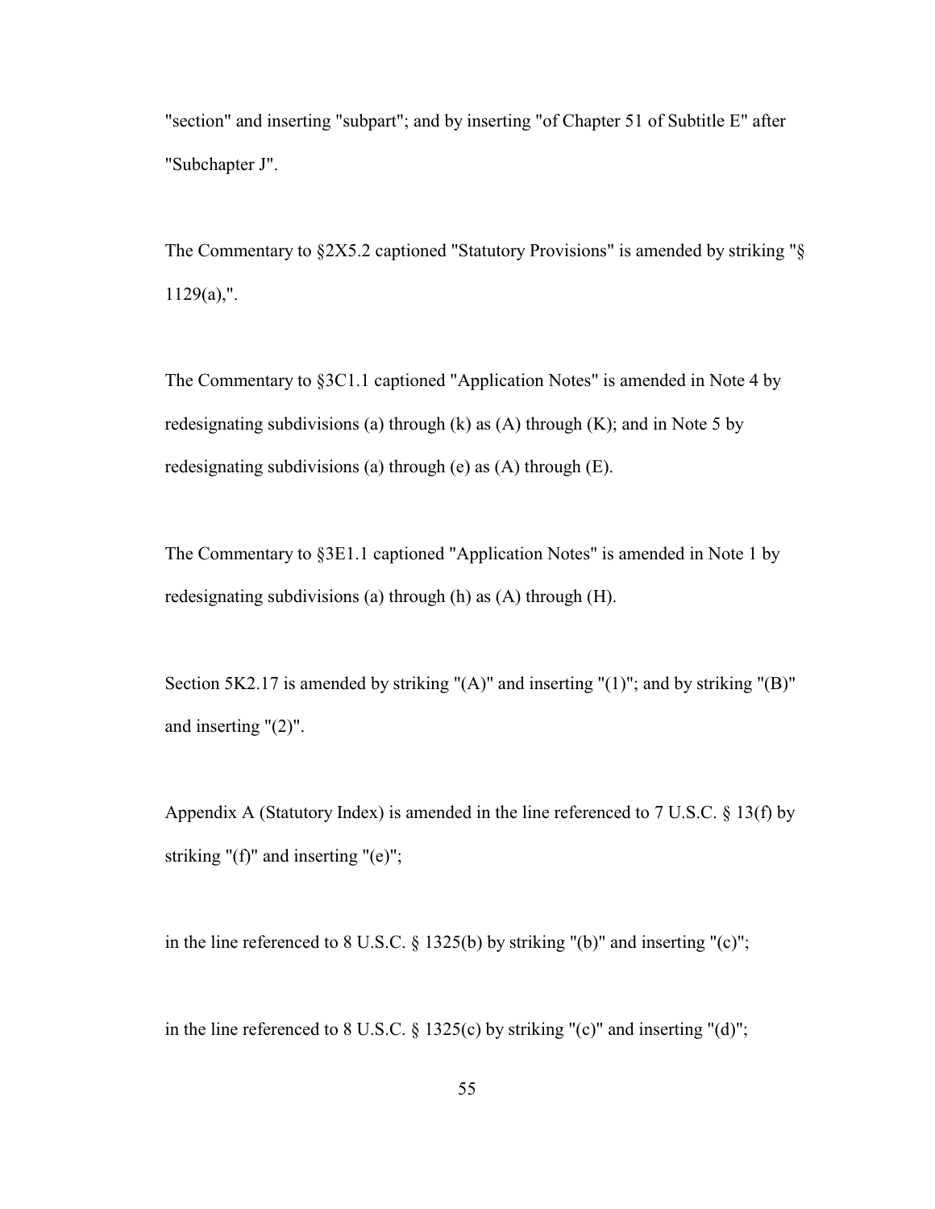"section" and inserting "subpart"; and by inserting "of Chapter 51 of Subtitle E" after "Subchapter J".

The Commentary to §2X5.2 captioned "Statutory Provisions" is amended by striking "§ 1129(a),".

The Commentary to §3C1.1 captioned "Application Notes" is amended in Note 4 by redesignating subdivisions (a) through (k) as (A) through (K); and in Note 5 by redesignating subdivisions (a) through (e) as (A) through (E).

The Commentary to §3E1.1 captioned "Application Notes" is amended in Note 1 by redesignating subdivisions (a) through (h) as (A) through (H).

Section 5K2.17 is amended by striking "(A)" and inserting "(1)"; and by striking "(B)" and inserting "(2)".

Appendix A (Statutory Index) is amended in the line referenced to 7 U.S.C. § 13(f) by striking "(f)" and inserting "(e)";

in the line referenced to 8 U.S.C. § 1325(b) by striking "(b)" and inserting "(c)";

in the line referenced to 8 U.S.C. § 1325(c) by striking "(c)" and inserting "(d)";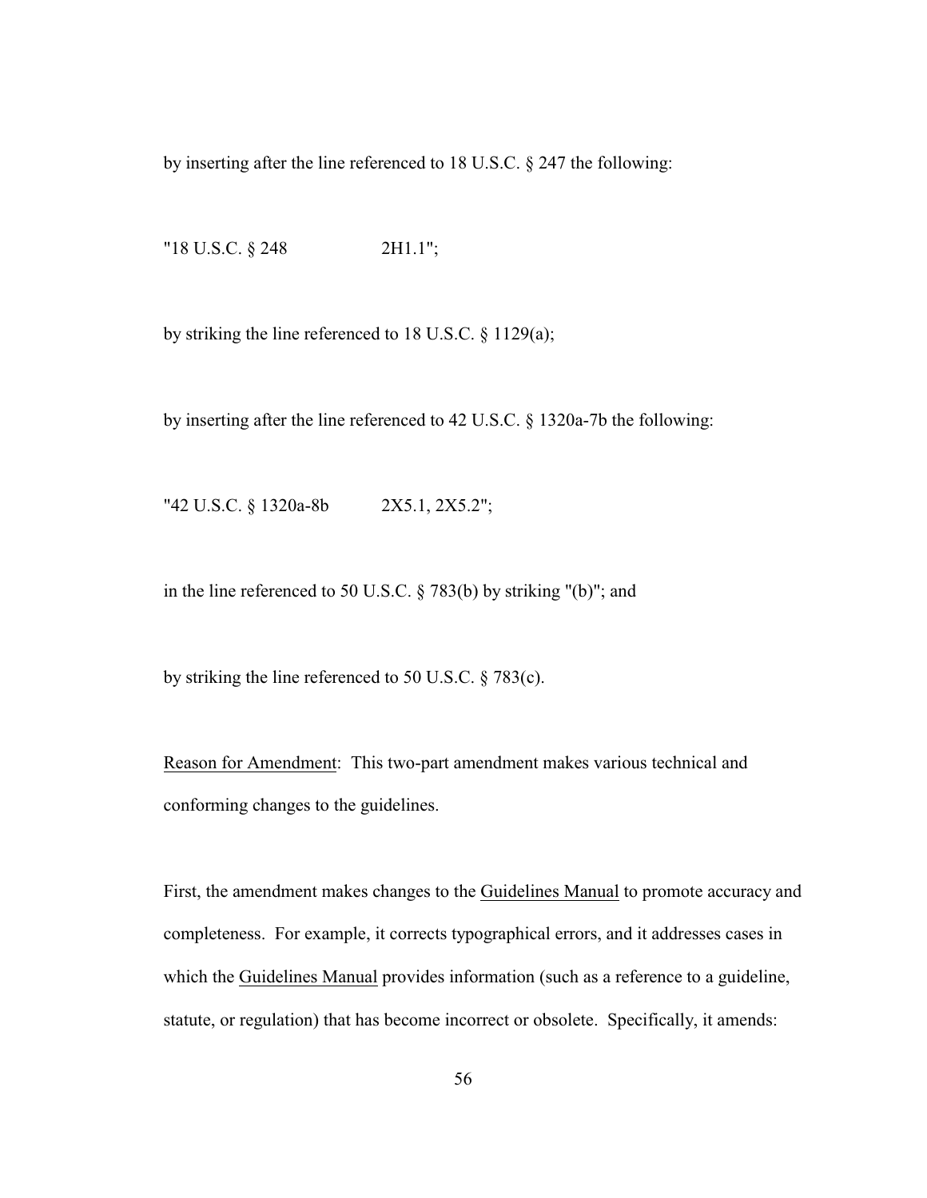by inserting after the line referenced to 18 U.S.C. § 247 the following:

"18 U.S.C. § 248                    2H1.1";

by striking the line referenced to 18 U.S.C. § 1129(a);

by inserting after the line referenced to 42 U.S.C. § 1320a-7b the following:

"42 U.S.C. § 1320a-8b            2X5.1, 2X5.2";

in the line referenced to 50 U.S.C. § 783(b) by striking "(b)"; and

by striking the line referenced to 50 U.S.C. § 783(c).

<u>Reason for Amendment</u>:  This two-part amendment makes various technical and conforming changes to the guidelines.

First, the amendment makes changes to the <u>Guidelines Manual</u> to promote accuracy and completeness.  For example, it corrects typographical errors, and it addresses cases in which the <u>Guidelines Manual</u> provides information (such as a reference to a guideline, statute, or regulation) that has become incorrect or obsolete.  Specifically, it amends: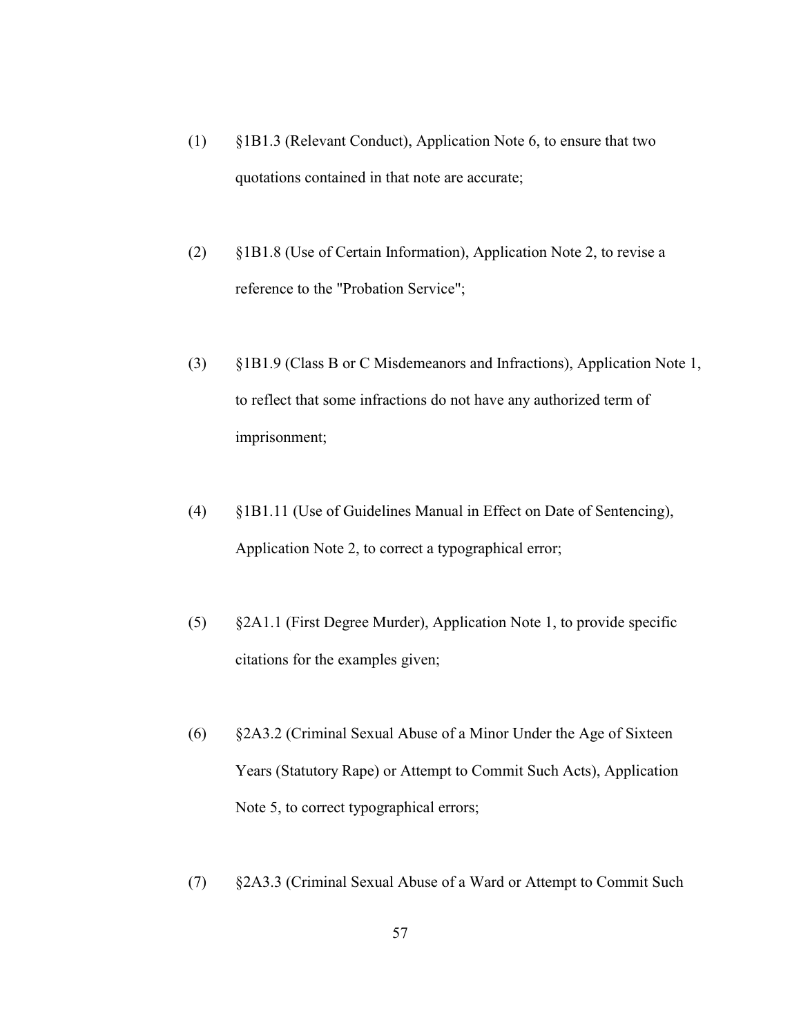(1) §1B1.3 (Relevant Conduct), Application Note 6, to ensure that two quotations contained in that note are accurate;

(2) §1B1.8 (Use of Certain Information), Application Note 2, to revise a reference to the "Probation Service";

(3) §1B1.9 (Class B or C Misdemeanors and Infractions), Application Note 1, to reflect that some infractions do not have any authorized term of imprisonment;

(4) §1B1.11 (Use of Guidelines Manual in Effect on Date of Sentencing), Application Note 2, to correct a typographical error;

(5) §2A1.1 (First Degree Murder), Application Note 1, to provide specific citations for the examples given;

(6) §2A3.2 (Criminal Sexual Abuse of a Minor Under the Age of Sixteen Years (Statutory Rape) or Attempt to Commit Such Acts), Application Note 5, to correct typographical errors;

(7) §2A3.3 (Criminal Sexual Abuse of a Ward or Attempt to Commit Such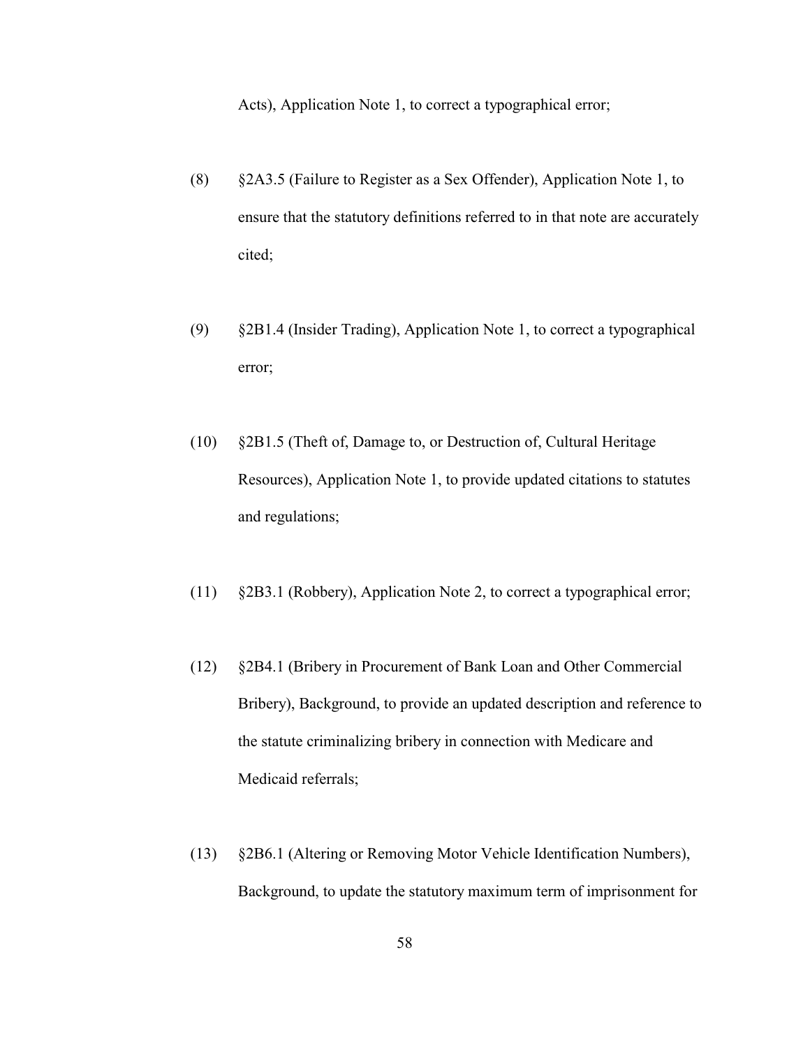Acts), Application Note 1, to correct a typographical error;

(8) §2A3.5 (Failure to Register as a Sex Offender), Application Note 1, to ensure that the statutory definitions referred to in that note are accurately cited;

(9) §2B1.4 (Insider Trading), Application Note 1, to correct a typographical error;

(10) §2B1.5 (Theft of, Damage to, or Destruction of, Cultural Heritage Resources), Application Note 1, to provide updated citations to statutes and regulations;

(11) §2B3.1 (Robbery), Application Note 2, to correct a typographical error;

(12) §2B4.1 (Bribery in Procurement of Bank Loan and Other Commercial Bribery), Background, to provide an updated description and reference to the statute criminalizing bribery in connection with Medicare and Medicaid referrals;

(13) §2B6.1 (Altering or Removing Motor Vehicle Identification Numbers), Background, to update the statutory maximum term of imprisonment for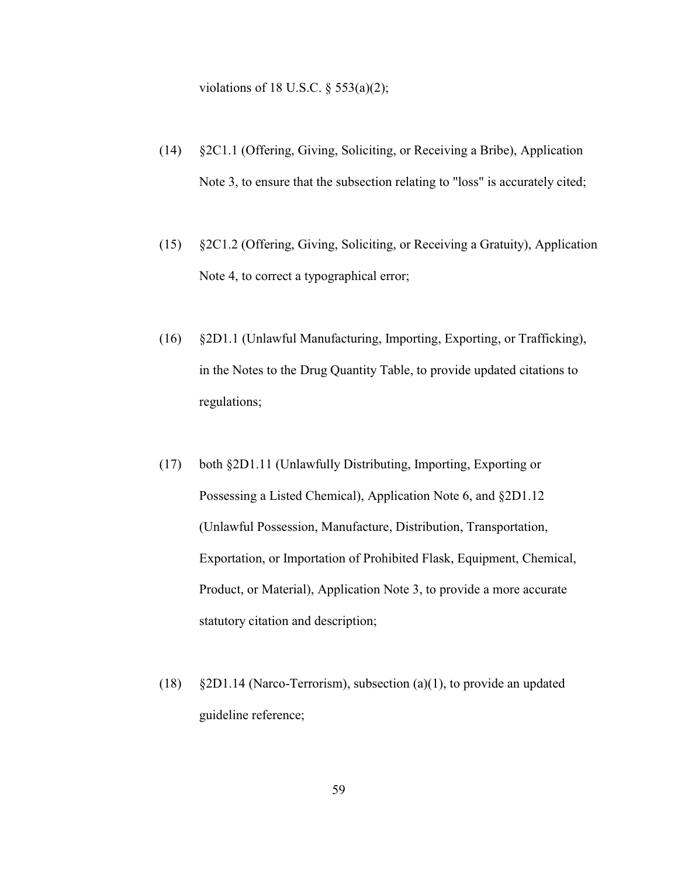violations of 18 U.S.C. § 553(a)(2);

(14) §2C1.1 (Offering, Giving, Soliciting, or Receiving a Bribe), Application Note 3, to ensure that the subsection relating to "loss" is accurately cited;

(15) §2C1.2 (Offering, Giving, Soliciting, or Receiving a Gratuity), Application Note 4, to correct a typographical error;

(16) §2D1.1 (Unlawful Manufacturing, Importing, Exporting, or Trafficking), in the Notes to the Drug Quantity Table, to provide updated citations to regulations;

(17) both §2D1.11 (Unlawfully Distributing, Importing, Exporting or Possessing a Listed Chemical), Application Note 6, and §2D1.12 (Unlawful Possession, Manufacture, Distribution, Transportation, Exportation, or Importation of Prohibited Flask, Equipment, Chemical, Product, or Material), Application Note 3, to provide a more accurate statutory citation and description;

(18) §2D1.14 (Narco-Terrorism), subsection (a)(1), to provide an updated guideline reference;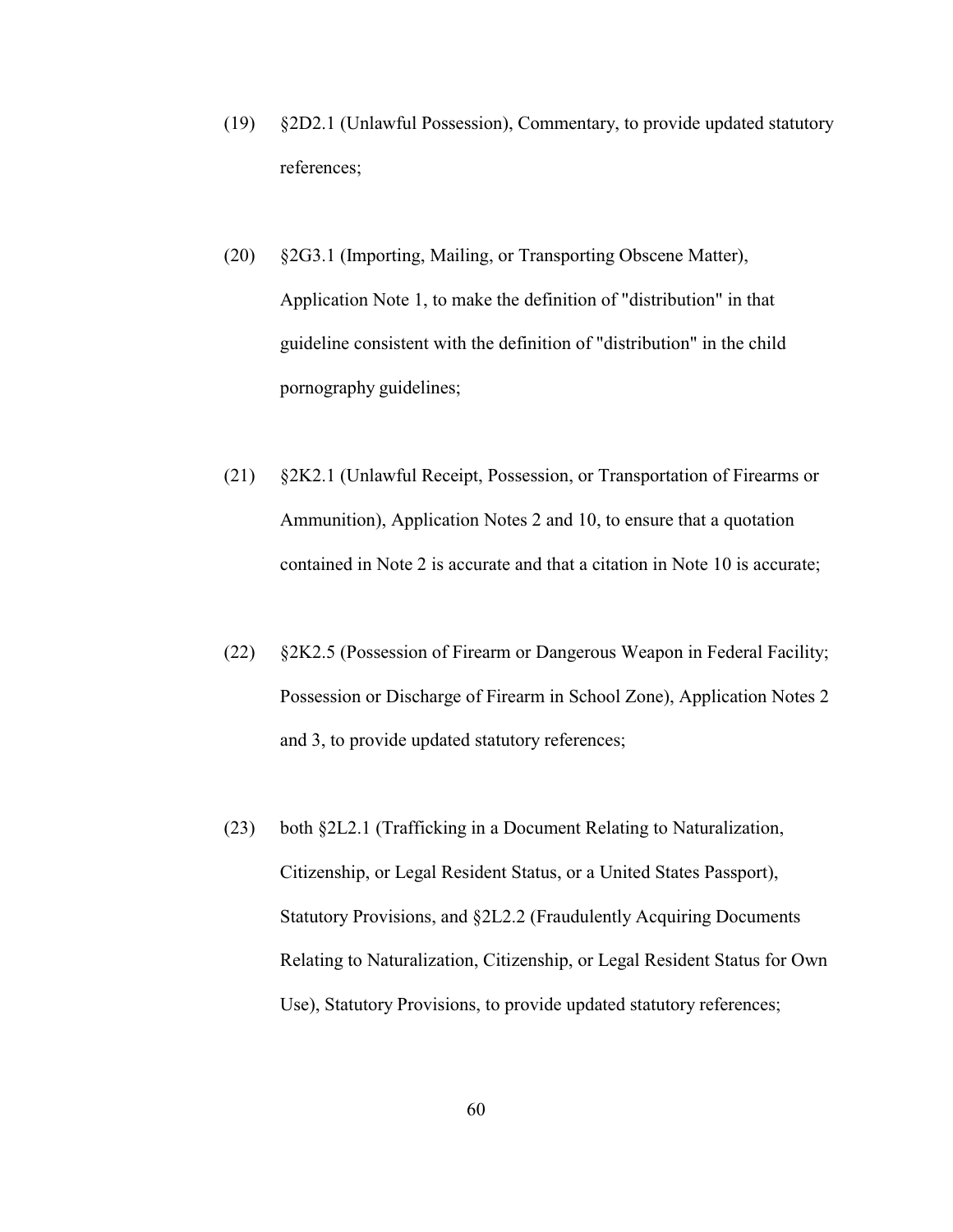(19) §2D2.1 (Unlawful Possession), Commentary, to provide updated statutory references;

(20) §2G3.1 (Importing, Mailing, or Transporting Obscene Matter), Application Note 1, to make the definition of "distribution" in that guideline consistent with the definition of "distribution" in the child pornography guidelines;

(21) §2K2.1 (Unlawful Receipt, Possession, or Transportation of Firearms or Ammunition), Application Notes 2 and 10, to ensure that a quotation contained in Note 2 is accurate and that a citation in Note 10 is accurate;

(22) §2K2.5 (Possession of Firearm or Dangerous Weapon in Federal Facility; Possession or Discharge of Firearm in School Zone), Application Notes 2 and 3, to provide updated statutory references;

(23) both §2L2.1 (Trafficking in a Document Relating to Naturalization, Citizenship, or Legal Resident Status, or a United States Passport), Statutory Provisions, and §2L2.2 (Fraudulently Acquiring Documents Relating to Naturalization, Citizenship, or Legal Resident Status for Own Use), Statutory Provisions, to provide updated statutory references;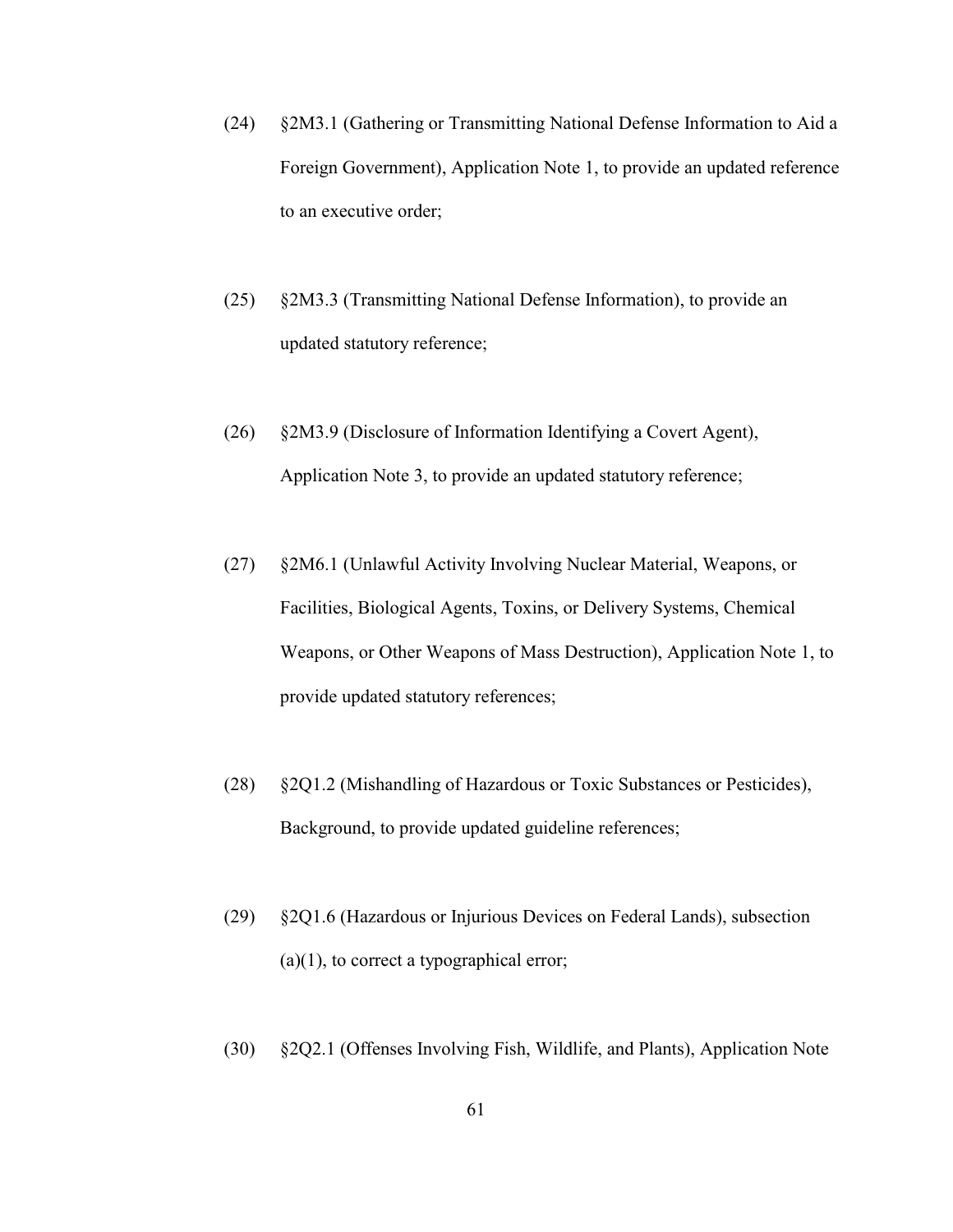(24) §2M3.1 (Gathering or Transmitting National Defense Information to Aid a Foreign Government), Application Note 1, to provide an updated reference to an executive order;

(25) §2M3.3 (Transmitting National Defense Information), to provide an updated statutory reference;

(26) §2M3.9 (Disclosure of Information Identifying a Covert Agent), Application Note 3, to provide an updated statutory reference;

(27) §2M6.1 (Unlawful Activity Involving Nuclear Material, Weapons, or Facilities, Biological Agents, Toxins, or Delivery Systems, Chemical Weapons, or Other Weapons of Mass Destruction), Application Note 1, to provide updated statutory references;

(28) §2Q1.2 (Mishandling of Hazardous or Toxic Substances or Pesticides), Background, to provide updated guideline references;

(29) §2Q1.6 (Hazardous or Injurious Devices on Federal Lands), subsection (a)(1), to correct a typographical error;

(30) §2Q2.1 (Offenses Involving Fish, Wildlife, and Plants), Application Note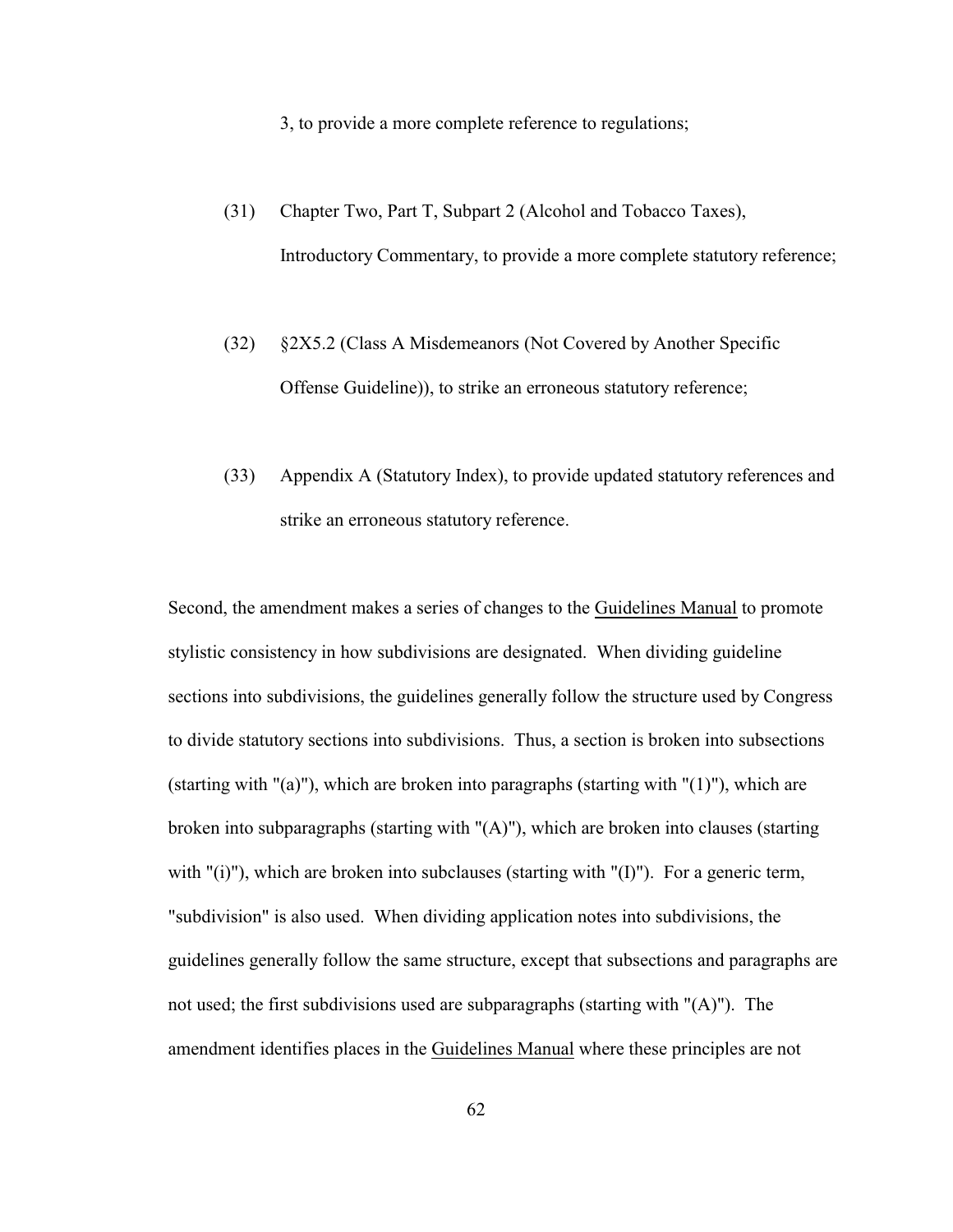3, to provide a more complete reference to regulations;

(31) Chapter Two, Part T, Subpart 2 (Alcohol and Tobacco Taxes), Introductory Commentary, to provide a more complete statutory reference;

(32) §2X5.2 (Class A Misdemeanors (Not Covered by Another Specific Offense Guideline)), to strike an erroneous statutory reference;

(33) Appendix A (Statutory Index), to provide updated statutory references and strike an erroneous statutory reference.

Second, the amendment makes a series of changes to the Guidelines Manual to promote stylistic consistency in how subdivisions are designated. When dividing guideline sections into subdivisions, the guidelines generally follow the structure used by Congress to divide statutory sections into subdivisions. Thus, a section is broken into subsections (starting with "(a)"), which are broken into paragraphs (starting with "(1)"), which are broken into subparagraphs (starting with "(A)"), which are broken into clauses (starting with "(i)"), which are broken into subclauses (starting with "(I)"). For a generic term, "subdivision" is also used. When dividing application notes into subdivisions, the guidelines generally follow the same structure, except that subsections and paragraphs are not used; the first subdivisions used are subparagraphs (starting with "(A)"). The amendment identifies places in the Guidelines Manual where these principles are not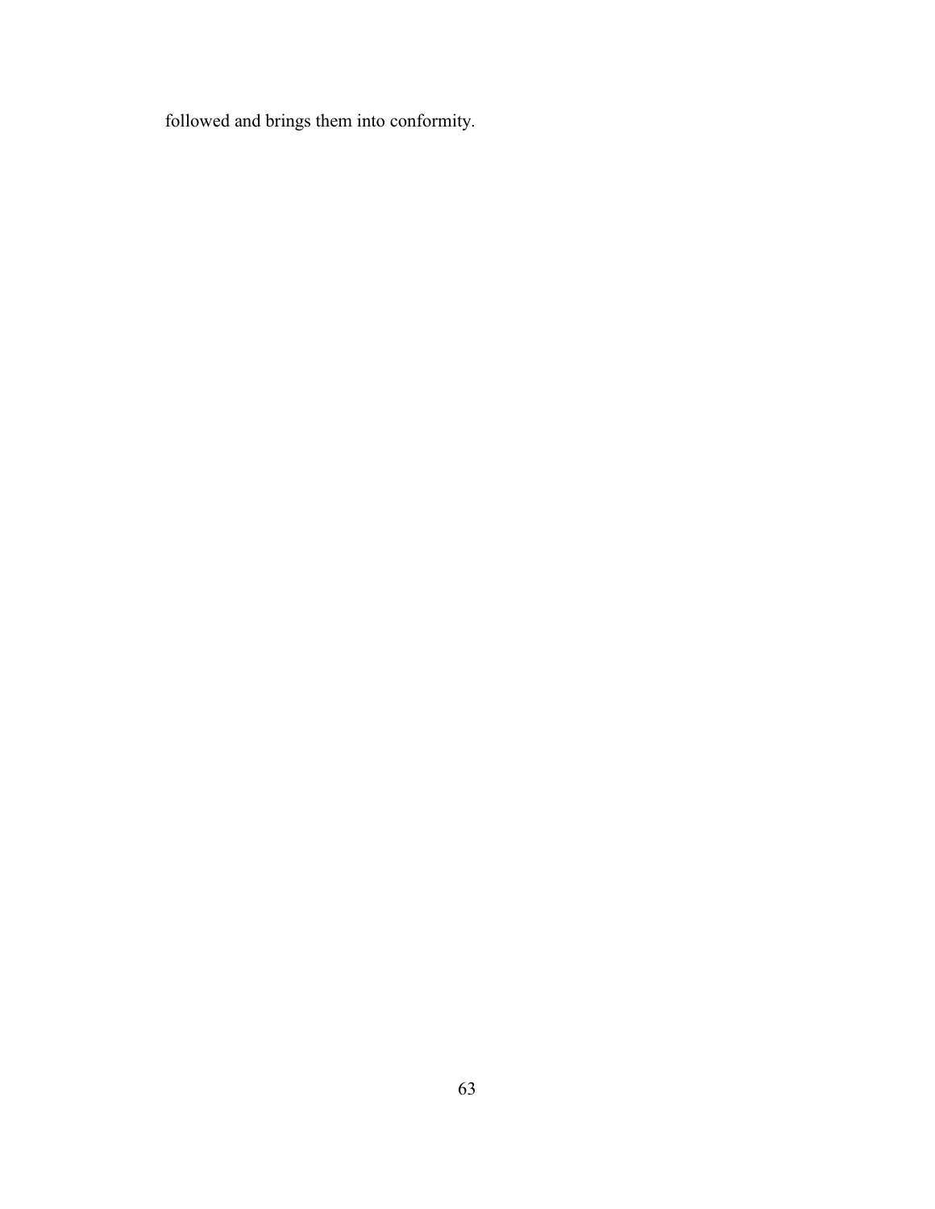followed and brings them into conformity.